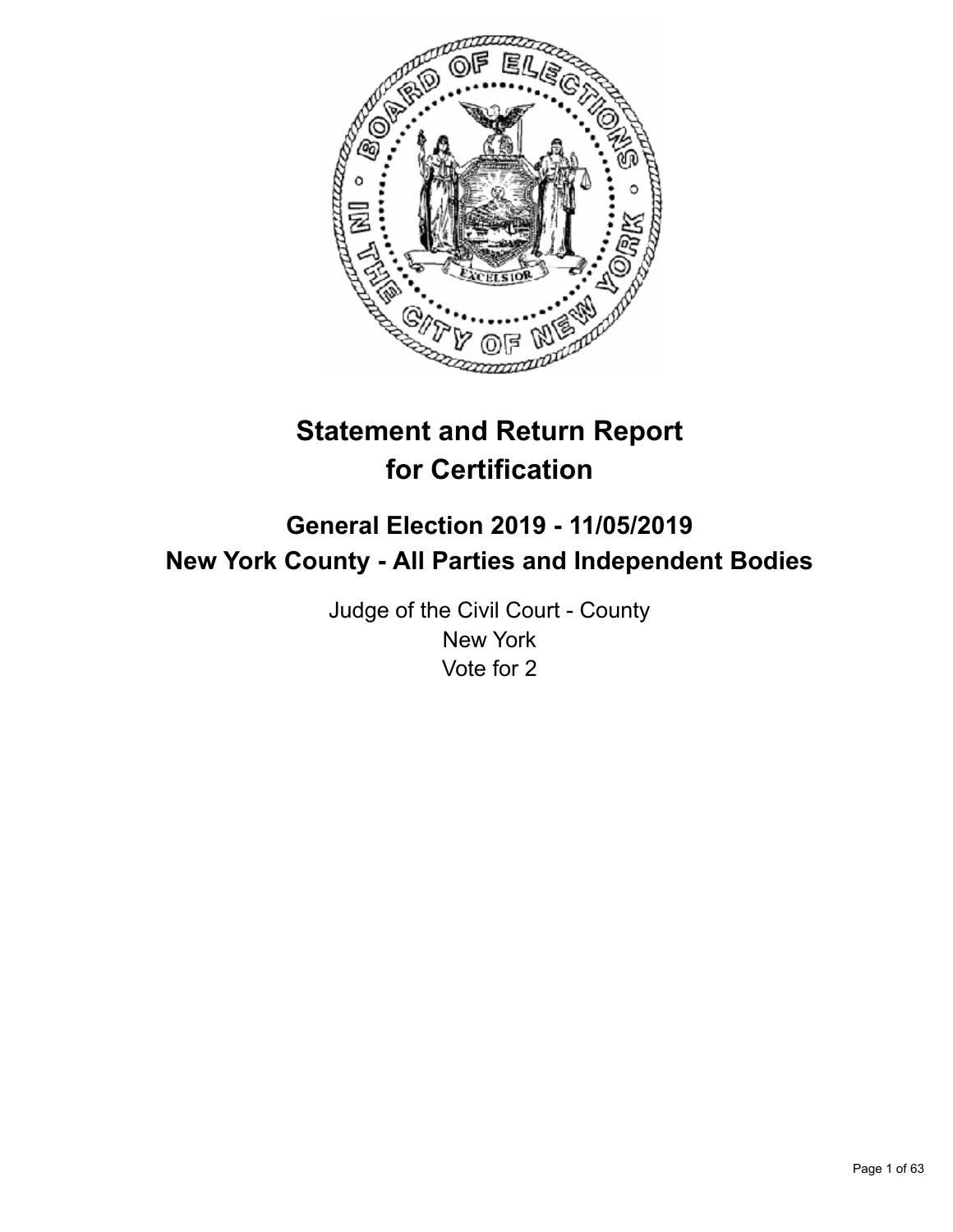# Statement and Return Report for Certification

## General Election 2019 - 11/05/2019
## New York County - All Parties and Independent Bodies

Judge of the Civil Court - County
New York
Vote for 2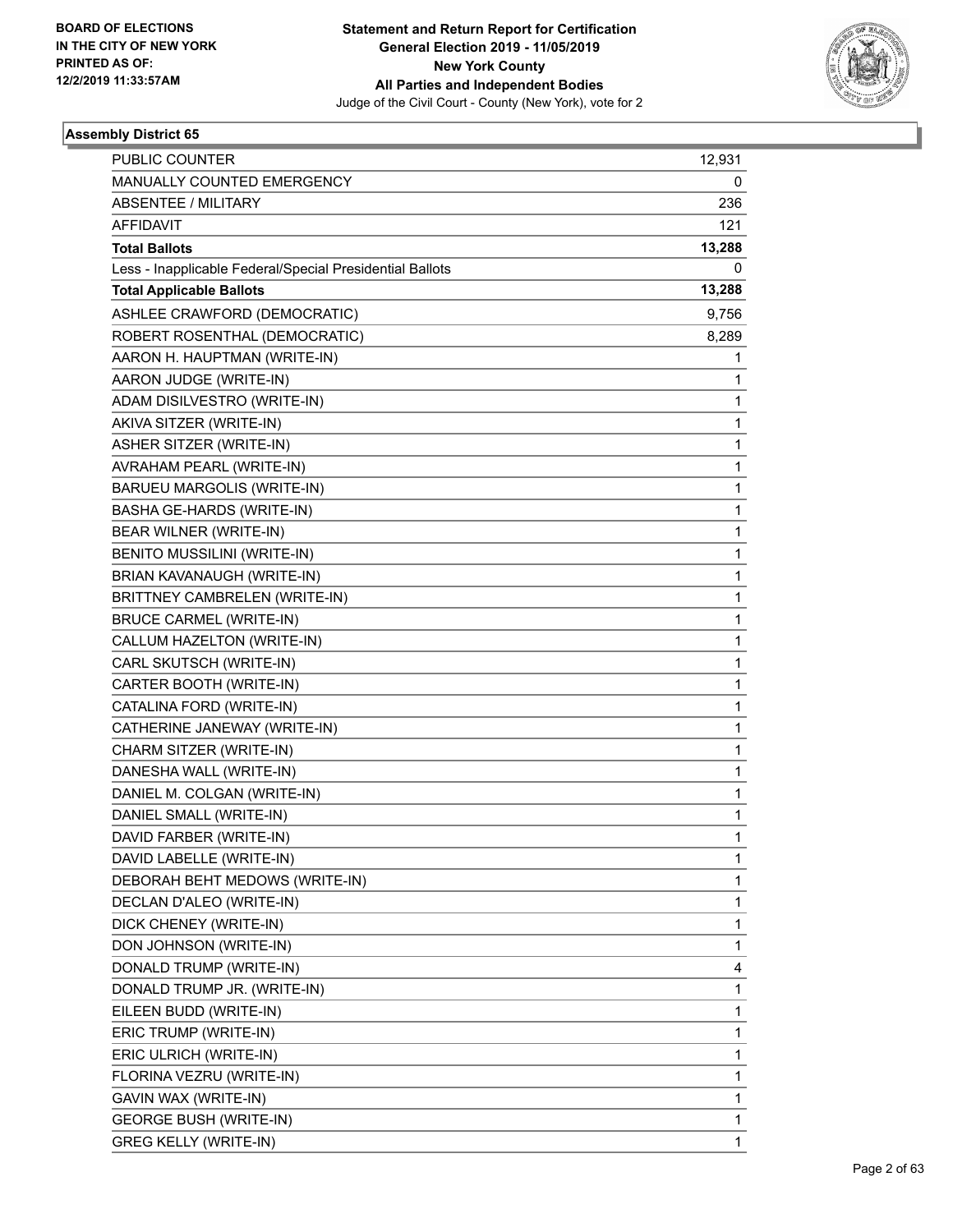**BOARD OF ELECTIONS IN THE CITY OF NEW YORK PRINTED AS OF: 12/2/2019 11:33:57AM**

**Statement and Return Report for Certification General Election 2019 - 11/05/2019 New York County All Parties and Independent Bodies**

Judge of the Civil Court - County (New York), vote for 2

### Assembly District 65

| | |
|---|---|
| PUBLIC COUNTER | 12,931 |
| MANUALLY COUNTED EMERGENCY | 0 |
| ABSENTEE / MILITARY | 236 |
| AFFIDAVIT | 121 |
| **Total Ballots** | **13,288** |
| Less - Inapplicable Federal/Special Presidential Ballots | 0 |
| **Total Applicable Ballots** | **13,288** |
| ASHLEE CRAWFORD (DEMOCRATIC) | 9,756 |
| ROBERT ROSENTHAL (DEMOCRATIC) | 8,289 |
| AARON H. HAUPTMAN (WRITE-IN) | 1 |
| AARON JUDGE (WRITE-IN) | 1 |
| ADAM DISILVESTRO (WRITE-IN) | 1 |
| AKIVA SITZER (WRITE-IN) | 1 |
| ASHER SITZER (WRITE-IN) | 1 |
| AVRAHAM PEARL (WRITE-IN) | 1 |
| BARUEU MARGOLIS (WRITE-IN) | 1 |
| BASHA GE-HARDS (WRITE-IN) | 1 |
| BEAR WILNER (WRITE-IN) | 1 |
| BENITO MUSSILINI (WRITE-IN) | 1 |
| BRIAN KAVANAUGH (WRITE-IN) | 1 |
| BRITTNEY CAMBRELEN (WRITE-IN) | 1 |
| BRUCE CARMEL (WRITE-IN) | 1 |
| CALLUM HAZELTON (WRITE-IN) | 1 |
| CARL SKUTSCH (WRITE-IN) | 1 |
| CARTER BOOTH (WRITE-IN) | 1 |
| CATALINA FORD (WRITE-IN) | 1 |
| CATHERINE JANEWAY (WRITE-IN) | 1 |
| CHARM SITZER (WRITE-IN) | 1 |
| DANESHA WALL (WRITE-IN) | 1 |
| DANIEL M. COLGAN (WRITE-IN) | 1 |
| DANIEL SMALL (WRITE-IN) | 1 |
| DAVID FARBER (WRITE-IN) | 1 |
| DAVID LABELLE (WRITE-IN) | 1 |
| DEBORAH BEHT MEDOWS (WRITE-IN) | 1 |
| DECLAN D'ALEO (WRITE-IN) | 1 |
| DICK CHENEY (WRITE-IN) | 1 |
| DON JOHNSON (WRITE-IN) | 1 |
| DONALD TRUMP (WRITE-IN) | 4 |
| DONALD TRUMP JR. (WRITE-IN) | 1 |
| EILEEN BUDD (WRITE-IN) | 1 |
| ERIC TRUMP (WRITE-IN) | 1 |
| ERIC ULRICH (WRITE-IN) | 1 |
| FLORINA VEZRU (WRITE-IN) | 1 |
| GAVIN WAX (WRITE-IN) | 1 |
| GEORGE BUSH (WRITE-IN) | 1 |
| GREG KELLY (WRITE-IN) | 1 |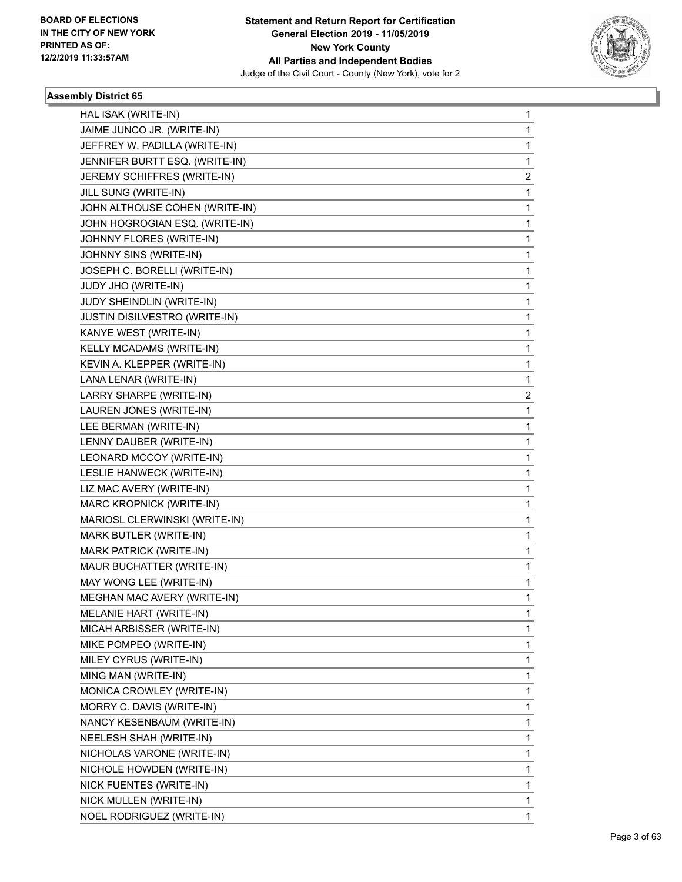**BOARD OF ELECTIONS IN THE CITY OF NEW YORK PRINTED AS OF: 12/2/2019 11:33:57AM**

**Statement and Return Report for Certification General Election 2019 - 11/05/2019 New York County All Parties and Independent Bodies**

Judge of the Civil Court - County (New York), vote for 2

### Assembly District 65

| | |
|---|---|
| HAL ISAK (WRITE-IN) | 1 |
| JAIME JUNCO JR. (WRITE-IN) | 1 |
| JEFFREY W. PADILLA (WRITE-IN) | 1 |
| JENNIFER BURTT ESQ. (WRITE-IN) | 1 |
| JEREMY SCHIFFRES (WRITE-IN) | 2 |
| JILL SUNG (WRITE-IN) | 1 |
| JOHN ALTHOUSE COHEN (WRITE-IN) | 1 |
| JOHN HOGROGIAN ESQ. (WRITE-IN) | 1 |
| JOHNNY FLORES (WRITE-IN) | 1 |
| JOHNNY SINS (WRITE-IN) | 1 |
| JOSEPH C. BORELLI (WRITE-IN) | 1 |
| JUDY JHO (WRITE-IN) | 1 |
| JUDY SHEINDLIN (WRITE-IN) | 1 |
| JUSTIN DISILVESTRO (WRITE-IN) | 1 |
| KANYE WEST (WRITE-IN) | 1 |
| KELLY MCADAMS (WRITE-IN) | 1 |
| KEVIN A. KLEPPER (WRITE-IN) | 1 |
| LANA LENAR (WRITE-IN) | 1 |
| LARRY SHARPE (WRITE-IN) | 2 |
| LAUREN JONES (WRITE-IN) | 1 |
| LEE BERMAN (WRITE-IN) | 1 |
| LENNY DAUBER (WRITE-IN) | 1 |
| LEONARD MCCOY (WRITE-IN) | 1 |
| LESLIE HANWECK (WRITE-IN) | 1 |
| LIZ MAC AVERY (WRITE-IN) | 1 |
| MARC KROPNICK (WRITE-IN) | 1 |
| MARIOSL CLERWINSKI (WRITE-IN) | 1 |
| MARK BUTLER (WRITE-IN) | 1 |
| MARK PATRICK (WRITE-IN) | 1 |
| MAUR BUCHATTER (WRITE-IN) | 1 |
| MAY WONG LEE (WRITE-IN) | 1 |
| MEGHAN MAC AVERY (WRITE-IN) | 1 |
| MELANIE HART (WRITE-IN) | 1 |
| MICAH ARBISSER (WRITE-IN) | 1 |
| MIKE POMPEO (WRITE-IN) | 1 |
| MILEY CYRUS (WRITE-IN) | 1 |
| MING MAN (WRITE-IN) | 1 |
| MONICA CROWLEY (WRITE-IN) | 1 |
| MORRY C. DAVIS (WRITE-IN) | 1 |
| NANCY KESENBAUM (WRITE-IN) | 1 |
| NEELESH SHAH (WRITE-IN) | 1 |
| NICHOLAS VARONE (WRITE-IN) | 1 |
| NICHOLE HOWDEN (WRITE-IN) | 1 |
| NICK FUENTES (WRITE-IN) | 1 |
| NICK MULLEN (WRITE-IN) | 1 |
| NOEL RODRIGUEZ (WRITE-IN) | 1 |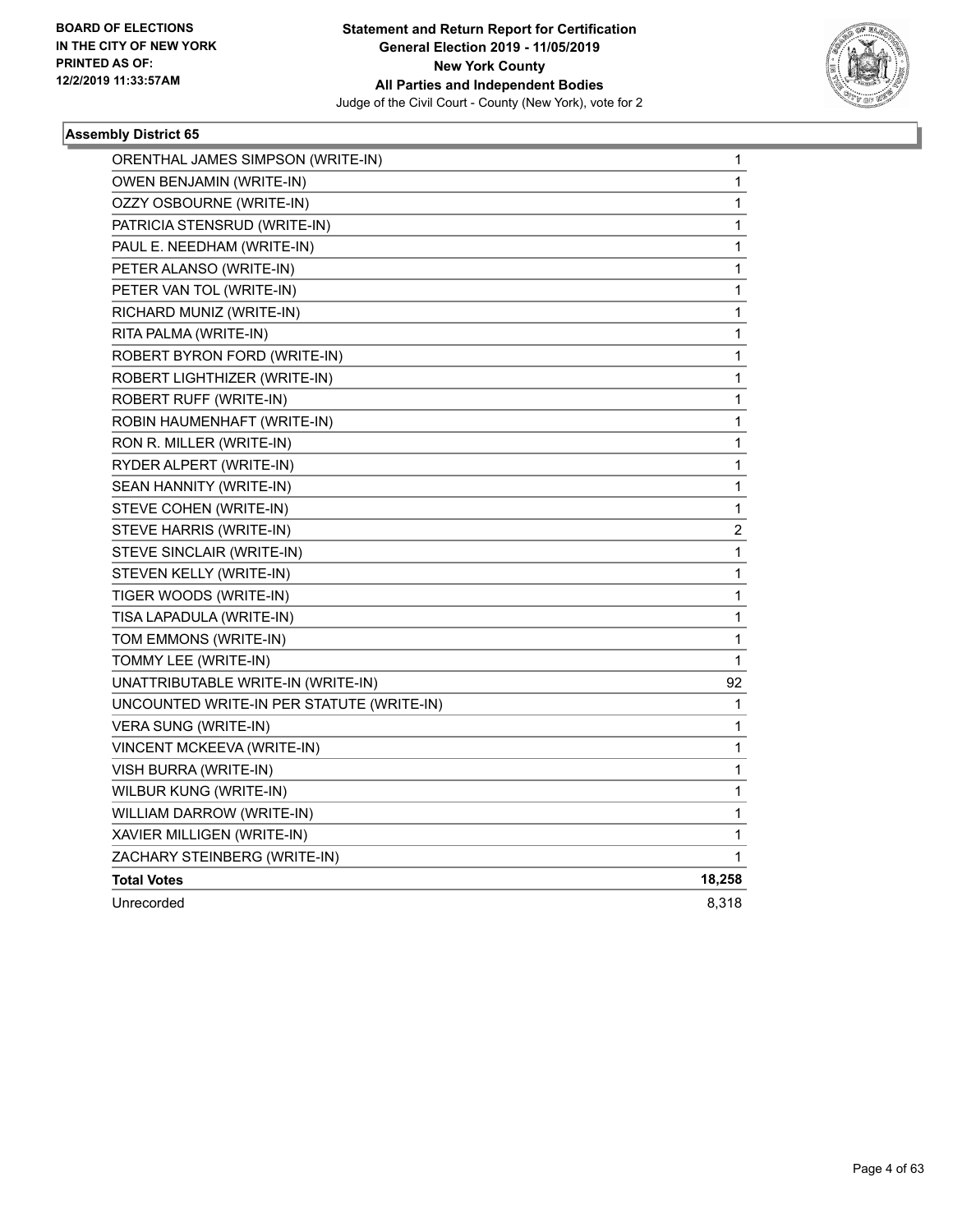**Assembly District 65**

| Candidate | Votes |
|---|---|
| ORENTHAL JAMES SIMPSON (WRITE-IN) | 1 |
| OWEN BENJAMIN (WRITE-IN) | 1 |
| OZZY OSBOURNE (WRITE-IN) | 1 |
| PATRICIA STENSRUD (WRITE-IN) | 1 |
| PAUL E. NEEDHAM (WRITE-IN) | 1 |
| PETER ALANSO (WRITE-IN) | 1 |
| PETER VAN TOL (WRITE-IN) | 1 |
| RICHARD MUNIZ (WRITE-IN) | 1 |
| RITA PALMA (WRITE-IN) | 1 |
| ROBERT BYRON FORD (WRITE-IN) | 1 |
| ROBERT LIGHTHIZER (WRITE-IN) | 1 |
| ROBERT RUFF (WRITE-IN) | 1 |
| ROBIN HAUMENHAFT (WRITE-IN) | 1 |
| RON R. MILLER (WRITE-IN) | 1 |
| RYDER ALPERT (WRITE-IN) | 1 |
| SEAN HANNITY (WRITE-IN) | 1 |
| STEVE COHEN (WRITE-IN) | 1 |
| STEVE HARRIS (WRITE-IN) | 2 |
| STEVE SINCLAIR (WRITE-IN) | 1 |
| STEVEN KELLY (WRITE-IN) | 1 |
| TIGER WOODS (WRITE-IN) | 1 |
| TISA LAPADULA (WRITE-IN) | 1 |
| TOM EMMONS (WRITE-IN) | 1 |
| TOMMY LEE (WRITE-IN) | 1 |
| UNATTRIBUTABLE WRITE-IN (WRITE-IN) | 92 |
| UNCOUNTED WRITE-IN PER STATUTE (WRITE-IN) | 1 |
| VERA SUNG (WRITE-IN) | 1 |
| VINCENT MCKEEVA (WRITE-IN) | 1 |
| VISH BURRA (WRITE-IN) | 1 |
| WILBUR KUNG (WRITE-IN) | 1 |
| WILLIAM DARROW (WRITE-IN) | 1 |
| XAVIER MILLIGEN (WRITE-IN) | 1 |
| ZACHARY STEINBERG (WRITE-IN) | 1 |
| **Total Votes** | **18,258** |
| Unrecorded | 8,318 |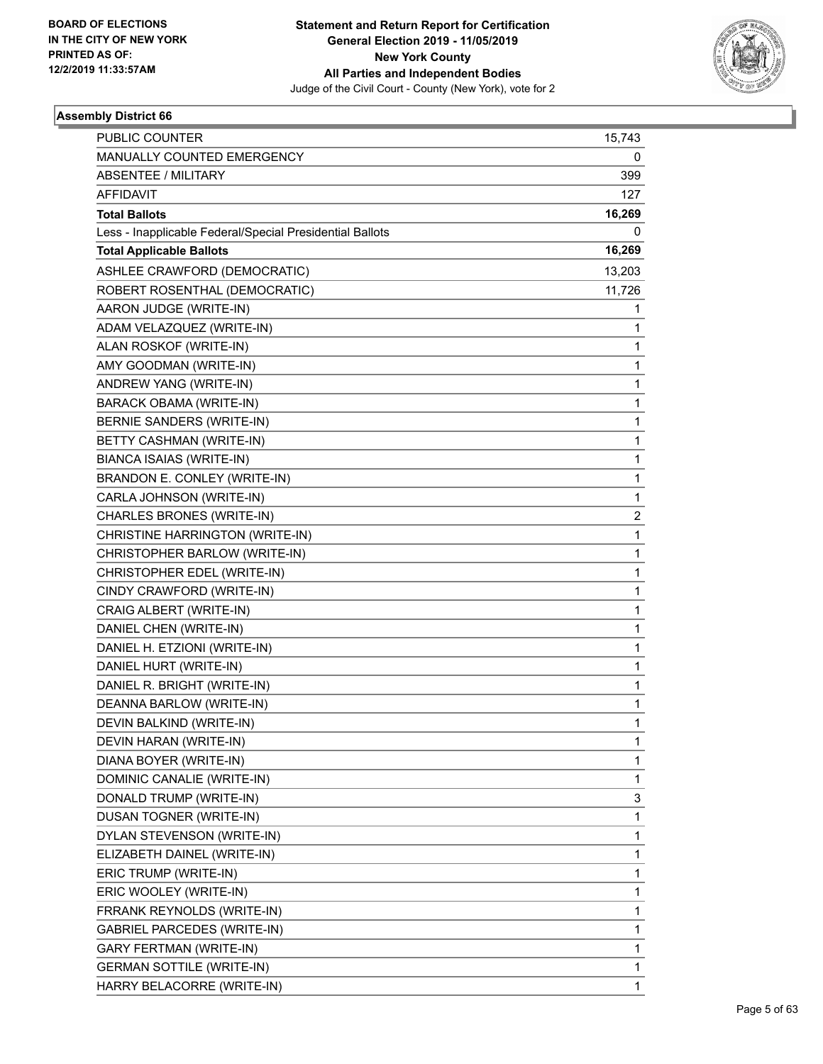BOARD OF ELECTIONS
IN THE CITY OF NEW YORK
PRINTED AS OF:
12/2/2019 11:33:57AM

**Statement and Return Report for Certification**
**General Election 2019 - 11/05/2019**
**New York County**
**All Parties and Independent Bodies**
Judge of the Civil Court - County (New York), vote for 2

### Assembly District 66

| | |
|---|---|
| PUBLIC COUNTER | 15,743 |
| MANUALLY COUNTED EMERGENCY | 0 |
| ABSENTEE / MILITARY | 399 |
| AFFIDAVIT | 127 |
| **Total Ballots** | **16,269** |
| Less - Inapplicable Federal/Special Presidential Ballots | 0 |
| **Total Applicable Ballots** | **16,269** |
| ASHLEE CRAWFORD (DEMOCRATIC) | 13,203 |
| ROBERT ROSENTHAL (DEMOCRATIC) | 11,726 |
| AARON JUDGE (WRITE-IN) | 1 |
| ADAM VELAZQUEZ (WRITE-IN) | 1 |
| ALAN ROSKOF (WRITE-IN) | 1 |
| AMY GOODMAN (WRITE-IN) | 1 |
| ANDREW YANG (WRITE-IN) | 1 |
| BARACK OBAMA (WRITE-IN) | 1 |
| BERNIE SANDERS (WRITE-IN) | 1 |
| BETTY CASHMAN (WRITE-IN) | 1 |
| BIANCA ISAIAS (WRITE-IN) | 1 |
| BRANDON E. CONLEY (WRITE-IN) | 1 |
| CARLA JOHNSON (WRITE-IN) | 1 |
| CHARLES BRONES (WRITE-IN) | 2 |
| CHRISTINE HARRINGTON (WRITE-IN) | 1 |
| CHRISTOPHER BARLOW (WRITE-IN) | 1 |
| CHRISTOPHER EDEL (WRITE-IN) | 1 |
| CINDY CRAWFORD (WRITE-IN) | 1 |
| CRAIG ALBERT (WRITE-IN) | 1 |
| DANIEL CHEN (WRITE-IN) | 1 |
| DANIEL H. ETZIONI (WRITE-IN) | 1 |
| DANIEL HURT (WRITE-IN) | 1 |
| DANIEL R. BRIGHT (WRITE-IN) | 1 |
| DEANNA BARLOW (WRITE-IN) | 1 |
| DEVIN BALKIND (WRITE-IN) | 1 |
| DEVIN HARAN (WRITE-IN) | 1 |
| DIANA BOYER (WRITE-IN) | 1 |
| DOMINIC CANALIE (WRITE-IN) | 1 |
| DONALD TRUMP (WRITE-IN) | 3 |
| DUSAN TOGNER (WRITE-IN) | 1 |
| DYLAN STEVENSON (WRITE-IN) | 1 |
| ELIZABETH DAINEL (WRITE-IN) | 1 |
| ERIC TRUMP (WRITE-IN) | 1 |
| ERIC WOOLEY (WRITE-IN) | 1 |
| FRRANK REYNOLDS (WRITE-IN) | 1 |
| GABRIEL PARCEDES (WRITE-IN) | 1 |
| GARY FERTMAN (WRITE-IN) | 1 |
| GERMAN SOTTILE (WRITE-IN) | 1 |
| HARRY BELACORRE (WRITE-IN) | 1 |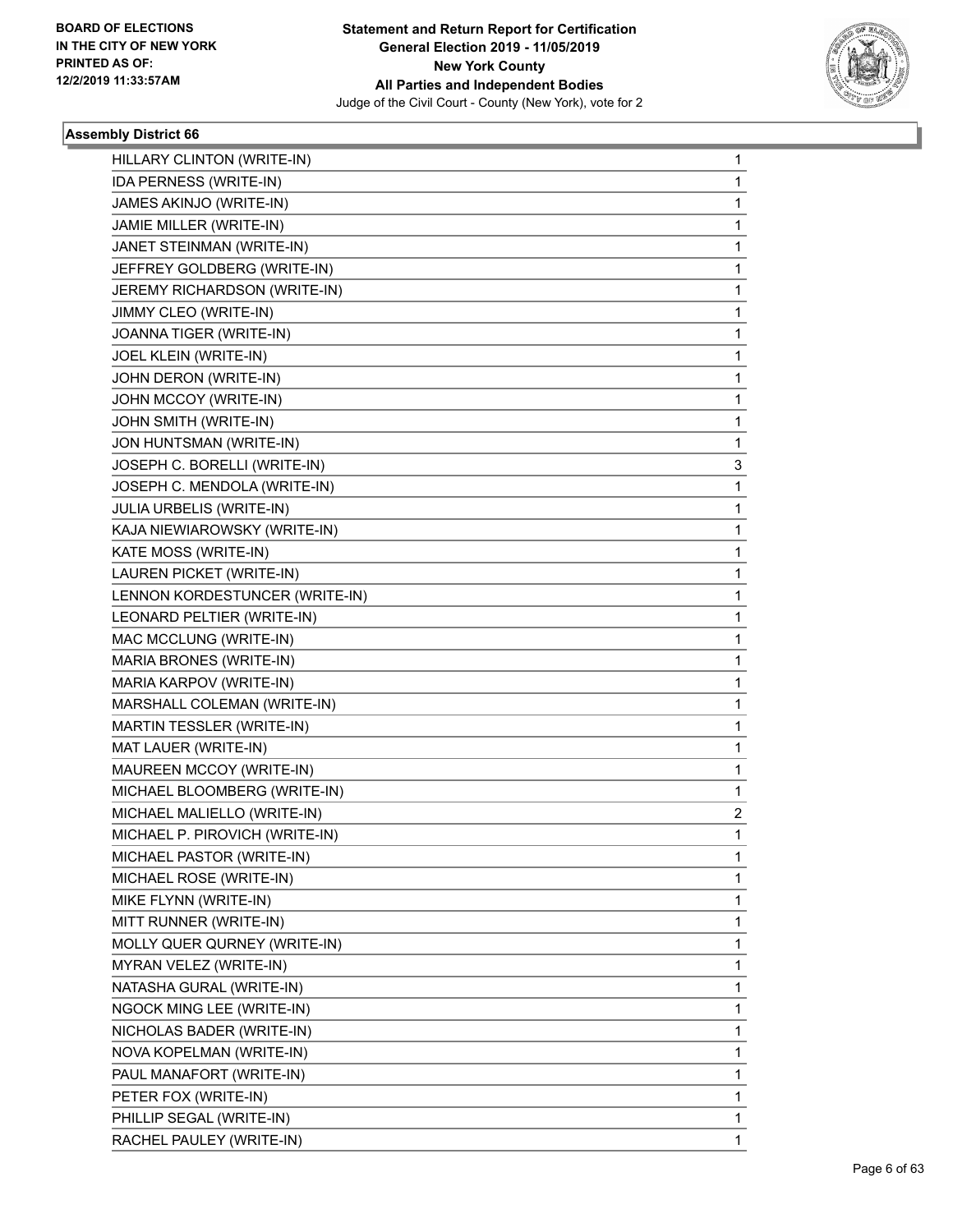## Assembly District 66

| | |
|---|---|
| HILLARY CLINTON (WRITE-IN) | 1 |
| IDA PERNESS (WRITE-IN) | 1 |
| JAMES AKINJO (WRITE-IN) | 1 |
| JAMIE MILLER (WRITE-IN) | 1 |
| JANET STEINMAN (WRITE-IN) | 1 |
| JEFFREY GOLDBERG (WRITE-IN) | 1 |
| JEREMY RICHARDSON (WRITE-IN) | 1 |
| JIMMY CLEO (WRITE-IN) | 1 |
| JOANNA TIGER (WRITE-IN) | 1 |
| JOEL KLEIN (WRITE-IN) | 1 |
| JOHN DERON (WRITE-IN) | 1 |
| JOHN MCCOY (WRITE-IN) | 1 |
| JOHN SMITH (WRITE-IN) | 1 |
| JON HUNTSMAN (WRITE-IN) | 1 |
| JOSEPH C. BORELLI (WRITE-IN) | 3 |
| JOSEPH C. MENDOLA (WRITE-IN) | 1 |
| JULIA URBELIS (WRITE-IN) | 1 |
| KAJA NIEWIAROWSKY (WRITE-IN) | 1 |
| KATE MOSS (WRITE-IN) | 1 |
| LAUREN PICKET (WRITE-IN) | 1 |
| LENNON KORDESTUNCER (WRITE-IN) | 1 |
| LEONARD PELTIER (WRITE-IN) | 1 |
| MAC MCCLUNG (WRITE-IN) | 1 |
| MARIA BRONES (WRITE-IN) | 1 |
| MARIA KARPOV (WRITE-IN) | 1 |
| MARSHALL COLEMAN (WRITE-IN) | 1 |
| MARTIN TESSLER (WRITE-IN) | 1 |
| MAT LAUER (WRITE-IN) | 1 |
| MAUREEN MCCOY (WRITE-IN) | 1 |
| MICHAEL BLOOMBERG (WRITE-IN) | 1 |
| MICHAEL MALIELLO (WRITE-IN) | 2 |
| MICHAEL P. PIROVICH (WRITE-IN) | 1 |
| MICHAEL PASTOR (WRITE-IN) | 1 |
| MICHAEL ROSE (WRITE-IN) | 1 |
| MIKE FLYNN (WRITE-IN) | 1 |
| MITT RUNNER (WRITE-IN) | 1 |
| MOLLY QUER QURNEY (WRITE-IN) | 1 |
| MYRAN VELEZ (WRITE-IN) | 1 |
| NATASHA GURAL (WRITE-IN) | 1 |
| NGOCK MING LEE (WRITE-IN) | 1 |
| NICHOLAS BADER (WRITE-IN) | 1 |
| NOVA KOPELMAN (WRITE-IN) | 1 |
| PAUL MANAFORT (WRITE-IN) | 1 |
| PETER FOX (WRITE-IN) | 1 |
| PHILLIP SEGAL (WRITE-IN) | 1 |
| RACHEL PAULEY (WRITE-IN) | 1 |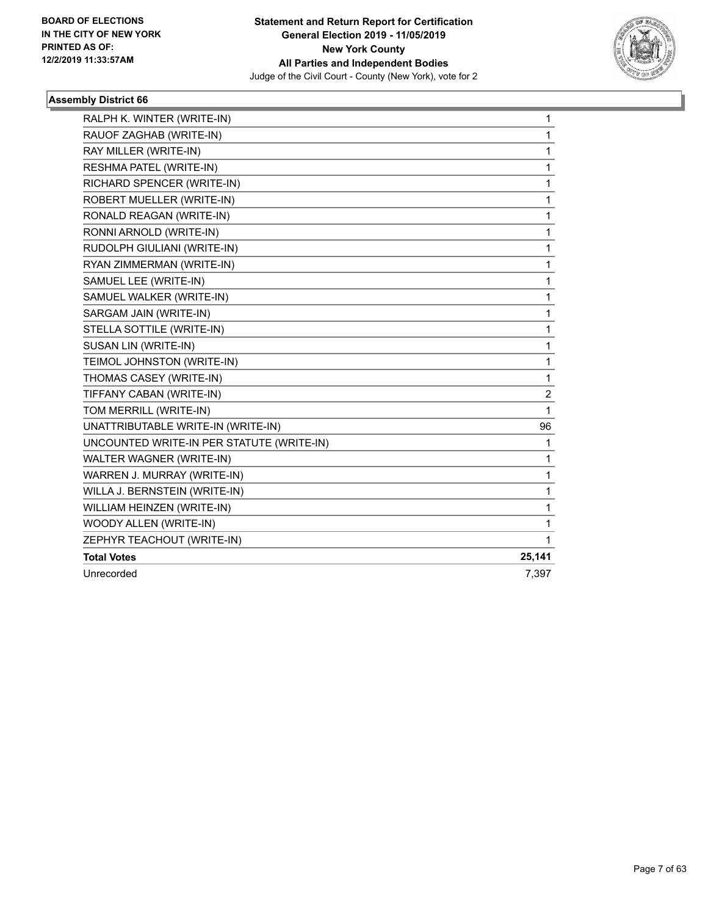**BOARD OF ELECTIONS IN THE CITY OF NEW YORK PRINTED AS OF: 12/2/2019 11:33:57AM**

**Statement and Return Report for Certification General Election 2019 - 11/05/2019 New York County All Parties and Independent Bodies**

Judge of the Civil Court - County (New York), vote for 2

### Assembly District 66

| | |
|---|---|
| RALPH K. WINTER (WRITE-IN) | 1 |
| RAUOF ZAGHAB (WRITE-IN) | 1 |
| RAY MILLER (WRITE-IN) | 1 |
| RESHMA PATEL (WRITE-IN) | 1 |
| RICHARD SPENCER (WRITE-IN) | 1 |
| ROBERT MUELLER (WRITE-IN) | 1 |
| RONALD REAGAN (WRITE-IN) | 1 |
| RONNI ARNOLD (WRITE-IN) | 1 |
| RUDOLPH GIULIANI (WRITE-IN) | 1 |
| RYAN ZIMMERMAN (WRITE-IN) | 1 |
| SAMUEL LEE (WRITE-IN) | 1 |
| SAMUEL WALKER (WRITE-IN) | 1 |
| SARGAM JAIN (WRITE-IN) | 1 |
| STELLA SOTTILE (WRITE-IN) | 1 |
| SUSAN LIN (WRITE-IN) | 1 |
| TEIMOL JOHNSTON (WRITE-IN) | 1 |
| THOMAS CASEY (WRITE-IN) | 1 |
| TIFFANY CABAN (WRITE-IN) | 2 |
| TOM MERRILL (WRITE-IN) | 1 |
| UNATTRIBUTABLE WRITE-IN (WRITE-IN) | 96 |
| UNCOUNTED WRITE-IN PER STATUTE (WRITE-IN) | 1 |
| WALTER WAGNER (WRITE-IN) | 1 |
| WARREN J. MURRAY (WRITE-IN) | 1 |
| WILLA J. BERNSTEIN (WRITE-IN) | 1 |
| WILLIAM HEINZEN (WRITE-IN) | 1 |
| WOODY ALLEN (WRITE-IN) | 1 |
| ZEPHYR TEACHOUT (WRITE-IN) | 1 |
| **Total Votes** | **25,141** |
| Unrecorded | 7,397 |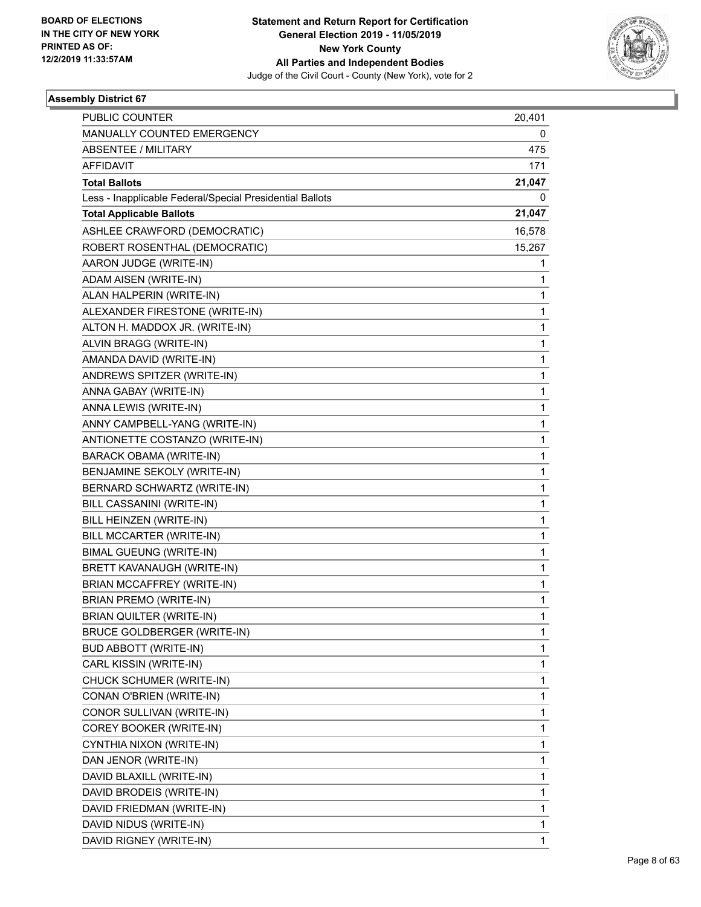BOARD OF ELECTIONS
IN THE CITY OF NEW YORK
PRINTED AS OF:
12/2/2019 11:33:57AM

**Statement and Return Report for Certification**
**General Election 2019 - 11/05/2019**
**New York County**
**All Parties and Independent Bodies**
Judge of the Civil Court - County (New York), vote for 2

### Assembly District 67

| | |
|---|---|
| PUBLIC COUNTER | 20,401 |
| MANUALLY COUNTED EMERGENCY | 0 |
| ABSENTEE / MILITARY | 475 |
| AFFIDAVIT | 171 |
| **Total Ballots** | **21,047** |
| Less - Inapplicable Federal/Special Presidential Ballots | 0 |
| **Total Applicable Ballots** | **21,047** |
| ASHLEE CRAWFORD (DEMOCRATIC) | 16,578 |
| ROBERT ROSENTHAL (DEMOCRATIC) | 15,267 |
| AARON JUDGE (WRITE-IN) | 1 |
| ADAM AISEN (WRITE-IN) | 1 |
| ALAN HALPERIN (WRITE-IN) | 1 |
| ALEXANDER FIRESTONE (WRITE-IN) | 1 |
| ALTON H. MADDOX JR. (WRITE-IN) | 1 |
| ALVIN BRAGG (WRITE-IN) | 1 |
| AMANDA DAVID (WRITE-IN) | 1 |
| ANDREWS SPITZER (WRITE-IN) | 1 |
| ANNA GABAY (WRITE-IN) | 1 |
| ANNA LEWIS (WRITE-IN) | 1 |
| ANNY CAMPBELL-YANG (WRITE-IN) | 1 |
| ANTIONETTE COSTANZO (WRITE-IN) | 1 |
| BARACK OBAMA (WRITE-IN) | 1 |
| BENJAMINE SEKOLY (WRITE-IN) | 1 |
| BERNARD SCHWARTZ (WRITE-IN) | 1 |
| BILL CASSANINI (WRITE-IN) | 1 |
| BILL HEINZEN (WRITE-IN) | 1 |
| BILL MCCARTER (WRITE-IN) | 1 |
| BIMAL GUEUNG (WRITE-IN) | 1 |
| BRETT KAVANAUGH (WRITE-IN) | 1 |
| BRIAN MCCAFFREY (WRITE-IN) | 1 |
| BRIAN PREMO (WRITE-IN) | 1 |
| BRIAN QUILTER (WRITE-IN) | 1 |
| BRUCE GOLDBERGER (WRITE-IN) | 1 |
| BUD ABBOTT (WRITE-IN) | 1 |
| CARL KISSIN (WRITE-IN) | 1 |
| CHUCK SCHUMER (WRITE-IN) | 1 |
| CONAN O'BRIEN (WRITE-IN) | 1 |
| CONOR SULLIVAN (WRITE-IN) | 1 |
| COREY BOOKER (WRITE-IN) | 1 |
| CYNTHIA NIXON (WRITE-IN) | 1 |
| DAN JENOR (WRITE-IN) | 1 |
| DAVID BLAXILL (WRITE-IN) | 1 |
| DAVID BRODEIS (WRITE-IN) | 1 |
| DAVID FRIEDMAN (WRITE-IN) | 1 |
| DAVID NIDUS (WRITE-IN) | 1 |
| DAVID RIGNEY (WRITE-IN) | 1 |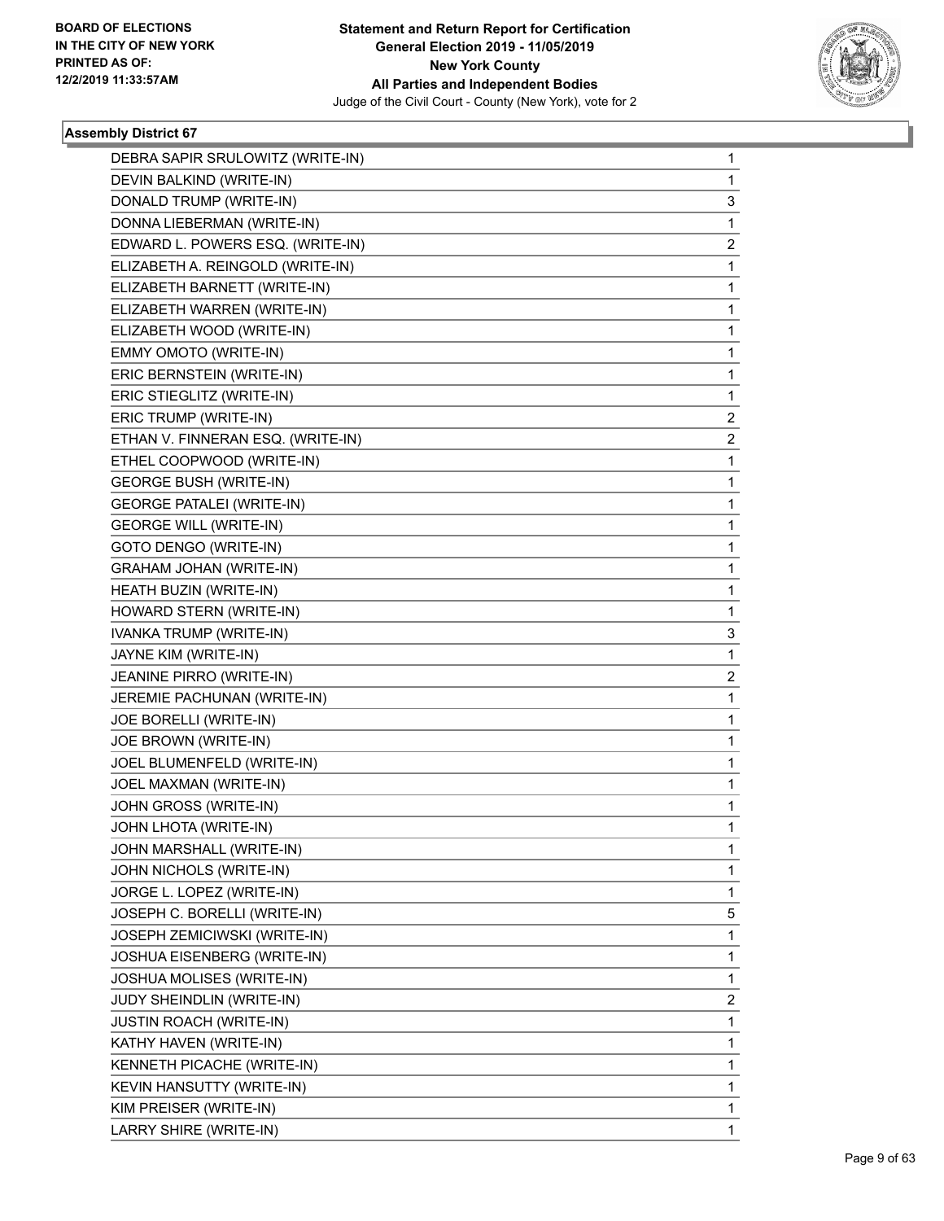BOARD OF ELECTIONS
IN THE CITY OF NEW YORK
PRINTED AS OF:
12/2/2019 11:33:57AM

**Statement and Return Report for Certification**
**General Election 2019 - 11/05/2019**
**New York County**
**All Parties and Independent Bodies**
Judge of the Civil Court - County (New York), vote for 2

### Assembly District 67

| | |
|---|---|
| DEBRA SAPIR SRULOWITZ (WRITE-IN) | 1 |
| DEVIN BALKIND (WRITE-IN) | 1 |
| DONALD TRUMP (WRITE-IN) | 3 |
| DONNA LIEBERMAN (WRITE-IN) | 1 |
| EDWARD L. POWERS ESQ. (WRITE-IN) | 2 |
| ELIZABETH A. REINGOLD (WRITE-IN) | 1 |
| ELIZABETH BARNETT (WRITE-IN) | 1 |
| ELIZABETH WARREN (WRITE-IN) | 1 |
| ELIZABETH WOOD (WRITE-IN) | 1 |
| EMMY OMOTO (WRITE-IN) | 1 |
| ERIC BERNSTEIN (WRITE-IN) | 1 |
| ERIC STIEGLITZ (WRITE-IN) | 1 |
| ERIC TRUMP (WRITE-IN) | 2 |
| ETHAN V. FINNERAN ESQ. (WRITE-IN) | 2 |
| ETHEL COOPWOOD (WRITE-IN) | 1 |
| GEORGE BUSH (WRITE-IN) | 1 |
| GEORGE PATALEI (WRITE-IN) | 1 |
| GEORGE WILL (WRITE-IN) | 1 |
| GOTO DENGO (WRITE-IN) | 1 |
| GRAHAM JOHAN (WRITE-IN) | 1 |
| HEATH BUZIN (WRITE-IN) | 1 |
| HOWARD STERN (WRITE-IN) | 1 |
| IVANKA TRUMP (WRITE-IN) | 3 |
| JAYNE KIM (WRITE-IN) | 1 |
| JEANINE PIRRO (WRITE-IN) | 2 |
| JEREMIE PACHUNAN (WRITE-IN) | 1 |
| JOE BORELLI (WRITE-IN) | 1 |
| JOE BROWN (WRITE-IN) | 1 |
| JOEL BLUMENFELD (WRITE-IN) | 1 |
| JOEL MAXMAN (WRITE-IN) | 1 |
| JOHN GROSS (WRITE-IN) | 1 |
| JOHN LHOTA (WRITE-IN) | 1 |
| JOHN MARSHALL (WRITE-IN) | 1 |
| JOHN NICHOLS (WRITE-IN) | 1 |
| JORGE L. LOPEZ (WRITE-IN) | 1 |
| JOSEPH C. BORELLI (WRITE-IN) | 5 |
| JOSEPH ZEMICIWSKI (WRITE-IN) | 1 |
| JOSHUA EISENBERG (WRITE-IN) | 1 |
| JOSHUA MOLISES (WRITE-IN) | 1 |
| JUDY SHEINDLIN (WRITE-IN) | 2 |
| JUSTIN ROACH (WRITE-IN) | 1 |
| KATHY HAVEN (WRITE-IN) | 1 |
| KENNETH PICACHE (WRITE-IN) | 1 |
| KEVIN HANSUTTY (WRITE-IN) | 1 |
| KIM PREISER (WRITE-IN) | 1 |
| LARRY SHIRE (WRITE-IN) | 1 |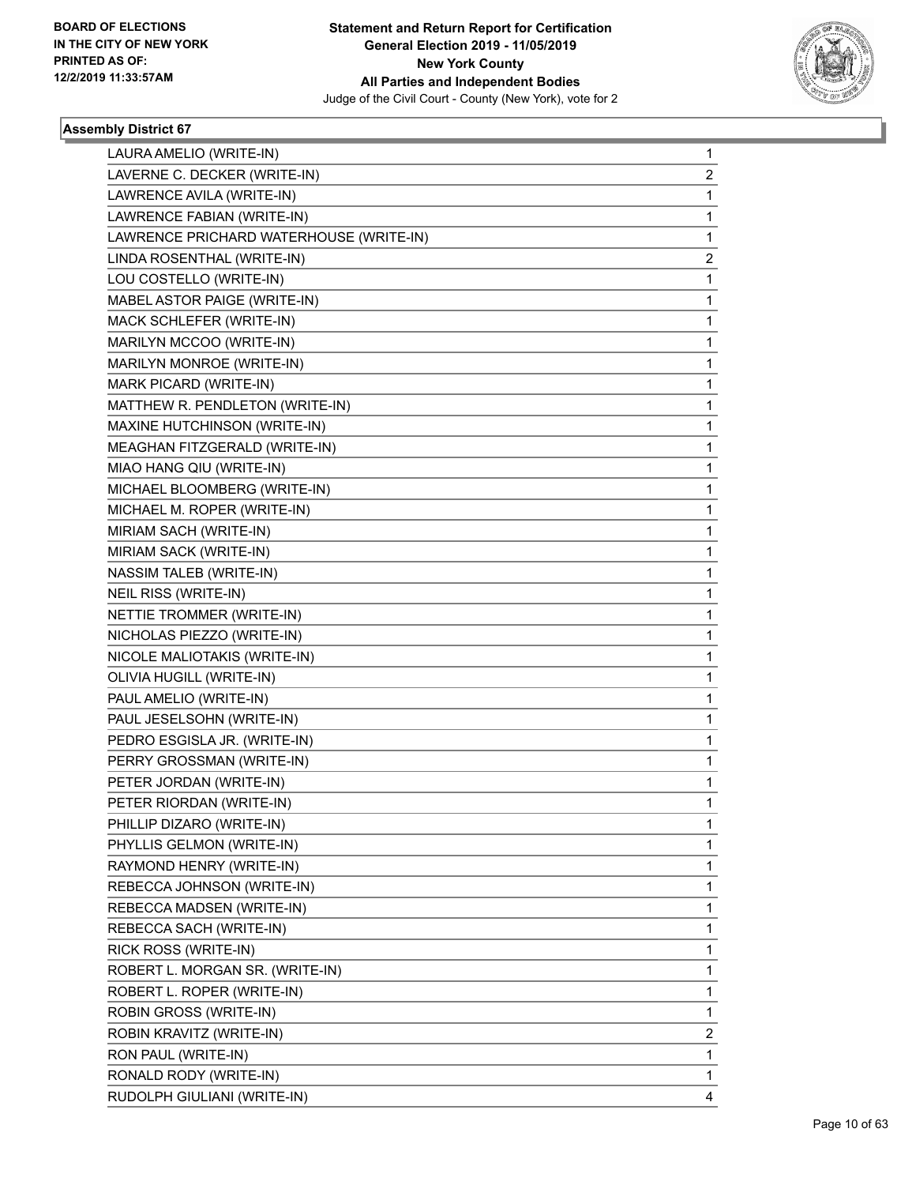BOARD OF ELECTIONS
IN THE CITY OF NEW YORK
PRINTED AS OF:
12/2/2019 11:33:57AM

**Statement and Return Report for Certification**
**General Election 2019 - 11/05/2019**
**New York County**
**All Parties and Independent Bodies**
Judge of the Civil Court - County (New York), vote for 2

### Assembly District 67

| | |
|---|---|
| LAURA AMELIO (WRITE-IN) | 1 |
| LAVERNE C. DECKER (WRITE-IN) | 2 |
| LAWRENCE AVILA (WRITE-IN) | 1 |
| LAWRENCE FABIAN (WRITE-IN) | 1 |
| LAWRENCE PRICHARD WATERHOUSE (WRITE-IN) | 1 |
| LINDA ROSENTHAL (WRITE-IN) | 2 |
| LOU COSTELLO (WRITE-IN) | 1 |
| MABEL ASTOR PAIGE (WRITE-IN) | 1 |
| MACK SCHLEFER (WRITE-IN) | 1 |
| MARILYN MCCOO (WRITE-IN) | 1 |
| MARILYN MONROE (WRITE-IN) | 1 |
| MARK PICARD (WRITE-IN) | 1 |
| MATTHEW R. PENDLETON (WRITE-IN) | 1 |
| MAXINE HUTCHINSON (WRITE-IN) | 1 |
| MEAGHAN FITZGERALD (WRITE-IN) | 1 |
| MIAO HANG QIU (WRITE-IN) | 1 |
| MICHAEL BLOOMBERG (WRITE-IN) | 1 |
| MICHAEL M. ROPER (WRITE-IN) | 1 |
| MIRIAM SACH (WRITE-IN) | 1 |
| MIRIAM SACK (WRITE-IN) | 1 |
| NASSIM TALEB (WRITE-IN) | 1 |
| NEIL RISS (WRITE-IN) | 1 |
| NETTIE TROMMER (WRITE-IN) | 1 |
| NICHOLAS PIEZZO (WRITE-IN) | 1 |
| NICOLE MALIOTAKIS (WRITE-IN) | 1 |
| OLIVIA HUGILL (WRITE-IN) | 1 |
| PAUL AMELIO (WRITE-IN) | 1 |
| PAUL JESELSOHN (WRITE-IN) | 1 |
| PEDRO ESGISLA JR. (WRITE-IN) | 1 |
| PERRY GROSSMAN (WRITE-IN) | 1 |
| PETER JORDAN (WRITE-IN) | 1 |
| PETER RIORDAN (WRITE-IN) | 1 |
| PHILLIP DIZARO (WRITE-IN) | 1 |
| PHYLLIS GELMON (WRITE-IN) | 1 |
| RAYMOND HENRY (WRITE-IN) | 1 |
| REBECCA JOHNSON (WRITE-IN) | 1 |
| REBECCA MADSEN (WRITE-IN) | 1 |
| REBECCA SACH (WRITE-IN) | 1 |
| RICK ROSS (WRITE-IN) | 1 |
| ROBERT L. MORGAN SR. (WRITE-IN) | 1 |
| ROBERT L. ROPER (WRITE-IN) | 1 |
| ROBIN GROSS (WRITE-IN) | 1 |
| ROBIN KRAVITZ (WRITE-IN) | 2 |
| RON PAUL (WRITE-IN) | 1 |
| RONALD RODY (WRITE-IN) | 1 |
| RUDOLPH GIULIANI (WRITE-IN) | 4 |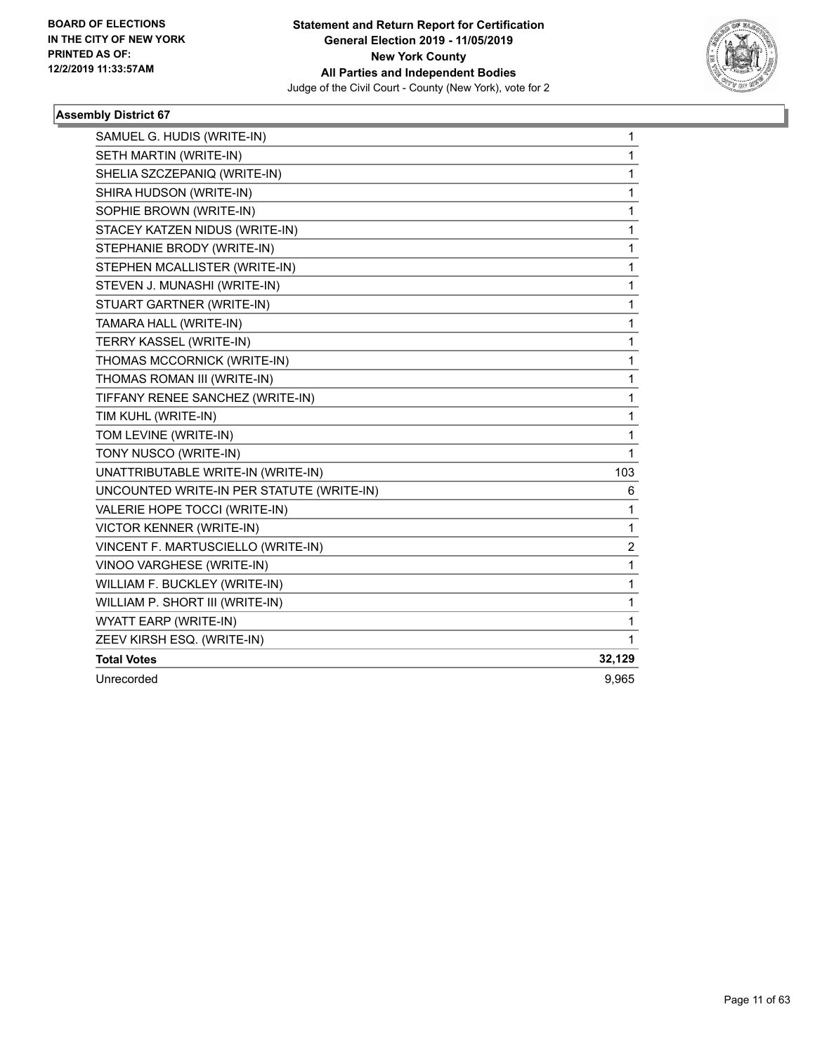## Assembly District 67

| | |
|---|---|
| SAMUEL G. HUDIS (WRITE-IN) | 1 |
| SETH MARTIN (WRITE-IN) | 1 |
| SHELIA SZCZEPANIQ (WRITE-IN) | 1 |
| SHIRA HUDSON (WRITE-IN) | 1 |
| SOPHIE BROWN (WRITE-IN) | 1 |
| STACEY KATZEN NIDUS (WRITE-IN) | 1 |
| STEPHANIE BRODY (WRITE-IN) | 1 |
| STEPHEN MCALLISTER (WRITE-IN) | 1 |
| STEVEN J. MUNASHI (WRITE-IN) | 1 |
| STUART GARTNER (WRITE-IN) | 1 |
| TAMARA HALL (WRITE-IN) | 1 |
| TERRY KASSEL (WRITE-IN) | 1 |
| THOMAS MCCORNICK (WRITE-IN) | 1 |
| THOMAS ROMAN III (WRITE-IN) | 1 |
| TIFFANY RENEE SANCHEZ (WRITE-IN) | 1 |
| TIM KUHL (WRITE-IN) | 1 |
| TOM LEVINE (WRITE-IN) | 1 |
| TONY NUSCO (WRITE-IN) | 1 |
| UNATTRIBUTABLE WRITE-IN (WRITE-IN) | 103 |
| UNCOUNTED WRITE-IN PER STATUTE (WRITE-IN) | 6 |
| VALERIE HOPE TOCCI (WRITE-IN) | 1 |
| VICTOR KENNER (WRITE-IN) | 1 |
| VINCENT F. MARTUSCIELLO (WRITE-IN) | 2 |
| VINOO VARGHESE (WRITE-IN) | 1 |
| WILLIAM F. BUCKLEY (WRITE-IN) | 1 |
| WILLIAM P. SHORT III (WRITE-IN) | 1 |
| WYATT EARP (WRITE-IN) | 1 |
| ZEEV KIRSH ESQ. (WRITE-IN) | 1 |
| **Total Votes** | **32,129** |
| Unrecorded | 9,965 |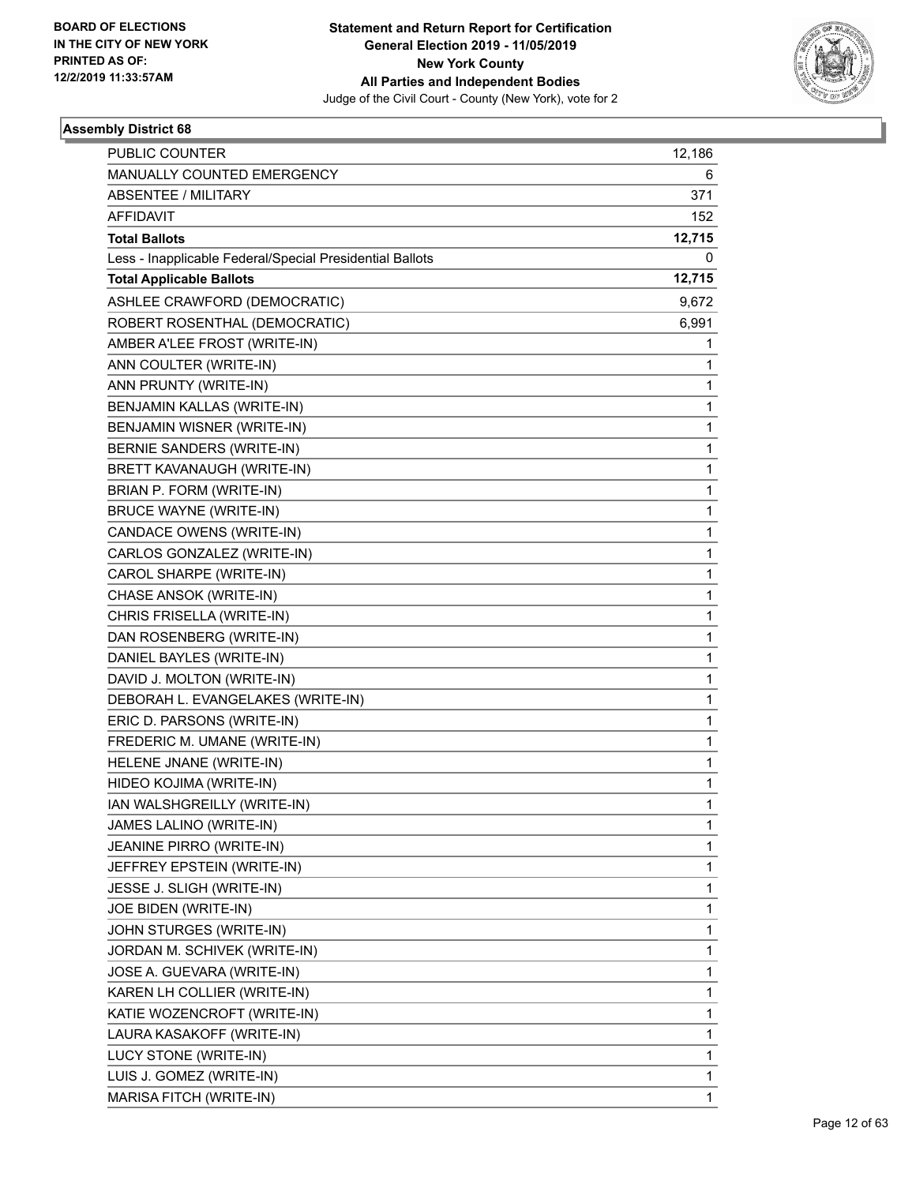**Assembly District 68**

| | |
|---|---|
| PUBLIC COUNTER | 12,186 |
| MANUALLY COUNTED EMERGENCY | 6 |
| ABSENTEE / MILITARY | 371 |
| AFFIDAVIT | 152 |
| **Total Ballots** | **12,715** |
| Less - Inapplicable Federal/Special Presidential Ballots | 0 |
| **Total Applicable Ballots** | **12,715** |
| ASHLEE CRAWFORD (DEMOCRATIC) | 9,672 |
| ROBERT ROSENTHAL (DEMOCRATIC) | 6,991 |
| AMBER A'LEE FROST (WRITE-IN) | 1 |
| ANN COULTER (WRITE-IN) | 1 |
| ANN PRUNTY (WRITE-IN) | 1 |
| BENJAMIN KALLAS (WRITE-IN) | 1 |
| BENJAMIN WISNER (WRITE-IN) | 1 |
| BERNIE SANDERS (WRITE-IN) | 1 |
| BRETT KAVANAUGH (WRITE-IN) | 1 |
| BRIAN P. FORM (WRITE-IN) | 1 |
| BRUCE WAYNE (WRITE-IN) | 1 |
| CANDACE OWENS (WRITE-IN) | 1 |
| CARLOS GONZALEZ (WRITE-IN) | 1 |
| CAROL SHARPE (WRITE-IN) | 1 |
| CHASE ANSOK (WRITE-IN) | 1 |
| CHRIS FRISELLA (WRITE-IN) | 1 |
| DAN ROSENBERG (WRITE-IN) | 1 |
| DANIEL BAYLES (WRITE-IN) | 1 |
| DAVID J. MOLTON (WRITE-IN) | 1 |
| DEBORAH L. EVANGELAKES (WRITE-IN) | 1 |
| ERIC D. PARSONS (WRITE-IN) | 1 |
| FREDERIC M. UMANE (WRITE-IN) | 1 |
| HELENE JNANE (WRITE-IN) | 1 |
| HIDEO KOJIMA (WRITE-IN) | 1 |
| IAN WALSHGREILLY (WRITE-IN) | 1 |
| JAMES LALINO (WRITE-IN) | 1 |
| JEANINE PIRRO (WRITE-IN) | 1 |
| JEFFREY EPSTEIN (WRITE-IN) | 1 |
| JESSE J. SLIGH (WRITE-IN) | 1 |
| JOE BIDEN (WRITE-IN) | 1 |
| JOHN STURGES (WRITE-IN) | 1 |
| JORDAN M. SCHIVEK (WRITE-IN) | 1 |
| JOSE A. GUEVARA (WRITE-IN) | 1 |
| KAREN LH COLLIER (WRITE-IN) | 1 |
| KATIE WOZENCROFT (WRITE-IN) | 1 |
| LAURA KASAKOFF (WRITE-IN) | 1 |
| LUCY STONE (WRITE-IN) | 1 |
| LUIS J. GOMEZ (WRITE-IN) | 1 |
| MARISA FITCH (WRITE-IN) | 1 |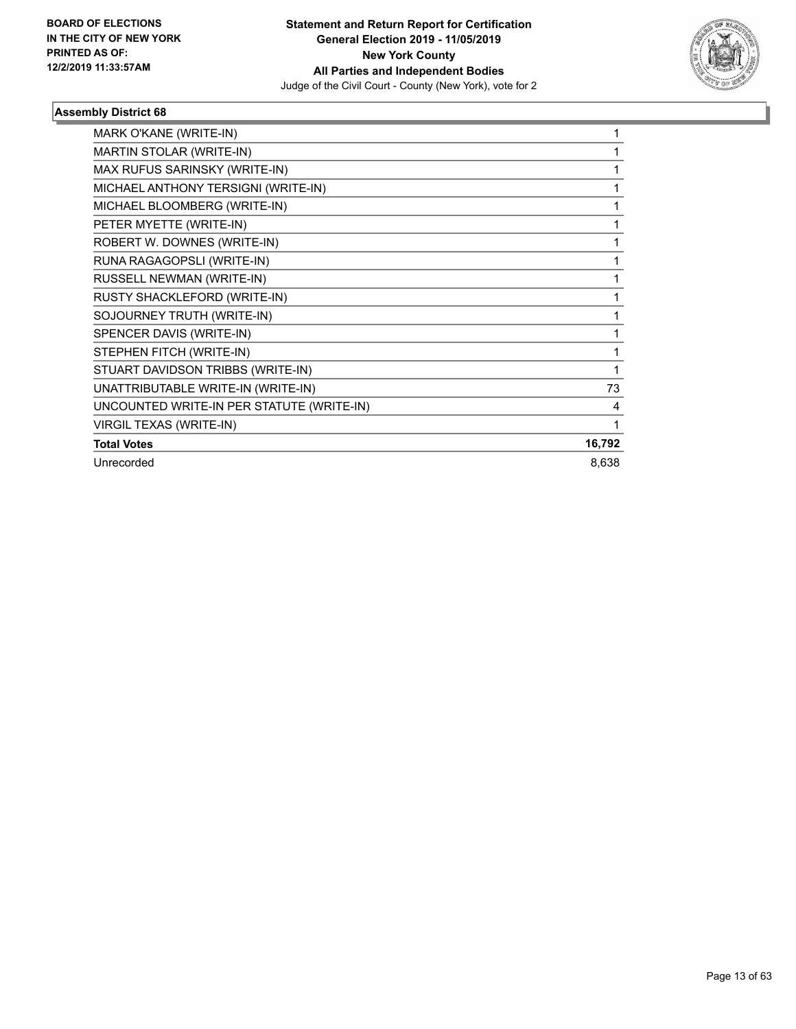**Statement and Return Report for Certification**
**General Election 2019 - 11/05/2019**
**New York County**
**All Parties and Independent Bodies**
Judge of the Civil Court - County (New York), vote for 2

**BOARD OF ELECTIONS IN THE CITY OF NEW YORK PRINTED AS OF: 12/2/2019 11:33:57AM**

### Assembly District 68

| | |
|---|---|
| MARK O'KANE (WRITE-IN) | 1 |
| MARTIN STOLAR (WRITE-IN) | 1 |
| MAX RUFUS SARINSKY (WRITE-IN) | 1 |
| MICHAEL ANTHONY TERSIGNI (WRITE-IN) | 1 |
| MICHAEL BLOOMBERG (WRITE-IN) | 1 |
| PETER MYETTE (WRITE-IN) | 1 |
| ROBERT W. DOWNES (WRITE-IN) | 1 |
| RUNA RAGAGOPSLI (WRITE-IN) | 1 |
| RUSSELL NEWMAN (WRITE-IN) | 1 |
| RUSTY SHACKLEFORD (WRITE-IN) | 1 |
| SOJOURNEY TRUTH (WRITE-IN) | 1 |
| SPENCER DAVIS (WRITE-IN) | 1 |
| STEPHEN FITCH (WRITE-IN) | 1 |
| STUART DAVIDSON TRIBBS (WRITE-IN) | 1 |
| UNATTRIBUTABLE WRITE-IN (WRITE-IN) | 73 |
| UNCOUNTED WRITE-IN PER STATUTE (WRITE-IN) | 4 |
| VIRGIL TEXAS (WRITE-IN) | 1 |
| **Total Votes** | **16,792** |
| Unrecorded | 8,638 |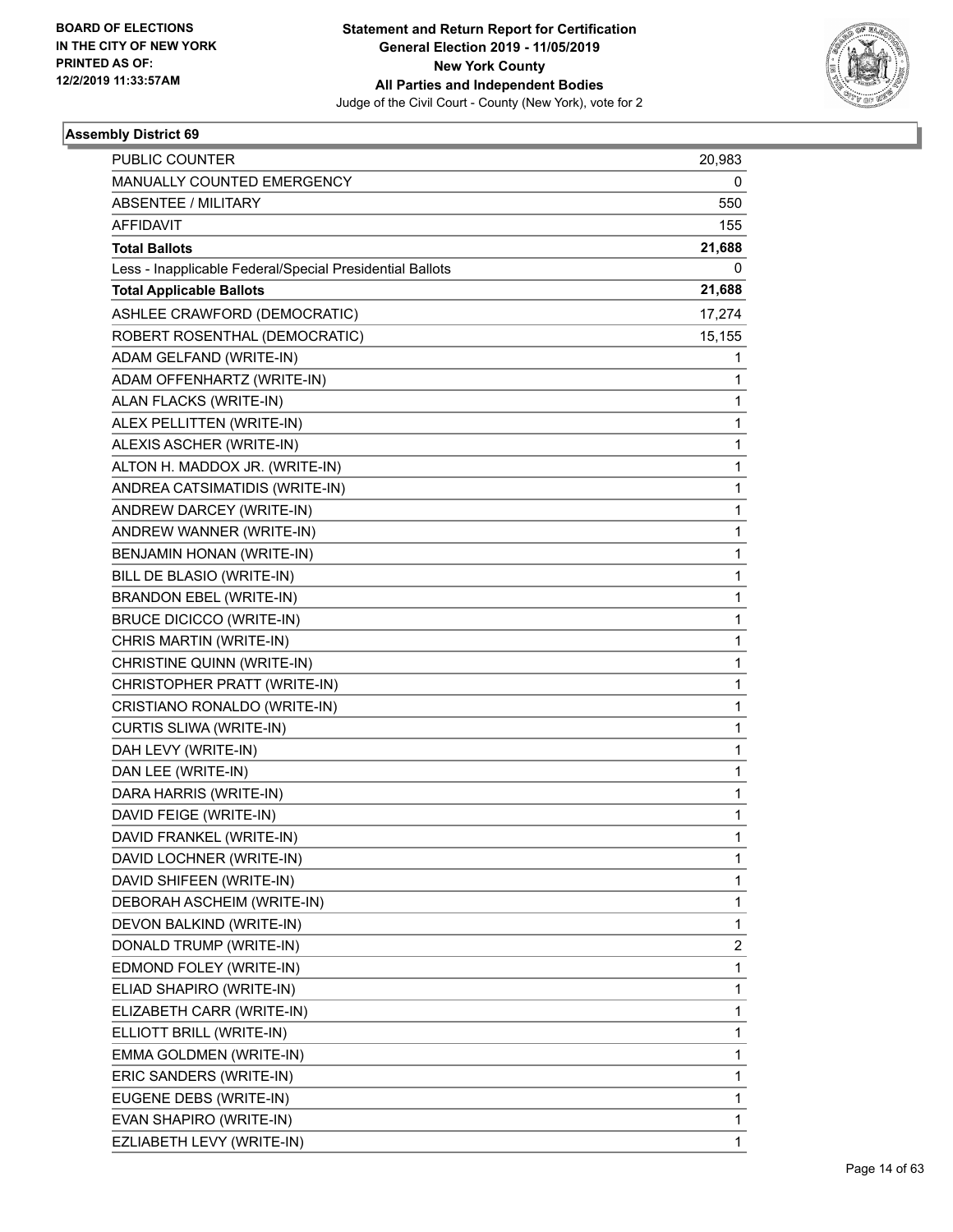BOARD OF ELECTIONS
IN THE CITY OF NEW YORK
PRINTED AS OF:
12/2/2019 11:33:57AM

**Statement and Return Report for Certification**
**General Election 2019 - 11/05/2019**
**New York County**
**All Parties and Independent Bodies**
Judge of the Civil Court - County (New York), vote for 2

## Assembly District 69

| | |
|---|---|
| PUBLIC COUNTER | 20,983 |
| MANUALLY COUNTED EMERGENCY | 0 |
| ABSENTEE / MILITARY | 550 |
| AFFIDAVIT | 155 |
| **Total Ballots** | **21,688** |
| Less - Inapplicable Federal/Special Presidential Ballots | 0 |
| **Total Applicable Ballots** | **21,688** |
| ASHLEE CRAWFORD (DEMOCRATIC) | 17,274 |
| ROBERT ROSENTHAL (DEMOCRATIC) | 15,155 |
| ADAM GELFAND (WRITE-IN) | 1 |
| ADAM OFFENHARTZ (WRITE-IN) | 1 |
| ALAN FLACKS (WRITE-IN) | 1 |
| ALEX PELLITTEN (WRITE-IN) | 1 |
| ALEXIS ASCHER (WRITE-IN) | 1 |
| ALTON H. MADDOX JR. (WRITE-IN) | 1 |
| ANDREA CATSIMATIDIS (WRITE-IN) | 1 |
| ANDREW DARCEY (WRITE-IN) | 1 |
| ANDREW WANNER (WRITE-IN) | 1 |
| BENJAMIN HONAN (WRITE-IN) | 1 |
| BILL DE BLASIO (WRITE-IN) | 1 |
| BRANDON EBEL (WRITE-IN) | 1 |
| BRUCE DICICCO (WRITE-IN) | 1 |
| CHRIS MARTIN (WRITE-IN) | 1 |
| CHRISTINE QUINN (WRITE-IN) | 1 |
| CHRISTOPHER PRATT (WRITE-IN) | 1 |
| CRISTIANO RONALDO (WRITE-IN) | 1 |
| CURTIS SLIWA (WRITE-IN) | 1 |
| DAH LEVY (WRITE-IN) | 1 |
| DAN LEE (WRITE-IN) | 1 |
| DARA HARRIS (WRITE-IN) | 1 |
| DAVID FEIGE (WRITE-IN) | 1 |
| DAVID FRANKEL (WRITE-IN) | 1 |
| DAVID LOCHNER (WRITE-IN) | 1 |
| DAVID SHIFEEN (WRITE-IN) | 1 |
| DEBORAH ASCHEIM (WRITE-IN) | 1 |
| DEVON BALKIND (WRITE-IN) | 1 |
| DONALD TRUMP (WRITE-IN) | 2 |
| EDMOND FOLEY (WRITE-IN) | 1 |
| ELIAD SHAPIRO (WRITE-IN) | 1 |
| ELIZABETH CARR (WRITE-IN) | 1 |
| ELLIOTT BRILL (WRITE-IN) | 1 |
| EMMA GOLDMEN (WRITE-IN) | 1 |
| ERIC SANDERS (WRITE-IN) | 1 |
| EUGENE DEBS (WRITE-IN) | 1 |
| EVAN SHAPIRO (WRITE-IN) | 1 |
| EZLIABETH LEVY (WRITE-IN) | 1 |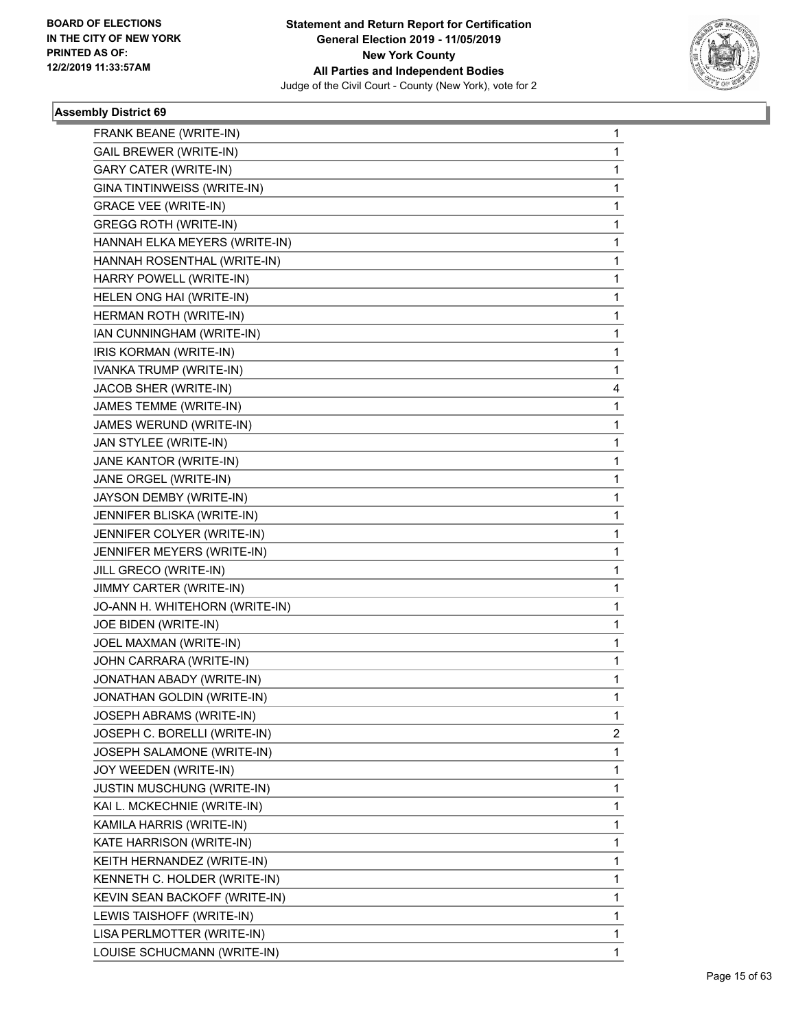BOARD OF ELECTIONS
IN THE CITY OF NEW YORK
PRINTED AS OF:
12/2/2019 11:33:57AM

**Statement and Return Report for Certification**
**General Election 2019 - 11/05/2019**
**New York County**
**All Parties and Independent Bodies**
Judge of the Civil Court - County (New York), vote for 2

### Assembly District 69

| | |
|---|---|
| FRANK BEANE (WRITE-IN) | 1 |
| GAIL BREWER (WRITE-IN) | 1 |
| GARY CATER (WRITE-IN) | 1 |
| GINA TINTINWEISS (WRITE-IN) | 1 |
| GRACE VEE (WRITE-IN) | 1 |
| GREGG ROTH (WRITE-IN) | 1 |
| HANNAH ELKA MEYERS (WRITE-IN) | 1 |
| HANNAH ROSENTHAL (WRITE-IN) | 1 |
| HARRY POWELL (WRITE-IN) | 1 |
| HELEN ONG HAI (WRITE-IN) | 1 |
| HERMAN ROTH (WRITE-IN) | 1 |
| IAN CUNNINGHAM (WRITE-IN) | 1 |
| IRIS KORMAN (WRITE-IN) | 1 |
| IVANKA TRUMP (WRITE-IN) | 1 |
| JACOB SHER (WRITE-IN) | 4 |
| JAMES TEMME (WRITE-IN) | 1 |
| JAMES WERUND (WRITE-IN) | 1 |
| JAN STYLEE (WRITE-IN) | 1 |
| JANE KANTOR (WRITE-IN) | 1 |
| JANE ORGEL (WRITE-IN) | 1 |
| JAYSON DEMBY (WRITE-IN) | 1 |
| JENNIFER BLISKA (WRITE-IN) | 1 |
| JENNIFER COLYER (WRITE-IN) | 1 |
| JENNIFER MEYERS (WRITE-IN) | 1 |
| JILL GRECO (WRITE-IN) | 1 |
| JIMMY CARTER (WRITE-IN) | 1 |
| JO-ANN H. WHITEHORN (WRITE-IN) | 1 |
| JOE BIDEN (WRITE-IN) | 1 |
| JOEL MAXMAN (WRITE-IN) | 1 |
| JOHN CARRARA (WRITE-IN) | 1 |
| JONATHAN ABADY (WRITE-IN) | 1 |
| JONATHAN GOLDIN (WRITE-IN) | 1 |
| JOSEPH ABRAMS (WRITE-IN) | 1 |
| JOSEPH C. BORELLI (WRITE-IN) | 2 |
| JOSEPH SALAMONE (WRITE-IN) | 1 |
| JOY WEEDEN (WRITE-IN) | 1 |
| JUSTIN MUSCHUNG (WRITE-IN) | 1 |
| KAI L. MCKECHNIE (WRITE-IN) | 1 |
| KAMILA HARRIS (WRITE-IN) | 1 |
| KATE HARRISON (WRITE-IN) | 1 |
| KEITH HERNANDEZ (WRITE-IN) | 1 |
| KENNETH C. HOLDER (WRITE-IN) | 1 |
| KEVIN SEAN BACKOFF (WRITE-IN) | 1 |
| LEWIS TAISHOFF (WRITE-IN) | 1 |
| LISA PERLMOTTER (WRITE-IN) | 1 |
| LOUISE SCHUCMANN (WRITE-IN) | 1 |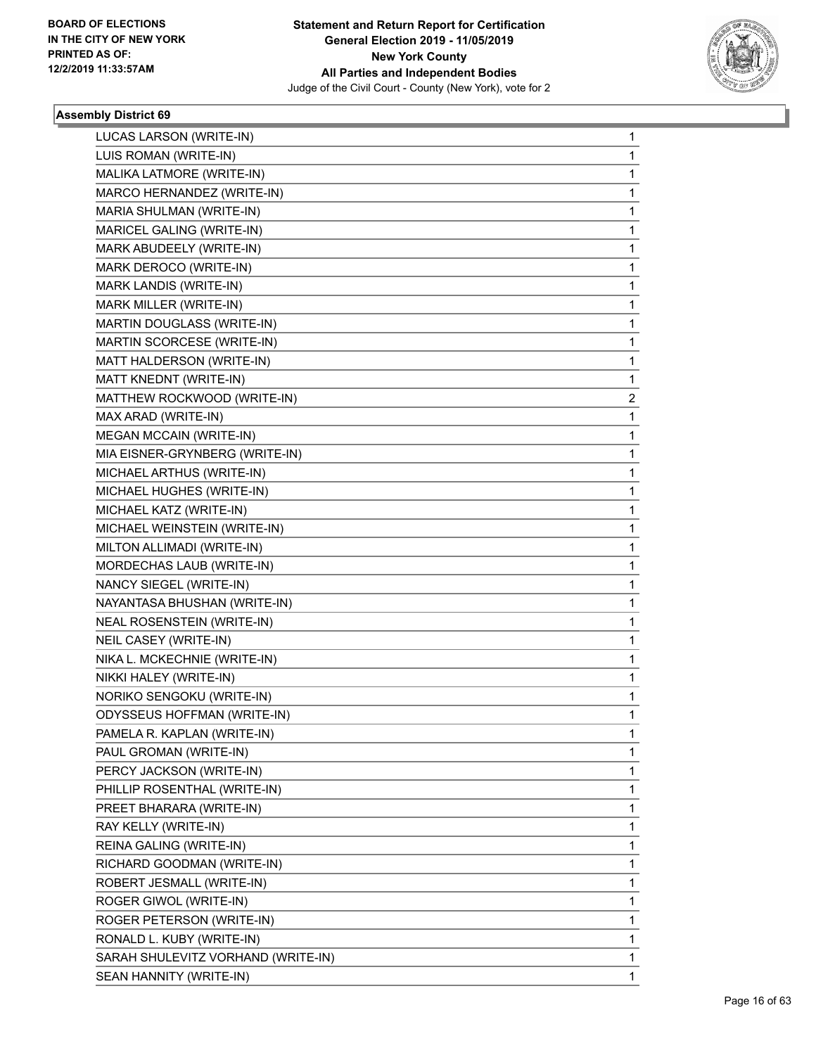**Statement and Return Report for Certification**
**General Election 2019 - 11/05/2019**
**New York County**
**All Parties and Independent Bodies**
Judge of the Civil Court - County (New York), vote for 2

BOARD OF ELECTIONS
IN THE CITY OF NEW YORK
PRINTED AS OF:
12/2/2019 11:33:57AM

### Assembly District 69

| | |
|---|---|
| LUCAS LARSON (WRITE-IN) | 1 |
| LUIS ROMAN (WRITE-IN) | 1 |
| MALIKA LATMORE (WRITE-IN) | 1 |
| MARCO HERNANDEZ (WRITE-IN) | 1 |
| MARIA SHULMAN (WRITE-IN) | 1 |
| MARICEL GALING (WRITE-IN) | 1 |
| MARK ABUDEELY (WRITE-IN) | 1 |
| MARK DEROCO (WRITE-IN) | 1 |
| MARK LANDIS (WRITE-IN) | 1 |
| MARK MILLER (WRITE-IN) | 1 |
| MARTIN DOUGLASS (WRITE-IN) | 1 |
| MARTIN SCORCESE (WRITE-IN) | 1 |
| MATT HALDERSON (WRITE-IN) | 1 |
| MATT KNEDNT (WRITE-IN) | 1 |
| MATTHEW ROCKWOOD (WRITE-IN) | 2 |
| MAX ARAD (WRITE-IN) | 1 |
| MEGAN MCCAIN (WRITE-IN) | 1 |
| MIA EISNER-GRYNBERG (WRITE-IN) | 1 |
| MICHAEL ARTHUS (WRITE-IN) | 1 |
| MICHAEL HUGHES (WRITE-IN) | 1 |
| MICHAEL KATZ (WRITE-IN) | 1 |
| MICHAEL WEINSTEIN (WRITE-IN) | 1 |
| MILTON ALLIMADI (WRITE-IN) | 1 |
| MORDECHAS LAUB (WRITE-IN) | 1 |
| NANCY SIEGEL (WRITE-IN) | 1 |
| NAYANTASA BHUSHAN (WRITE-IN) | 1 |
| NEAL ROSENSTEIN (WRITE-IN) | 1 |
| NEIL CASEY (WRITE-IN) | 1 |
| NIKA L. MCKECHNIE (WRITE-IN) | 1 |
| NIKKI HALEY (WRITE-IN) | 1 |
| NORIKO SENGOKU (WRITE-IN) | 1 |
| ODYSSEUS HOFFMAN (WRITE-IN) | 1 |
| PAMELA R. KAPLAN (WRITE-IN) | 1 |
| PAUL GROMAN (WRITE-IN) | 1 |
| PERCY JACKSON (WRITE-IN) | 1 |
| PHILLIP ROSENTHAL (WRITE-IN) | 1 |
| PREET BHARARA (WRITE-IN) | 1 |
| RAY KELLY (WRITE-IN) | 1 |
| REINA GALING (WRITE-IN) | 1 |
| RICHARD GOODMAN (WRITE-IN) | 1 |
| ROBERT JESMALL (WRITE-IN) | 1 |
| ROGER GIWOL (WRITE-IN) | 1 |
| ROGER PETERSON (WRITE-IN) | 1 |
| RONALD L. KUBY (WRITE-IN) | 1 |
| SARAH SHULEVITZ VORHAND (WRITE-IN) | 1 |
| SEAN HANNITY (WRITE-IN) | 1 |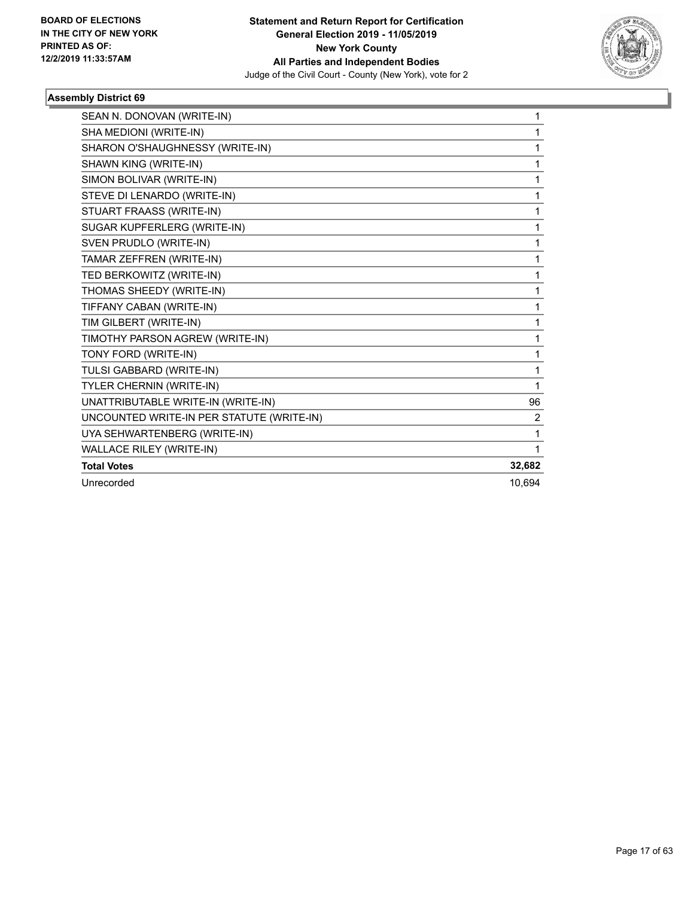**Statement and Return Report for Certification**
**General Election 2019 - 11/05/2019**
**New York County**
**All Parties and Independent Bodies**
Judge of the Civil Court - County (New York), vote for 2

**BOARD OF ELECTIONS IN THE CITY OF NEW YORK PRINTED AS OF: 12/2/2019 11:33:57AM**

### Assembly District 69

| | |
|---|---|
| SEAN N. DONOVAN (WRITE-IN) | 1 |
| SHA MEDIONI (WRITE-IN) | 1 |
| SHARON O'SHAUGHNESSY (WRITE-IN) | 1 |
| SHAWN KING (WRITE-IN) | 1 |
| SIMON BOLIVAR (WRITE-IN) | 1 |
| STEVE DI LENARDO (WRITE-IN) | 1 |
| STUART FRAASS (WRITE-IN) | 1 |
| SUGAR KUPFERLERG (WRITE-IN) | 1 |
| SVEN PRUDLO (WRITE-IN) | 1 |
| TAMAR ZEFFREN (WRITE-IN) | 1 |
| TED BERKOWITZ (WRITE-IN) | 1 |
| THOMAS SHEEDY (WRITE-IN) | 1 |
| TIFFANY CABAN (WRITE-IN) | 1 |
| TIM GILBERT (WRITE-IN) | 1 |
| TIMOTHY PARSON AGREW (WRITE-IN) | 1 |
| TONY FORD (WRITE-IN) | 1 |
| TULSI GABBARD (WRITE-IN) | 1 |
| TYLER CHERNIN (WRITE-IN) | 1 |
| UNATTRIBUTABLE WRITE-IN (WRITE-IN) | 96 |
| UNCOUNTED WRITE-IN PER STATUTE (WRITE-IN) | 2 |
| UYA SEHWARTENBERG (WRITE-IN) | 1 |
| WALLACE RILEY (WRITE-IN) | 1 |
| **Total Votes** | **32,682** |
| Unrecorded | 10,694 |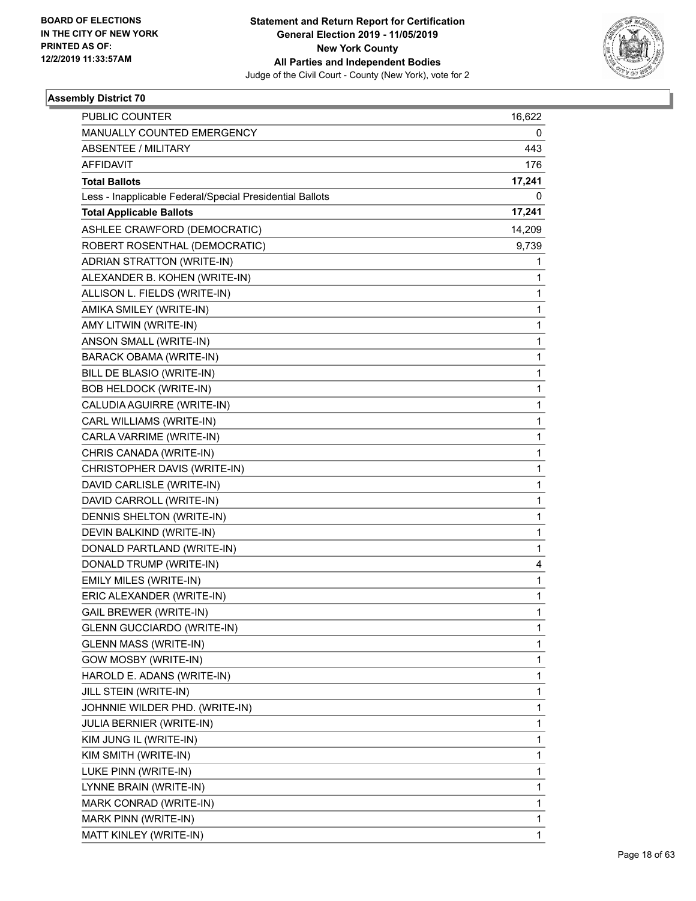**Statement and Return Report for Certification**
**General Election 2019 - 11/05/2019**
**New York County**
**All Parties and Independent Bodies**
Judge of the Civil Court - County (New York), vote for 2

BOARD OF ELECTIONS
IN THE CITY OF NEW YORK
PRINTED AS OF:
12/2/2019 11:33:57AM

### Assembly District 70

| | |
|---|---|
| PUBLIC COUNTER | 16,622 |
| MANUALLY COUNTED EMERGENCY | 0 |
| ABSENTEE / MILITARY | 443 |
| AFFIDAVIT | 176 |
| **Total Ballots** | **17,241** |
| Less - Inapplicable Federal/Special Presidential Ballots | 0 |
| **Total Applicable Ballots** | **17,241** |
| ASHLEE CRAWFORD (DEMOCRATIC) | 14,209 |
| ROBERT ROSENTHAL (DEMOCRATIC) | 9,739 |
| ADRIAN STRATTON (WRITE-IN) | 1 |
| ALEXANDER B. KOHEN (WRITE-IN) | 1 |
| ALLISON L. FIELDS (WRITE-IN) | 1 |
| AMIKA SMILEY (WRITE-IN) | 1 |
| AMY LITWIN (WRITE-IN) | 1 |
| ANSON SMALL (WRITE-IN) | 1 |
| BARACK OBAMA (WRITE-IN) | 1 |
| BILL DE BLASIO (WRITE-IN) | 1 |
| BOB HELDOCK (WRITE-IN) | 1 |
| CALUDIA AGUIRRE (WRITE-IN) | 1 |
| CARL WILLIAMS (WRITE-IN) | 1 |
| CARLA VARRIME (WRITE-IN) | 1 |
| CHRIS CANADA (WRITE-IN) | 1 |
| CHRISTOPHER DAVIS (WRITE-IN) | 1 |
| DAVID CARLISLE (WRITE-IN) | 1 |
| DAVID CARROLL (WRITE-IN) | 1 |
| DENNIS SHELTON (WRITE-IN) | 1 |
| DEVIN BALKIND (WRITE-IN) | 1 |
| DONALD PARTLAND (WRITE-IN) | 1 |
| DONALD TRUMP (WRITE-IN) | 4 |
| EMILY MILES (WRITE-IN) | 1 |
| ERIC ALEXANDER (WRITE-IN) | 1 |
| GAIL BREWER (WRITE-IN) | 1 |
| GLENN GUCCIARDO (WRITE-IN) | 1 |
| GLENN MASS (WRITE-IN) | 1 |
| GOW MOSBY (WRITE-IN) | 1 |
| HAROLD E. ADANS (WRITE-IN) | 1 |
| JILL STEIN (WRITE-IN) | 1 |
| JOHNNIE WILDER PHD. (WRITE-IN) | 1 |
| JULIA BERNIER (WRITE-IN) | 1 |
| KIM JUNG IL (WRITE-IN) | 1 |
| KIM SMITH (WRITE-IN) | 1 |
| LUKE PINN (WRITE-IN) | 1 |
| LYNNE BRAIN (WRITE-IN) | 1 |
| MARK CONRAD (WRITE-IN) | 1 |
| MARK PINN (WRITE-IN) | 1 |
| MATT KINLEY (WRITE-IN) | 1 |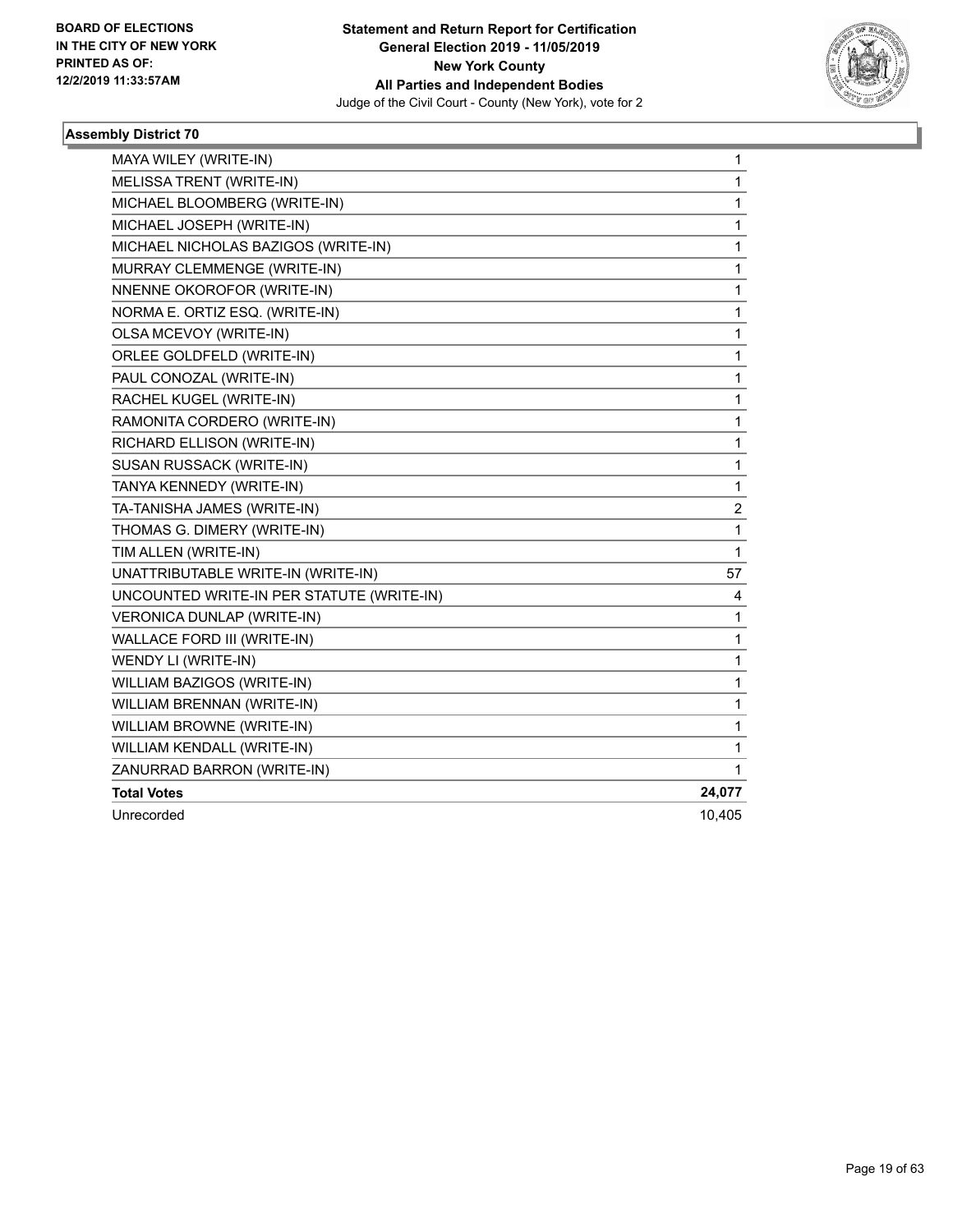**Statement and Return Report for Certification**
**General Election 2019 - 11/05/2019**
**New York County**
**All Parties and Independent Bodies**
Judge of the Civil Court - County (New York), vote for 2

BOARD OF ELECTIONS
IN THE CITY OF NEW YORK
PRINTED AS OF:
12/2/2019 11:33:57AM

### Assembly District 70

| | |
|---|---|
| MAYA WILEY (WRITE-IN) | 1 |
| MELISSA TRENT (WRITE-IN) | 1 |
| MICHAEL BLOOMBERG (WRITE-IN) | 1 |
| MICHAEL JOSEPH (WRITE-IN) | 1 |
| MICHAEL NICHOLAS BAZIGOS (WRITE-IN) | 1 |
| MURRAY CLEMMENGE (WRITE-IN) | 1 |
| NNENNE OKOROFOR (WRITE-IN) | 1 |
| NORMA E. ORTIZ ESQ. (WRITE-IN) | 1 |
| OLSA MCEVOY (WRITE-IN) | 1 |
| ORLEE GOLDFELD (WRITE-IN) | 1 |
| PAUL CONOZAL (WRITE-IN) | 1 |
| RACHEL KUGEL (WRITE-IN) | 1 |
| RAMONITA CORDERO (WRITE-IN) | 1 |
| RICHARD ELLISON (WRITE-IN) | 1 |
| SUSAN RUSSACK (WRITE-IN) | 1 |
| TANYA KENNEDY (WRITE-IN) | 1 |
| TA-TANISHA JAMES (WRITE-IN) | 2 |
| THOMAS G. DIMERY (WRITE-IN) | 1 |
| TIM ALLEN (WRITE-IN) | 1 |
| UNATTRIBUTABLE WRITE-IN (WRITE-IN) | 57 |
| UNCOUNTED WRITE-IN PER STATUTE (WRITE-IN) | 4 |
| VERONICA DUNLAP (WRITE-IN) | 1 |
| WALLACE FORD III (WRITE-IN) | 1 |
| WENDY LI (WRITE-IN) | 1 |
| WILLIAM BAZIGOS (WRITE-IN) | 1 |
| WILLIAM BRENNAN (WRITE-IN) | 1 |
| WILLIAM BROWNE (WRITE-IN) | 1 |
| WILLIAM KENDALL (WRITE-IN) | 1 |
| ZANURRAD BARRON (WRITE-IN) | 1 |
| **Total Votes** | **24,077** |
| Unrecorded | 10,405 |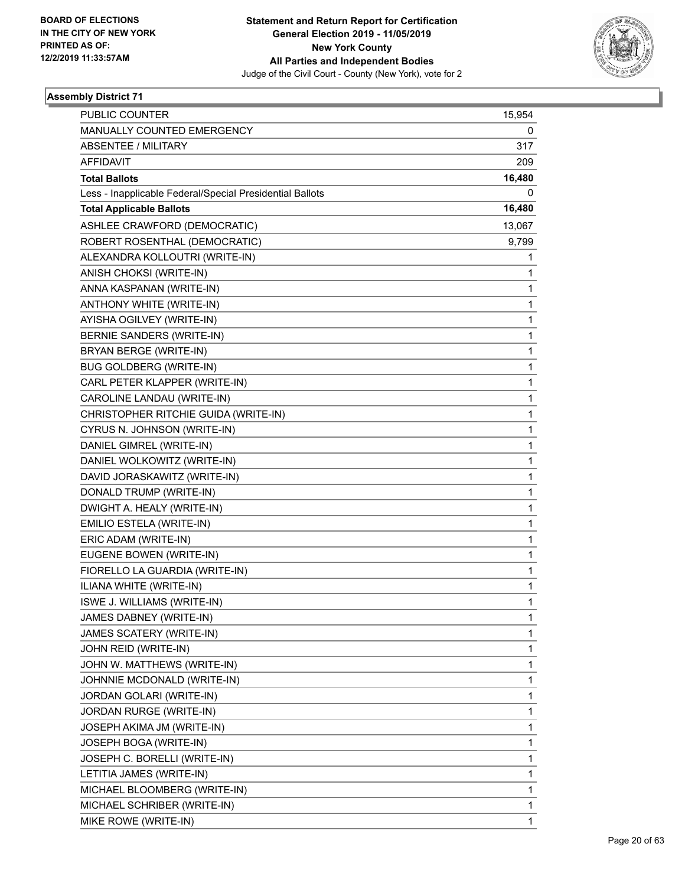**BOARD OF ELECTIONS IN THE CITY OF NEW YORK PRINTED AS OF: 12/2/2019 11:33:57AM**

**Statement and Return Report for Certification General Election 2019 - 11/05/2019 New York County All Parties and Independent Bodies**

Judge of the Civil Court - County (New York), vote for 2

### Assembly District 71

| | |
|---|---|
| PUBLIC COUNTER | 15,954 |
| MANUALLY COUNTED EMERGENCY | 0 |
| ABSENTEE / MILITARY | 317 |
| AFFIDAVIT | 209 |
| **Total Ballots** | **16,480** |
| Less - Inapplicable Federal/Special Presidential Ballots | 0 |
| **Total Applicable Ballots** | **16,480** |
| ASHLEE CRAWFORD (DEMOCRATIC) | 13,067 |
| ROBERT ROSENTHAL (DEMOCRATIC) | 9,799 |
| ALEXANDRA KOLLOUTRI (WRITE-IN) | 1 |
| ANISH CHOKSI (WRITE-IN) | 1 |
| ANNA KASPANAN (WRITE-IN) | 1 |
| ANTHONY WHITE (WRITE-IN) | 1 |
| AYISHA OGILVEY (WRITE-IN) | 1 |
| BERNIE SANDERS (WRITE-IN) | 1 |
| BRYAN BERGE (WRITE-IN) | 1 |
| BUG GOLDBERG (WRITE-IN) | 1 |
| CARL PETER KLAPPER (WRITE-IN) | 1 |
| CAROLINE LANDAU (WRITE-IN) | 1 |
| CHRISTOPHER RITCHIE GUIDA (WRITE-IN) | 1 |
| CYRUS N. JOHNSON (WRITE-IN) | 1 |
| DANIEL GIMREL (WRITE-IN) | 1 |
| DANIEL WOLKOWITZ (WRITE-IN) | 1 |
| DAVID JORASKAWITZ (WRITE-IN) | 1 |
| DONALD TRUMP (WRITE-IN) | 1 |
| DWIGHT A. HEALY (WRITE-IN) | 1 |
| EMILIO ESTELA (WRITE-IN) | 1 |
| ERIC ADAM (WRITE-IN) | 1 |
| EUGENE BOWEN (WRITE-IN) | 1 |
| FIORELLO LA GUARDIA (WRITE-IN) | 1 |
| ILIANA WHITE (WRITE-IN) | 1 |
| ISWE J. WILLIAMS (WRITE-IN) | 1 |
| JAMES DABNEY (WRITE-IN) | 1 |
| JAMES SCATERY (WRITE-IN) | 1 |
| JOHN REID (WRITE-IN) | 1 |
| JOHN W. MATTHEWS (WRITE-IN) | 1 |
| JOHNNIE MCDONALD (WRITE-IN) | 1 |
| JORDAN GOLARI (WRITE-IN) | 1 |
| JORDAN RURGE (WRITE-IN) | 1 |
| JOSEPH AKIMA JM (WRITE-IN) | 1 |
| JOSEPH BOGA (WRITE-IN) | 1 |
| JOSEPH C. BORELLI (WRITE-IN) | 1 |
| LETITIA JAMES (WRITE-IN) | 1 |
| MICHAEL BLOOMBERG (WRITE-IN) | 1 |
| MICHAEL SCHRIBER (WRITE-IN) | 1 |
| MIKE ROWE (WRITE-IN) | 1 |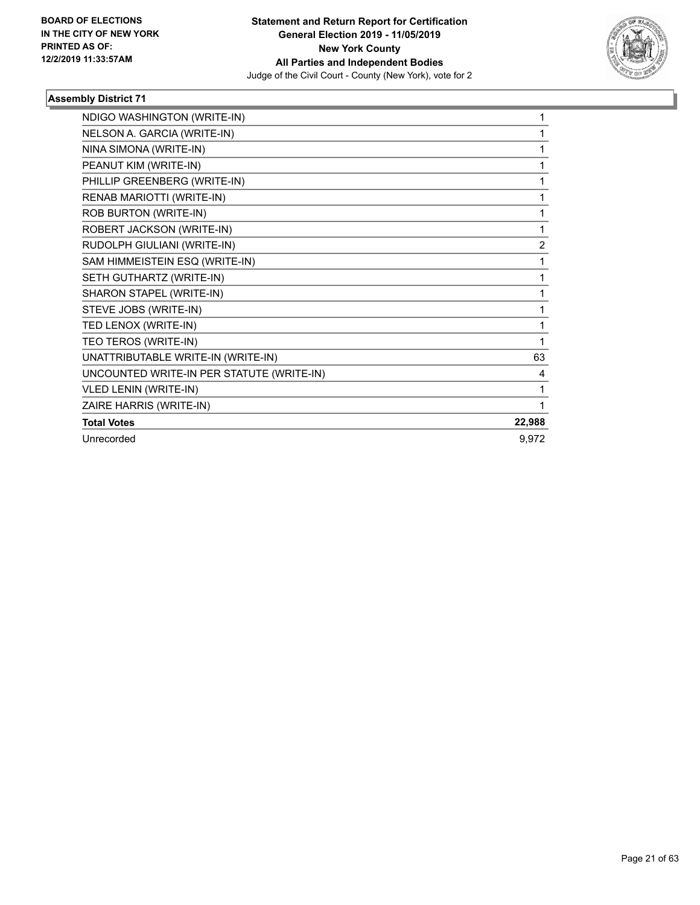**BOARD OF ELECTIONS IN THE CITY OF NEW YORK PRINTED AS OF: 12/2/2019 11:33:57AM**

**Statement and Return Report for Certification General Election 2019 - 11/05/2019 New York County All Parties and Independent Bodies**
Judge of the Civil Court - County (New York), vote for 2

## Assembly District 71

| | |
|---|---|
| NDIGO WASHINGTON (WRITE-IN) | 1 |
| NELSON A. GARCIA (WRITE-IN) | 1 |
| NINA SIMONA (WRITE-IN) | 1 |
| PEANUT KIM (WRITE-IN) | 1 |
| PHILLIP GREENBERG (WRITE-IN) | 1 |
| RENAB MARIOTTI (WRITE-IN) | 1 |
| ROB BURTON (WRITE-IN) | 1 |
| ROBERT JACKSON (WRITE-IN) | 1 |
| RUDOLPH GIULIANI (WRITE-IN) | 2 |
| SAM HIMMEISTEIN ESQ (WRITE-IN) | 1 |
| SETH GUTHARTZ (WRITE-IN) | 1 |
| SHARON STAPEL (WRITE-IN) | 1 |
| STEVE JOBS (WRITE-IN) | 1 |
| TED LENOX (WRITE-IN) | 1 |
| TEO TEROS (WRITE-IN) | 1 |
| UNATTRIBUTABLE WRITE-IN (WRITE-IN) | 63 |
| UNCOUNTED WRITE-IN PER STATUTE (WRITE-IN) | 4 |
| VLED LENIN (WRITE-IN) | 1 |
| ZAIRE HARRIS (WRITE-IN) | 1 |
| **Total Votes** | **22,988** |
| Unrecorded | 9,972 |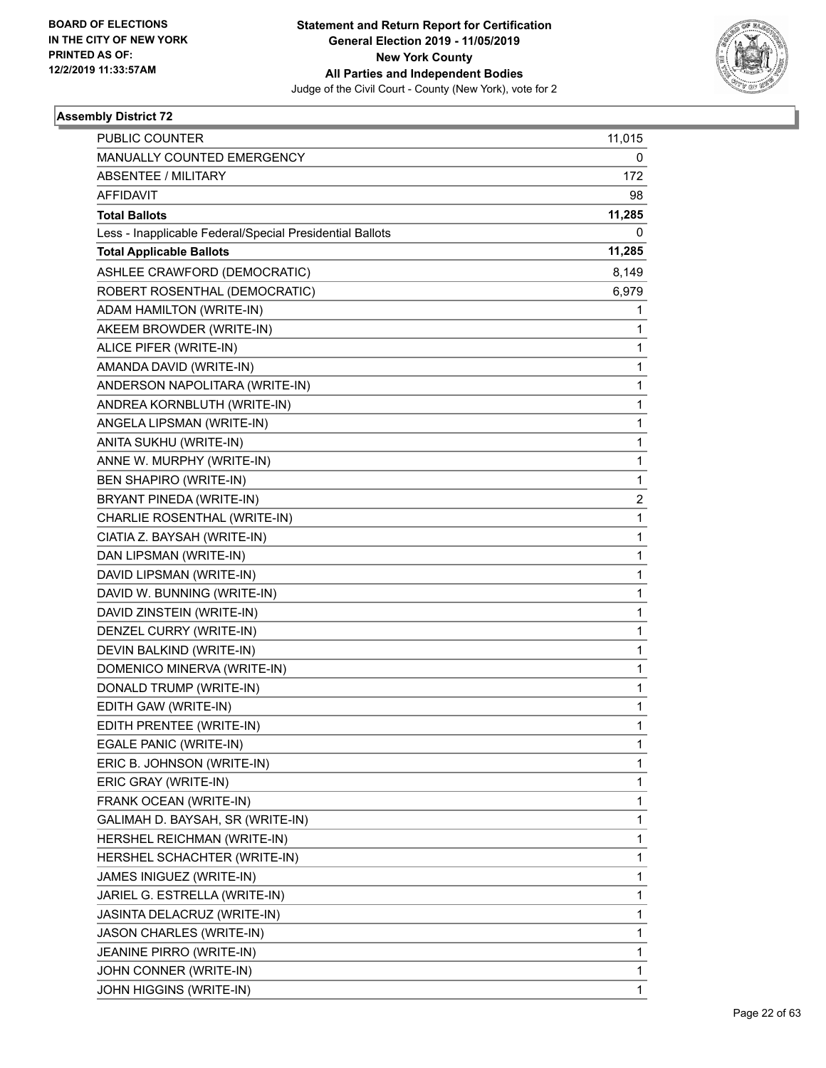BOARD OF ELECTIONS
IN THE CITY OF NEW YORK
PRINTED AS OF:
12/2/2019 11:33:57AM

**Statement and Return Report for Certification**
**General Election 2019 - 11/05/2019**
**New York County**
**All Parties and Independent Bodies**
Judge of the Civil Court - County (New York), vote for 2

### Assembly District 72

| | |
|---|---|
| PUBLIC COUNTER | 11,015 |
| MANUALLY COUNTED EMERGENCY | 0 |
| ABSENTEE / MILITARY | 172 |
| AFFIDAVIT | 98 |
| **Total Ballots** | **11,285** |
| Less - Inapplicable Federal/Special Presidential Ballots | 0 |
| **Total Applicable Ballots** | **11,285** |
| ASHLEE CRAWFORD (DEMOCRATIC) | 8,149 |
| ROBERT ROSENTHAL (DEMOCRATIC) | 6,979 |
| ADAM HAMILTON (WRITE-IN) | 1 |
| AKEEM BROWDER (WRITE-IN) | 1 |
| ALICE PIFER (WRITE-IN) | 1 |
| AMANDA DAVID (WRITE-IN) | 1 |
| ANDERSON NAPOLITARA (WRITE-IN) | 1 |
| ANDREA KORNBLUTH (WRITE-IN) | 1 |
| ANGELA LIPSMAN (WRITE-IN) | 1 |
| ANITA SUKHU (WRITE-IN) | 1 |
| ANNE W. MURPHY (WRITE-IN) | 1 |
| BEN SHAPIRO (WRITE-IN) | 1 |
| BRYANT PINEDA (WRITE-IN) | 2 |
| CHARLIE ROSENTHAL (WRITE-IN) | 1 |
| CIATIA Z. BAYSAH (WRITE-IN) | 1 |
| DAN LIPSMAN (WRITE-IN) | 1 |
| DAVID LIPSMAN (WRITE-IN) | 1 |
| DAVID W. BUNNING (WRITE-IN) | 1 |
| DAVID ZINSTEIN (WRITE-IN) | 1 |
| DENZEL CURRY (WRITE-IN) | 1 |
| DEVIN BALKIND (WRITE-IN) | 1 |
| DOMENICO MINERVA (WRITE-IN) | 1 |
| DONALD TRUMP (WRITE-IN) | 1 |
| EDITH GAW (WRITE-IN) | 1 |
| EDITH PRENTEE (WRITE-IN) | 1 |
| EGALE PANIC (WRITE-IN) | 1 |
| ERIC B. JOHNSON (WRITE-IN) | 1 |
| ERIC GRAY (WRITE-IN) | 1 |
| FRANK OCEAN (WRITE-IN) | 1 |
| GALIMAH D. BAYSAH, SR (WRITE-IN) | 1 |
| HERSHEL REICHMAN (WRITE-IN) | 1 |
| HERSHEL SCHACHTER (WRITE-IN) | 1 |
| JAMES INIGUEZ (WRITE-IN) | 1 |
| JARIEL G. ESTRELLA (WRITE-IN) | 1 |
| JASINTA DELACRUZ (WRITE-IN) | 1 |
| JASON CHARLES (WRITE-IN) | 1 |
| JEANINE PIRRO (WRITE-IN) | 1 |
| JOHN CONNER (WRITE-IN) | 1 |
| JOHN HIGGINS (WRITE-IN) | 1 |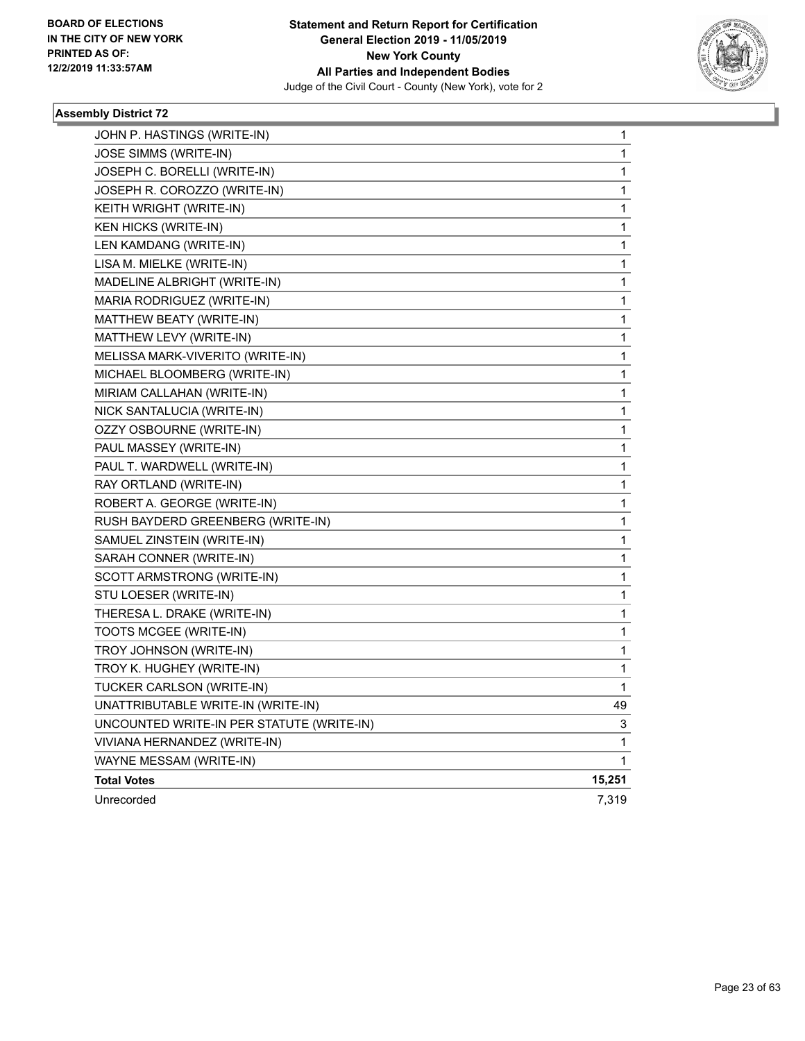**BOARD OF ELECTIONS IN THE CITY OF NEW YORK PRINTED AS OF: 12/2/2019 11:33:57AM**

**Statement and Return Report for Certification General Election 2019 - 11/05/2019 New York County All Parties and Independent Bodies**

Judge of the Civil Court - County (New York), vote for 2

### Assembly District 72

| | |
|---|---|
| JOHN P. HASTINGS (WRITE-IN) | 1 |
| JOSE SIMMS (WRITE-IN) | 1 |
| JOSEPH C. BORELLI (WRITE-IN) | 1 |
| JOSEPH R. COROZZO (WRITE-IN) | 1 |
| KEITH WRIGHT (WRITE-IN) | 1 |
| KEN HICKS (WRITE-IN) | 1 |
| LEN KAMDANG (WRITE-IN) | 1 |
| LISA M. MIELKE (WRITE-IN) | 1 |
| MADELINE ALBRIGHT (WRITE-IN) | 1 |
| MARIA RODRIGUEZ (WRITE-IN) | 1 |
| MATTHEW BEATY (WRITE-IN) | 1 |
| MATTHEW LEVY (WRITE-IN) | 1 |
| MELISSA MARK-VIVERITO (WRITE-IN) | 1 |
| MICHAEL BLOOMBERG (WRITE-IN) | 1 |
| MIRIAM CALLAHAN (WRITE-IN) | 1 |
| NICK SANTALUCIA (WRITE-IN) | 1 |
| OZZY OSBOURNE (WRITE-IN) | 1 |
| PAUL MASSEY (WRITE-IN) | 1 |
| PAUL T. WARDWELL (WRITE-IN) | 1 |
| RAY ORTLAND (WRITE-IN) | 1 |
| ROBERT A. GEORGE (WRITE-IN) | 1 |
| RUSH BAYDERD GREENBERG (WRITE-IN) | 1 |
| SAMUEL ZINSTEIN (WRITE-IN) | 1 |
| SARAH CONNER (WRITE-IN) | 1 |
| SCOTT ARMSTRONG (WRITE-IN) | 1 |
| STU LOESER (WRITE-IN) | 1 |
| THERESA L. DRAKE (WRITE-IN) | 1 |
| TOOTS MCGEE (WRITE-IN) | 1 |
| TROY JOHNSON (WRITE-IN) | 1 |
| TROY K. HUGHEY (WRITE-IN) | 1 |
| TUCKER CARLSON (WRITE-IN) | 1 |
| UNATTRIBUTABLE WRITE-IN (WRITE-IN) | 49 |
| UNCOUNTED WRITE-IN PER STATUTE (WRITE-IN) | 3 |
| VIVIANA HERNANDEZ (WRITE-IN) | 1 |
| WAYNE MESSAM (WRITE-IN) | 1 |
| **Total Votes** | **15,251** |
| Unrecorded | 7,319 |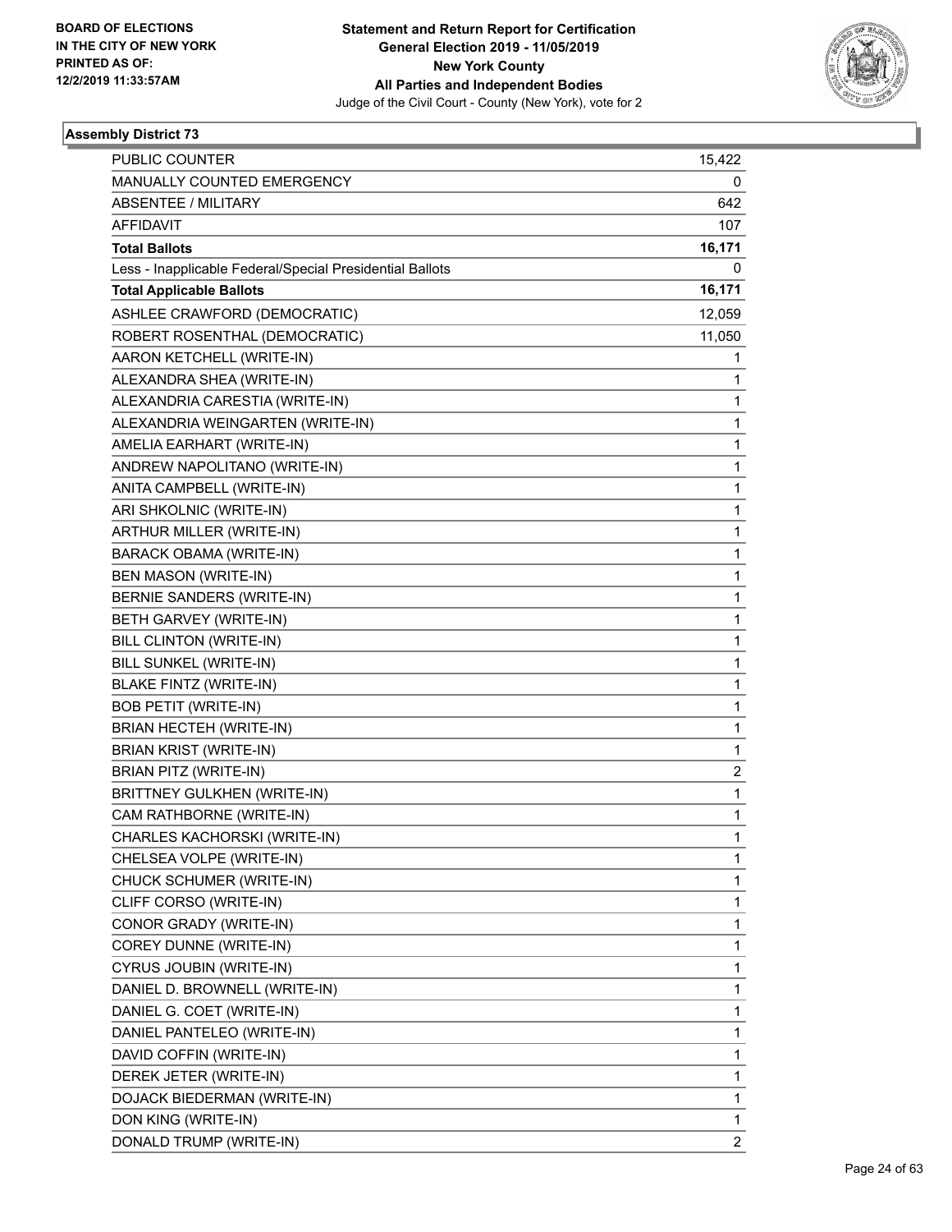**Assembly District 73**

| | |
|---|---|
| PUBLIC COUNTER | 15,422 |
| MANUALLY COUNTED EMERGENCY | 0 |
| ABSENTEE / MILITARY | 642 |
| AFFIDAVIT | 107 |
| **Total Ballots** | **16,171** |
| Less - Inapplicable Federal/Special Presidential Ballots | 0 |
| **Total Applicable Ballots** | **16,171** |
| ASHLEE CRAWFORD (DEMOCRATIC) | 12,059 |
| ROBERT ROSENTHAL (DEMOCRATIC) | 11,050 |
| AARON KETCHELL (WRITE-IN) | 1 |
| ALEXANDRA SHEA (WRITE-IN) | 1 |
| ALEXANDRIA CARESTIA (WRITE-IN) | 1 |
| ALEXANDRIA WEINGARTEN (WRITE-IN) | 1 |
| AMELIA EARHART (WRITE-IN) | 1 |
| ANDREW NAPOLITANO (WRITE-IN) | 1 |
| ANITA CAMPBELL (WRITE-IN) | 1 |
| ARI SHKOLNIC (WRITE-IN) | 1 |
| ARTHUR MILLER (WRITE-IN) | 1 |
| BARACK OBAMA (WRITE-IN) | 1 |
| BEN MASON (WRITE-IN) | 1 |
| BERNIE SANDERS (WRITE-IN) | 1 |
| BETH GARVEY (WRITE-IN) | 1 |
| BILL CLINTON (WRITE-IN) | 1 |
| BILL SUNKEL (WRITE-IN) | 1 |
| BLAKE FINTZ (WRITE-IN) | 1 |
| BOB PETIT (WRITE-IN) | 1 |
| BRIAN HECTEH (WRITE-IN) | 1 |
| BRIAN KRIST (WRITE-IN) | 1 |
| BRIAN PITZ (WRITE-IN) | 2 |
| BRITTNEY GULKHEN (WRITE-IN) | 1 |
| CAM RATHBORNE (WRITE-IN) | 1 |
| CHARLES KACHORSKI (WRITE-IN) | 1 |
| CHELSEA VOLPE (WRITE-IN) | 1 |
| CHUCK SCHUMER (WRITE-IN) | 1 |
| CLIFF CORSO (WRITE-IN) | 1 |
| CONOR GRADY (WRITE-IN) | 1 |
| COREY DUNNE (WRITE-IN) | 1 |
| CYRUS JOUBIN (WRITE-IN) | 1 |
| DANIEL D. BROWNELL (WRITE-IN) | 1 |
| DANIEL G. COET (WRITE-IN) | 1 |
| DANIEL PANTELEO (WRITE-IN) | 1 |
| DAVID COFFIN (WRITE-IN) | 1 |
| DEREK JETER (WRITE-IN) | 1 |
| DOJACK BIEDERMAN (WRITE-IN) | 1 |
| DON KING (WRITE-IN) | 1 |
| DONALD TRUMP (WRITE-IN) | 2 |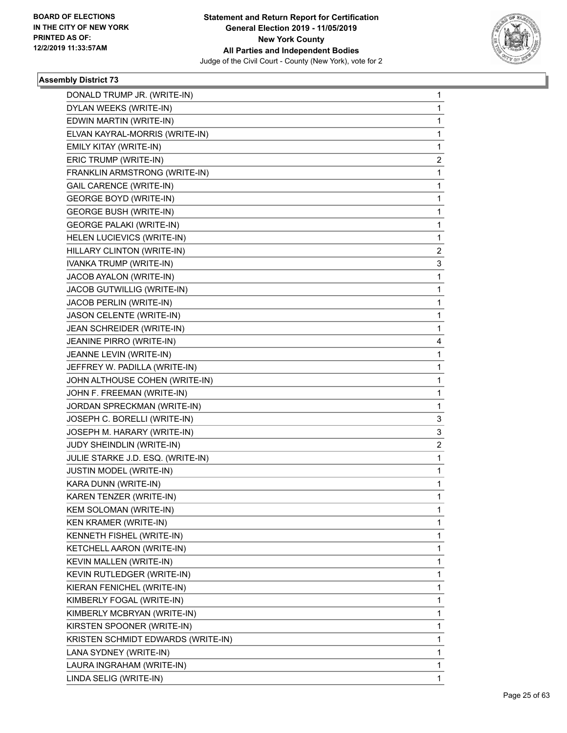**Assembly District 73**

| | |
|---|---|
| DONALD TRUMP JR. (WRITE-IN) | 1 |
| DYLAN WEEKS (WRITE-IN) | 1 |
| EDWIN MARTIN (WRITE-IN) | 1 |
| ELVAN KAYRAL-MORRIS (WRITE-IN) | 1 |
| EMILY KITAY (WRITE-IN) | 1 |
| ERIC TRUMP (WRITE-IN) | 2 |
| FRANKLIN ARMSTRONG (WRITE-IN) | 1 |
| GAIL CARENCE (WRITE-IN) | 1 |
| GEORGE BOYD (WRITE-IN) | 1 |
| GEORGE BUSH (WRITE-IN) | 1 |
| GEORGE PALAKI (WRITE-IN) | 1 |
| HELEN LUCIEVICS (WRITE-IN) | 1 |
| HILLARY CLINTON (WRITE-IN) | 2 |
| IVANKA TRUMP (WRITE-IN) | 3 |
| JACOB AYALON (WRITE-IN) | 1 |
| JACOB GUTWILLIG (WRITE-IN) | 1 |
| JACOB PERLIN (WRITE-IN) | 1 |
| JASON CELENTE (WRITE-IN) | 1 |
| JEAN SCHREIDER (WRITE-IN) | 1 |
| JEANINE PIRRO (WRITE-IN) | 4 |
| JEANNE LEVIN (WRITE-IN) | 1 |
| JEFFREY W. PADILLA (WRITE-IN) | 1 |
| JOHN ALTHOUSE COHEN (WRITE-IN) | 1 |
| JOHN F. FREEMAN (WRITE-IN) | 1 |
| JORDAN SPRECKMAN (WRITE-IN) | 1 |
| JOSEPH C. BORELLI (WRITE-IN) | 3 |
| JOSEPH M. HARARY (WRITE-IN) | 3 |
| JUDY SHEINDLIN (WRITE-IN) | 2 |
| JULIE STARKE J.D. ESQ. (WRITE-IN) | 1 |
| JUSTIN MODEL (WRITE-IN) | 1 |
| KARA DUNN (WRITE-IN) | 1 |
| KAREN TENZER (WRITE-IN) | 1 |
| KEM SOLOMAN (WRITE-IN) | 1 |
| KEN KRAMER (WRITE-IN) | 1 |
| KENNETH FISHEL (WRITE-IN) | 1 |
| KETCHELL AARON (WRITE-IN) | 1 |
| KEVIN MALLEN (WRITE-IN) | 1 |
| KEVIN RUTLEDGER (WRITE-IN) | 1 |
| KIERAN FENICHEL (WRITE-IN) | 1 |
| KIMBERLY FOGAL (WRITE-IN) | 1 |
| KIMBERLY MCBRYAN (WRITE-IN) | 1 |
| KIRSTEN SPOONER (WRITE-IN) | 1 |
| KRISTEN SCHMIDT EDWARDS (WRITE-IN) | 1 |
| LANA SYDNEY (WRITE-IN) | 1 |
| LAURA INGRAHAM (WRITE-IN) | 1 |
| LINDA SELIG (WRITE-IN) | 1 |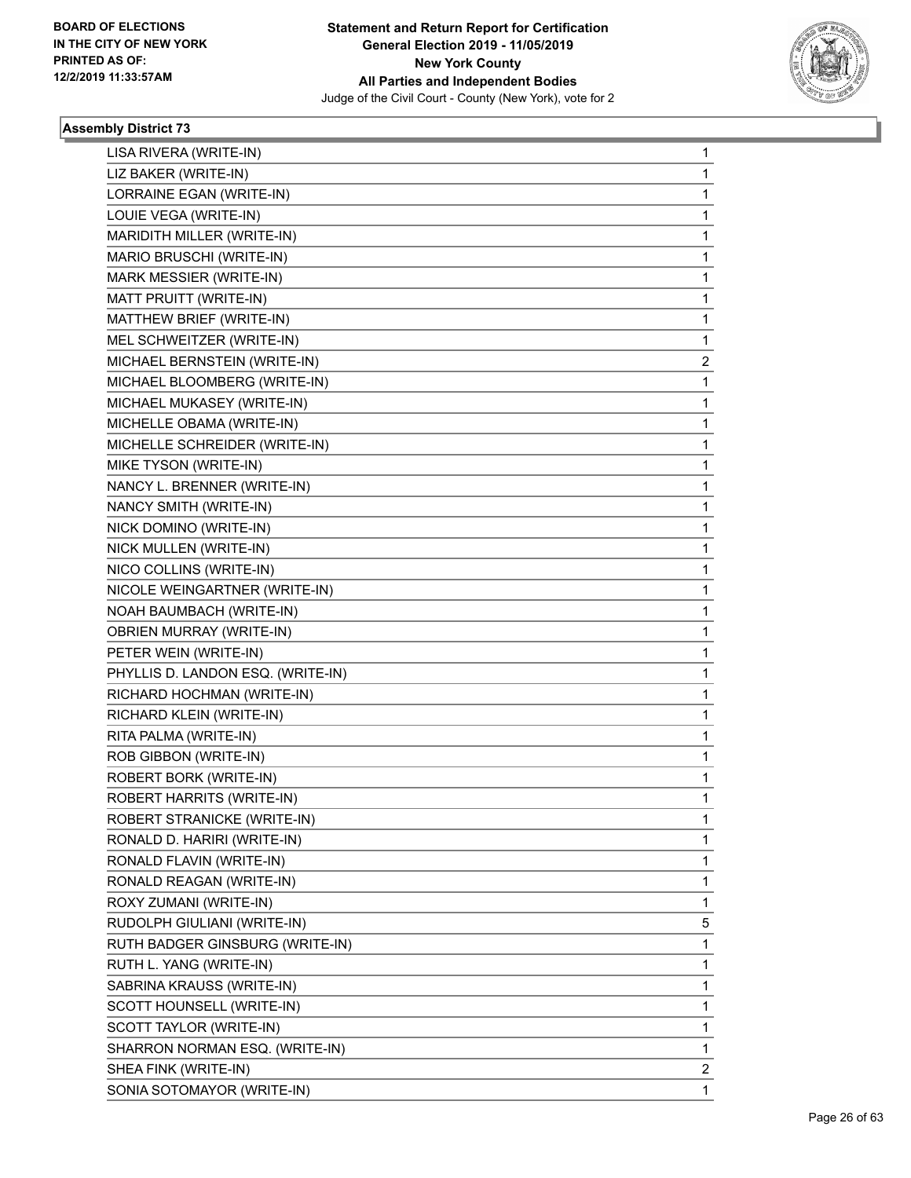**BOARD OF ELECTIONS IN THE CITY OF NEW YORK PRINTED AS OF: 12/2/2019 11:33:57AM**

**Statement and Return Report for Certification General Election 2019 - 11/05/2019 New York County All Parties and Independent Bodies**
Judge of the Civil Court - County (New York), vote for 2

### Assembly District 73

| | |
|---|---|
| LISA RIVERA (WRITE-IN) | 1 |
| LIZ BAKER (WRITE-IN) | 1 |
| LORRAINE EGAN (WRITE-IN) | 1 |
| LOUIE VEGA (WRITE-IN) | 1 |
| MARIDITH MILLER (WRITE-IN) | 1 |
| MARIO BRUSCHI (WRITE-IN) | 1 |
| MARK MESSIER (WRITE-IN) | 1 |
| MATT PRUITT (WRITE-IN) | 1 |
| MATTHEW BRIEF (WRITE-IN) | 1 |
| MEL SCHWEITZER (WRITE-IN) | 1 |
| MICHAEL BERNSTEIN (WRITE-IN) | 2 |
| MICHAEL BLOOMBERG (WRITE-IN) | 1 |
| MICHAEL MUKASEY (WRITE-IN) | 1 |
| MICHELLE OBAMA (WRITE-IN) | 1 |
| MICHELLE SCHREIDER (WRITE-IN) | 1 |
| MIKE TYSON (WRITE-IN) | 1 |
| NANCY L. BRENNER (WRITE-IN) | 1 |
| NANCY SMITH (WRITE-IN) | 1 |
| NICK DOMINO (WRITE-IN) | 1 |
| NICK MULLEN (WRITE-IN) | 1 |
| NICO COLLINS (WRITE-IN) | 1 |
| NICOLE WEINGARTNER (WRITE-IN) | 1 |
| NOAH BAUMBACH (WRITE-IN) | 1 |
| OBRIEN MURRAY (WRITE-IN) | 1 |
| PETER WEIN (WRITE-IN) | 1 |
| PHYLLIS D. LANDON ESQ. (WRITE-IN) | 1 |
| RICHARD HOCHMAN (WRITE-IN) | 1 |
| RICHARD KLEIN (WRITE-IN) | 1 |
| RITA PALMA (WRITE-IN) | 1 |
| ROB GIBBON (WRITE-IN) | 1 |
| ROBERT BORK (WRITE-IN) | 1 |
| ROBERT HARRITS (WRITE-IN) | 1 |
| ROBERT STRANICKE (WRITE-IN) | 1 |
| RONALD D. HARIRI (WRITE-IN) | 1 |
| RONALD FLAVIN (WRITE-IN) | 1 |
| RONALD REAGAN (WRITE-IN) | 1 |
| ROXY ZUMANI (WRITE-IN) | 1 |
| RUDOLPH GIULIANI (WRITE-IN) | 5 |
| RUTH BADGER GINSBURG (WRITE-IN) | 1 |
| RUTH L. YANG (WRITE-IN) | 1 |
| SABRINA KRAUSS (WRITE-IN) | 1 |
| SCOTT HOUNSELL (WRITE-IN) | 1 |
| SCOTT TAYLOR (WRITE-IN) | 1 |
| SHARRON NORMAN ESQ. (WRITE-IN) | 1 |
| SHEA FINK (WRITE-IN) | 2 |
| SONIA SOTOMAYOR (WRITE-IN) | 1 |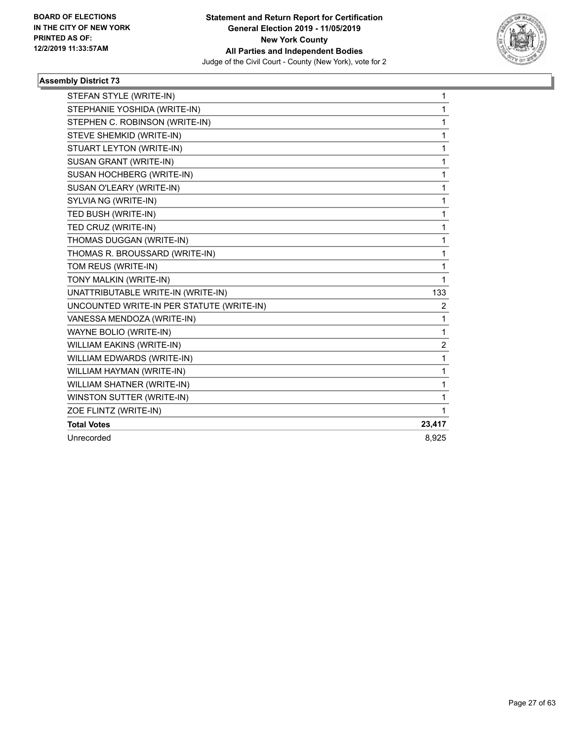**Statement and Return Report for Certification**
**General Election 2019 - 11/05/2019**
**New York County**
**All Parties and Independent Bodies**
Judge of the Civil Court - County (New York), vote for 2

BOARD OF ELECTIONS
IN THE CITY OF NEW YORK
PRINTED AS OF:
12/2/2019 11:33:57AM

### Assembly District 73

| | |
|---|---|
| STEFAN STYLE (WRITE-IN) | 1 |
| STEPHANIE YOSHIDA (WRITE-IN) | 1 |
| STEPHEN C. ROBINSON (WRITE-IN) | 1 |
| STEVE SHEMKID (WRITE-IN) | 1 |
| STUART LEYTON (WRITE-IN) | 1 |
| SUSAN GRANT (WRITE-IN) | 1 |
| SUSAN HOCHBERG (WRITE-IN) | 1 |
| SUSAN O'LEARY (WRITE-IN) | 1 |
| SYLVIA NG (WRITE-IN) | 1 |
| TED BUSH (WRITE-IN) | 1 |
| TED CRUZ (WRITE-IN) | 1 |
| THOMAS DUGGAN (WRITE-IN) | 1 |
| THOMAS R. BROUSSARD (WRITE-IN) | 1 |
| TOM REUS (WRITE-IN) | 1 |
| TONY MALKIN (WRITE-IN) | 1 |
| UNATTRIBUTABLE WRITE-IN (WRITE-IN) | 133 |
| UNCOUNTED WRITE-IN PER STATUTE (WRITE-IN) | 2 |
| VANESSA MENDOZA (WRITE-IN) | 1 |
| WAYNE BOLIO (WRITE-IN) | 1 |
| WILLIAM EAKINS (WRITE-IN) | 2 |
| WILLIAM EDWARDS (WRITE-IN) | 1 |
| WILLIAM HAYMAN (WRITE-IN) | 1 |
| WILLIAM SHATNER (WRITE-IN) | 1 |
| WINSTON SUTTER (WRITE-IN) | 1 |
| ZOE FLINTZ (WRITE-IN) | 1 |
| **Total Votes** | **23,417** |
| Unrecorded | 8,925 |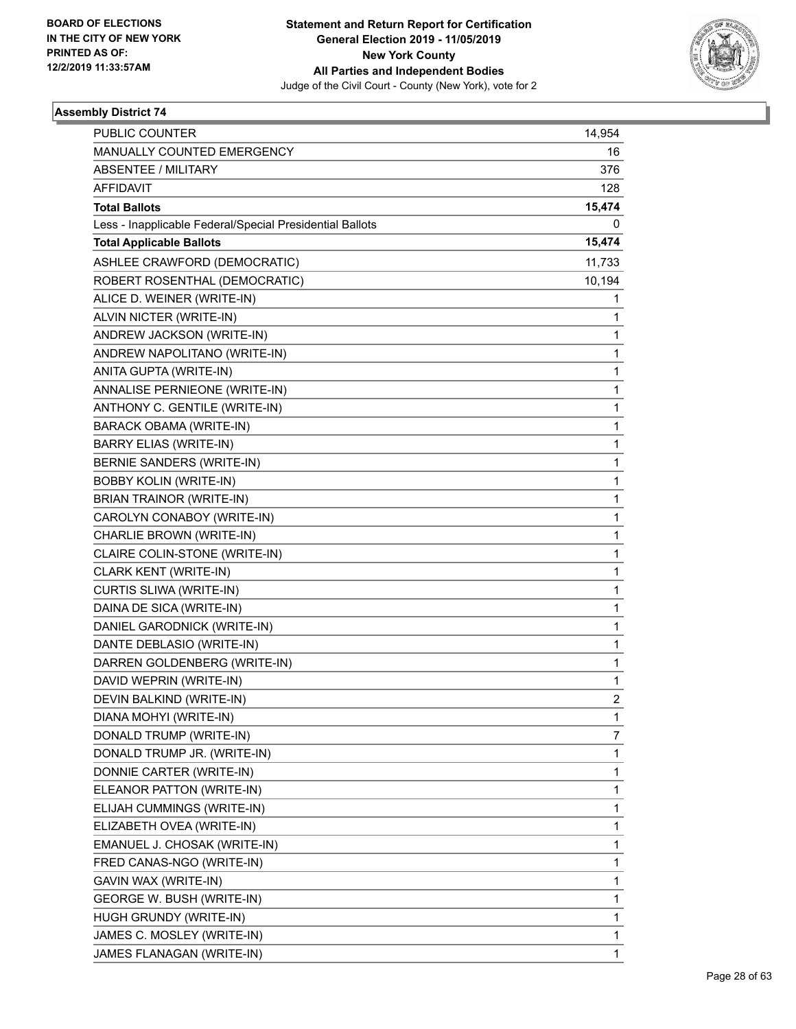**Statement and Return Report for Certification**
**General Election 2019 - 11/05/2019**
**New York County**
**All Parties and Independent Bodies**
Judge of the Civil Court - County (New York), vote for 2

BOARD OF ELECTIONS
IN THE CITY OF NEW YORK
PRINTED AS OF:
12/2/2019 11:33:57AM

### Assembly District 74

| | |
|---|---|
| PUBLIC COUNTER | 14,954 |
| MANUALLY COUNTED EMERGENCY | 16 |
| ABSENTEE / MILITARY | 376 |
| AFFIDAVIT | 128 |
| **Total Ballots** | **15,474** |
| Less - Inapplicable Federal/Special Presidential Ballots | 0 |
| **Total Applicable Ballots** | **15,474** |
| ASHLEE CRAWFORD (DEMOCRATIC) | 11,733 |
| ROBERT ROSENTHAL (DEMOCRATIC) | 10,194 |
| ALICE D. WEINER (WRITE-IN) | 1 |
| ALVIN NICTER (WRITE-IN) | 1 |
| ANDREW JACKSON (WRITE-IN) | 1 |
| ANDREW NAPOLITANO (WRITE-IN) | 1 |
| ANITA GUPTA (WRITE-IN) | 1 |
| ANNALISE PERNIEONE (WRITE-IN) | 1 |
| ANTHONY C. GENTILE (WRITE-IN) | 1 |
| BARACK OBAMA (WRITE-IN) | 1 |
| BARRY ELIAS (WRITE-IN) | 1 |
| BERNIE SANDERS (WRITE-IN) | 1 |
| BOBBY KOLIN (WRITE-IN) | 1 |
| BRIAN TRAINOR (WRITE-IN) | 1 |
| CAROLYN CONABOY (WRITE-IN) | 1 |
| CHARLIE BROWN (WRITE-IN) | 1 |
| CLAIRE COLIN-STONE (WRITE-IN) | 1 |
| CLARK KENT (WRITE-IN) | 1 |
| CURTIS SLIWA (WRITE-IN) | 1 |
| DAINA DE SICA (WRITE-IN) | 1 |
| DANIEL GARODNICK (WRITE-IN) | 1 |
| DANTE DEBLASIO (WRITE-IN) | 1 |
| DARREN GOLDENBERG (WRITE-IN) | 1 |
| DAVID WEPRIN (WRITE-IN) | 1 |
| DEVIN BALKIND (WRITE-IN) | 2 |
| DIANA MOHYI (WRITE-IN) | 1 |
| DONALD TRUMP (WRITE-IN) | 7 |
| DONALD TRUMP JR. (WRITE-IN) | 1 |
| DONNIE CARTER (WRITE-IN) | 1 |
| ELEANOR PATTON (WRITE-IN) | 1 |
| ELIJAH CUMMINGS (WRITE-IN) | 1 |
| ELIZABETH OVEA (WRITE-IN) | 1 |
| EMANUEL J. CHOSAK (WRITE-IN) | 1 |
| FRED CANAS-NGO (WRITE-IN) | 1 |
| GAVIN WAX (WRITE-IN) | 1 |
| GEORGE W. BUSH (WRITE-IN) | 1 |
| HUGH GRUNDY (WRITE-IN) | 1 |
| JAMES C. MOSLEY (WRITE-IN) | 1 |
| JAMES FLANAGAN (WRITE-IN) | 1 |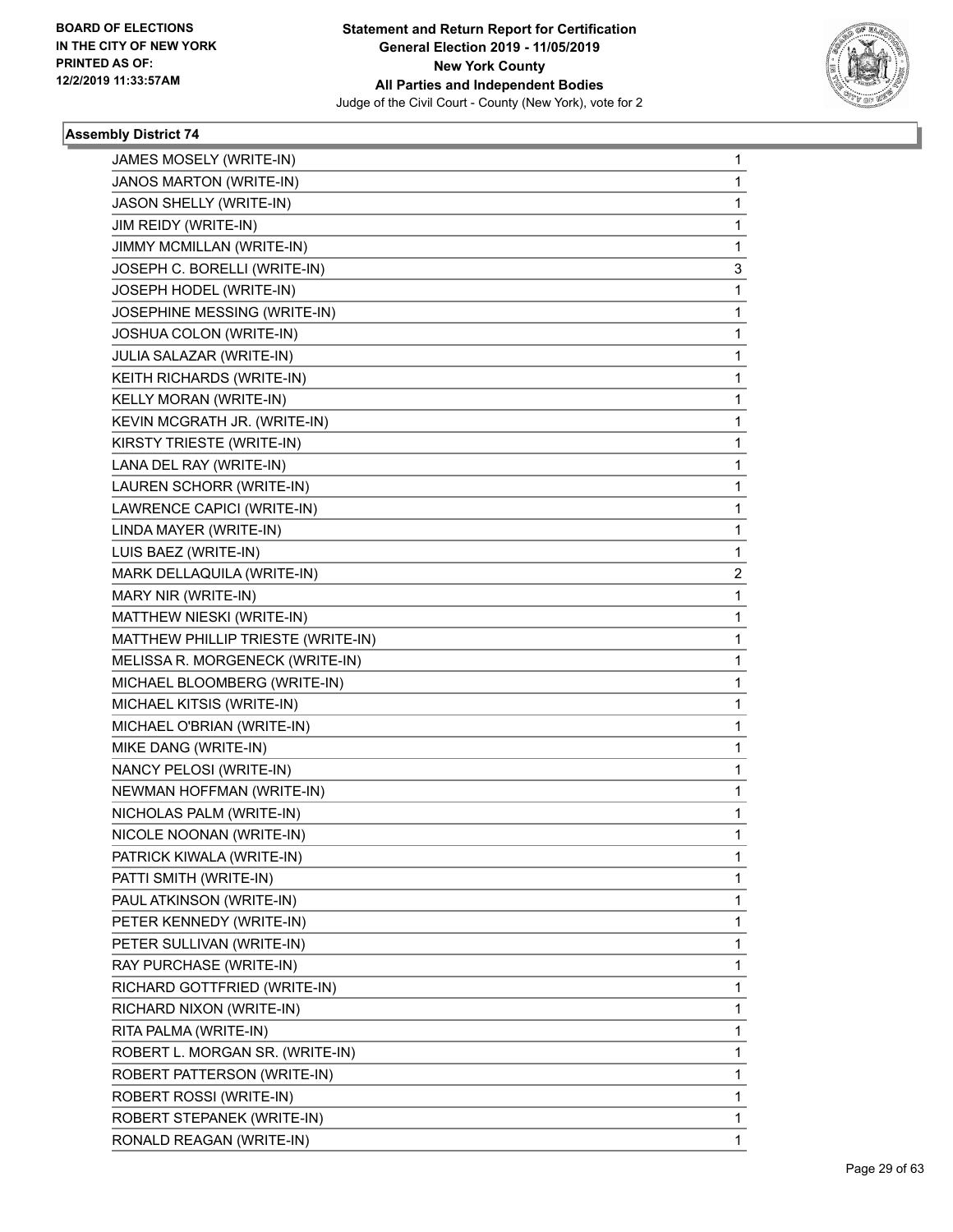**Assembly District 74**

| | |
|---|---|
| JAMES MOSELY (WRITE-IN) | 1 |
| JANOS MARTON (WRITE-IN) | 1 |
| JASON SHELLY (WRITE-IN) | 1 |
| JIM REIDY (WRITE-IN) | 1 |
| JIMMY MCMILLAN (WRITE-IN) | 1 |
| JOSEPH C. BORELLI (WRITE-IN) | 3 |
| JOSEPH HODEL (WRITE-IN) | 1 |
| JOSEPHINE MESSING (WRITE-IN) | 1 |
| JOSHUA COLON (WRITE-IN) | 1 |
| JULIA SALAZAR (WRITE-IN) | 1 |
| KEITH RICHARDS (WRITE-IN) | 1 |
| KELLY MORAN (WRITE-IN) | 1 |
| KEVIN MCGRATH JR. (WRITE-IN) | 1 |
| KIRSTY TRIESTE (WRITE-IN) | 1 |
| LANA DEL RAY (WRITE-IN) | 1 |
| LAUREN SCHORR (WRITE-IN) | 1 |
| LAWRENCE CAPICI (WRITE-IN) | 1 |
| LINDA MAYER (WRITE-IN) | 1 |
| LUIS BAEZ (WRITE-IN) | 1 |
| MARK DELLAQUILA (WRITE-IN) | 2 |
| MARY NIR (WRITE-IN) | 1 |
| MATTHEW NIESKI (WRITE-IN) | 1 |
| MATTHEW PHILLIP TRIESTE (WRITE-IN) | 1 |
| MELISSA R. MORGENECK (WRITE-IN) | 1 |
| MICHAEL BLOOMBERG (WRITE-IN) | 1 |
| MICHAEL KITSIS (WRITE-IN) | 1 |
| MICHAEL O'BRIAN (WRITE-IN) | 1 |
| MIKE DANG (WRITE-IN) | 1 |
| NANCY PELOSI (WRITE-IN) | 1 |
| NEWMAN HOFFMAN (WRITE-IN) | 1 |
| NICHOLAS PALM (WRITE-IN) | 1 |
| NICOLE NOONAN (WRITE-IN) | 1 |
| PATRICK KIWALA (WRITE-IN) | 1 |
| PATTI SMITH (WRITE-IN) | 1 |
| PAUL ATKINSON (WRITE-IN) | 1 |
| PETER KENNEDY (WRITE-IN) | 1 |
| PETER SULLIVAN (WRITE-IN) | 1 |
| RAY PURCHASE (WRITE-IN) | 1 |
| RICHARD GOTTFRIED (WRITE-IN) | 1 |
| RICHARD NIXON (WRITE-IN) | 1 |
| RITA PALMA (WRITE-IN) | 1 |
| ROBERT L. MORGAN SR. (WRITE-IN) | 1 |
| ROBERT PATTERSON (WRITE-IN) | 1 |
| ROBERT ROSSI (WRITE-IN) | 1 |
| ROBERT STEPANEK (WRITE-IN) | 1 |
| RONALD REAGAN (WRITE-IN) | 1 |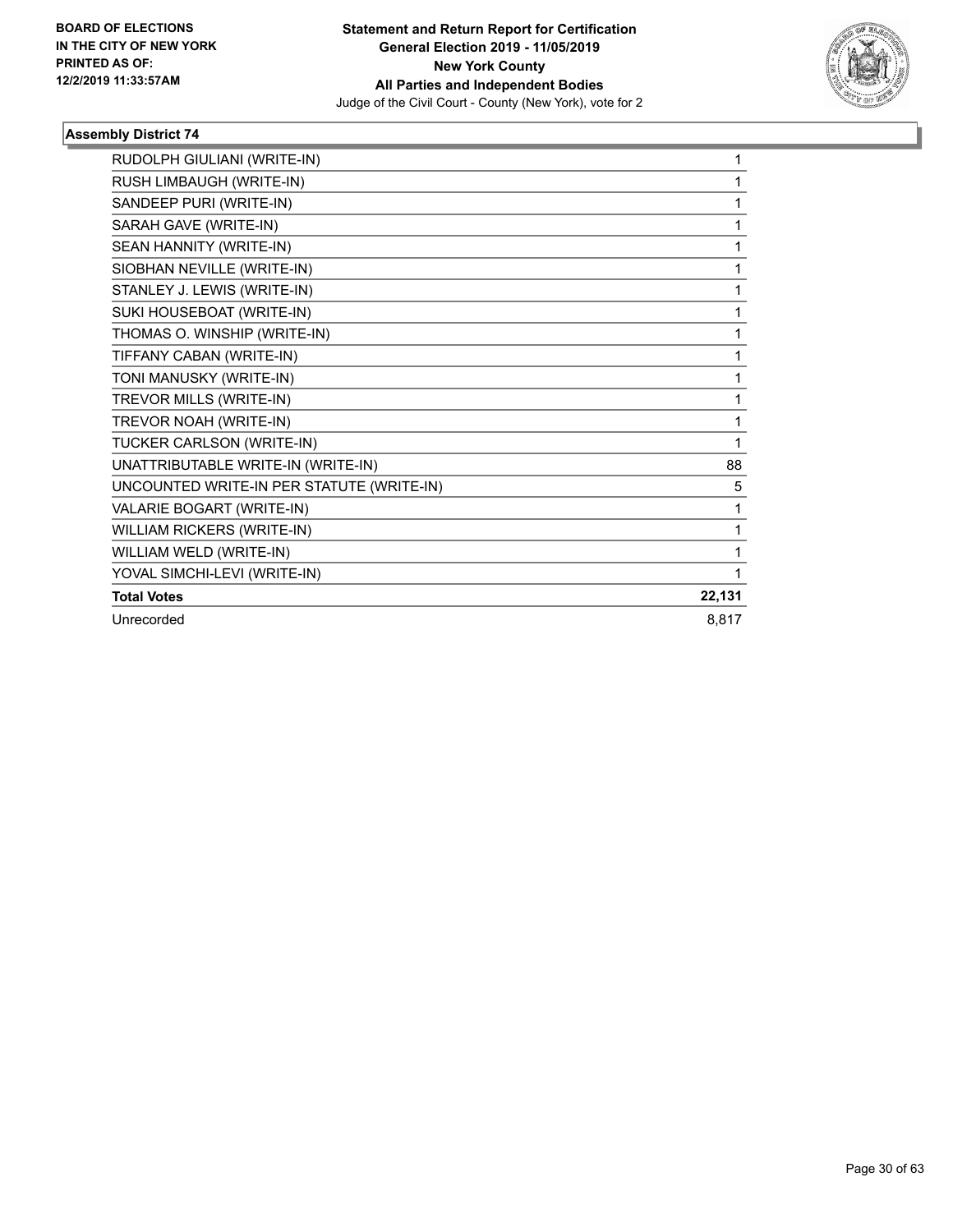**Statement and Return Report for Certification**
**General Election 2019 - 11/05/2019**
**New York County**
**All Parties and Independent Bodies**
Judge of the Civil Court - County (New York), vote for 2

BOARD OF ELECTIONS
IN THE CITY OF NEW YORK
PRINTED AS OF:
12/2/2019 11:33:57AM

### Assembly District 74

| | |
|---|---|
| RUDOLPH GIULIANI (WRITE-IN) | 1 |
| RUSH LIMBAUGH (WRITE-IN) | 1 |
| SANDEEP PURI (WRITE-IN) | 1 |
| SARAH GAVE (WRITE-IN) | 1 |
| SEAN HANNITY (WRITE-IN) | 1 |
| SIOBHAN NEVILLE (WRITE-IN) | 1 |
| STANLEY J. LEWIS (WRITE-IN) | 1 |
| SUKI HOUSEBOAT (WRITE-IN) | 1 |
| THOMAS O. WINSHIP (WRITE-IN) | 1 |
| TIFFANY CABAN (WRITE-IN) | 1 |
| TONI MANUSKY (WRITE-IN) | 1 |
| TREVOR MILLS (WRITE-IN) | 1 |
| TREVOR NOAH (WRITE-IN) | 1 |
| TUCKER CARLSON (WRITE-IN) | 1 |
| UNATTRIBUTABLE WRITE-IN (WRITE-IN) | 88 |
| UNCOUNTED WRITE-IN PER STATUTE (WRITE-IN) | 5 |
| VALARIE BOGART (WRITE-IN) | 1 |
| WILLIAM RICKERS (WRITE-IN) | 1 |
| WILLIAM WELD (WRITE-IN) | 1 |
| YOVAL SIMCHI-LEVI (WRITE-IN) | 1 |
| **Total Votes** | **22,131** |
| Unrecorded | 8,817 |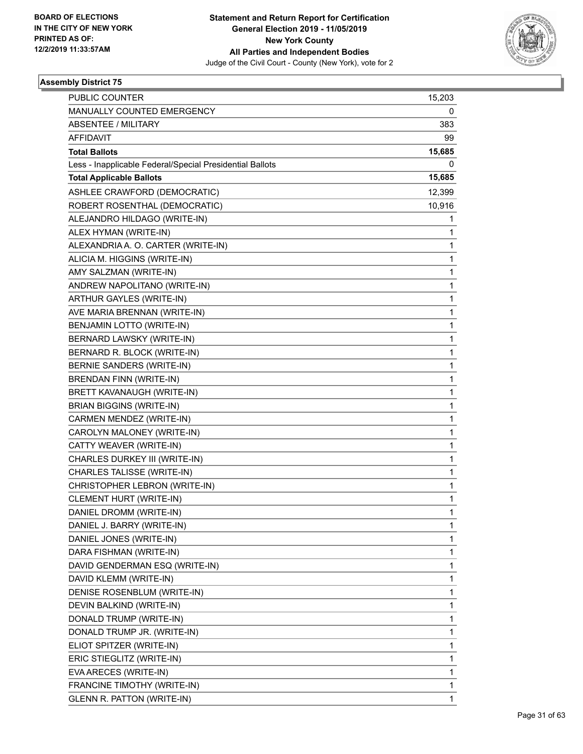BOARD OF ELECTIONS
IN THE CITY OF NEW YORK
PRINTED AS OF:
12/2/2019 11:33:57AM

**Statement and Return Report for Certification**
**General Election 2019 - 11/05/2019**
**New York County**
**All Parties and Independent Bodies**
Judge of the Civil Court - County (New York), vote for 2

### Assembly District 75

| | |
|---|---|
| PUBLIC COUNTER | 15,203 |
| MANUALLY COUNTED EMERGENCY | 0 |
| ABSENTEE / MILITARY | 383 |
| AFFIDAVIT | 99 |
| **Total Ballots** | **15,685** |
| Less - Inapplicable Federal/Special Presidential Ballots | 0 |
| **Total Applicable Ballots** | **15,685** |
| ASHLEE CRAWFORD (DEMOCRATIC) | 12,399 |
| ROBERT ROSENTHAL (DEMOCRATIC) | 10,916 |
| ALEJANDRO HILDAGO (WRITE-IN) | 1 |
| ALEX HYMAN (WRITE-IN) | 1 |
| ALEXANDRIA A. O. CARTER (WRITE-IN) | 1 |
| ALICIA M. HIGGINS (WRITE-IN) | 1 |
| AMY SALZMAN (WRITE-IN) | 1 |
| ANDREW NAPOLITANO (WRITE-IN) | 1 |
| ARTHUR GAYLES (WRITE-IN) | 1 |
| AVE MARIA BRENNAN (WRITE-IN) | 1 |
| BENJAMIN LOTTO (WRITE-IN) | 1 |
| BERNARD LAWSKY (WRITE-IN) | 1 |
| BERNARD R. BLOCK (WRITE-IN) | 1 |
| BERNIE SANDERS (WRITE-IN) | 1 |
| BRENDAN FINN (WRITE-IN) | 1 |
| BRETT KAVANAUGH (WRITE-IN) | 1 |
| BRIAN BIGGINS (WRITE-IN) | 1 |
| CARMEN MENDEZ (WRITE-IN) | 1 |
| CAROLYN MALONEY (WRITE-IN) | 1 |
| CATTY WEAVER (WRITE-IN) | 1 |
| CHARLES DURKEY III (WRITE-IN) | 1 |
| CHARLES TALISSE (WRITE-IN) | 1 |
| CHRISTOPHER LEBRON (WRITE-IN) | 1 |
| CLEMENT HURT (WRITE-IN) | 1 |
| DANIEL DROMM (WRITE-IN) | 1 |
| DANIEL J. BARRY (WRITE-IN) | 1 |
| DANIEL JONES (WRITE-IN) | 1 |
| DARA FISHMAN (WRITE-IN) | 1 |
| DAVID GENDERMAN ESQ (WRITE-IN) | 1 |
| DAVID KLEMM (WRITE-IN) | 1 |
| DENISE ROSENBLUM (WRITE-IN) | 1 |
| DEVIN BALKIND (WRITE-IN) | 1 |
| DONALD TRUMP (WRITE-IN) | 1 |
| DONALD TRUMP JR. (WRITE-IN) | 1 |
| ELIOT SPITZER (WRITE-IN) | 1 |
| ERIC STIEGLITZ (WRITE-IN) | 1 |
| EVA ARECES (WRITE-IN) | 1 |
| FRANCINE TIMOTHY (WRITE-IN) | 1 |
| GLENN R. PATTON (WRITE-IN) | 1 |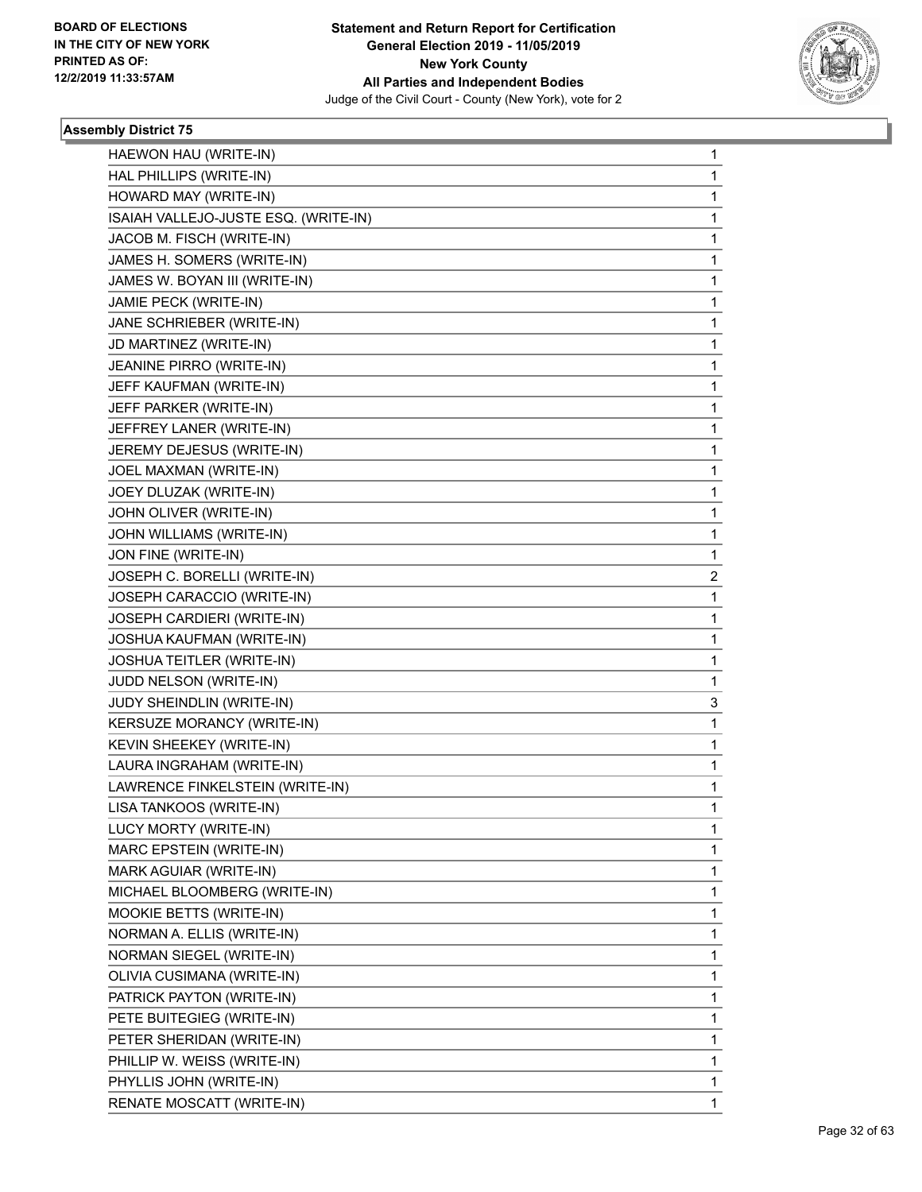**Statement and Return Report for Certification**
**General Election 2019 - 11/05/2019**
**New York County**
**All Parties and Independent Bodies**
Judge of the Civil Court - County (New York), vote for 2

BOARD OF ELECTIONS
IN THE CITY OF NEW YORK
PRINTED AS OF:
12/2/2019 11:33:57AM

### Assembly District 75

| | |
|---|---|
| HAEWON HAU (WRITE-IN) | 1 |
| HAL PHILLIPS (WRITE-IN) | 1 |
| HOWARD MAY (WRITE-IN) | 1 |
| ISAIAH VALLEJO-JUSTE ESQ. (WRITE-IN) | 1 |
| JACOB M. FISCH (WRITE-IN) | 1 |
| JAMES H. SOMERS (WRITE-IN) | 1 |
| JAMES W. BOYAN III (WRITE-IN) | 1 |
| JAMIE PECK (WRITE-IN) | 1 |
| JANE SCHRIEBER (WRITE-IN) | 1 |
| JD MARTINEZ (WRITE-IN) | 1 |
| JEANINE PIRRO (WRITE-IN) | 1 |
| JEFF KAUFMAN (WRITE-IN) | 1 |
| JEFF PARKER (WRITE-IN) | 1 |
| JEFFREY LANER (WRITE-IN) | 1 |
| JEREMY DEJESUS (WRITE-IN) | 1 |
| JOEL MAXMAN (WRITE-IN) | 1 |
| JOEY DLUZAK (WRITE-IN) | 1 |
| JOHN OLIVER (WRITE-IN) | 1 |
| JOHN WILLIAMS (WRITE-IN) | 1 |
| JON FINE (WRITE-IN) | 1 |
| JOSEPH C. BORELLI (WRITE-IN) | 2 |
| JOSEPH CARACCIO (WRITE-IN) | 1 |
| JOSEPH CARDIERI (WRITE-IN) | 1 |
| JOSHUA KAUFMAN (WRITE-IN) | 1 |
| JOSHUA TEITLER (WRITE-IN) | 1 |
| JUDD NELSON (WRITE-IN) | 1 |
| JUDY SHEINDLIN (WRITE-IN) | 3 |
| KERSUZE MORANCY (WRITE-IN) | 1 |
| KEVIN SHEEKEY (WRITE-IN) | 1 |
| LAURA INGRAHAM (WRITE-IN) | 1 |
| LAWRENCE FINKELSTEIN (WRITE-IN) | 1 |
| LISA TANKOOS (WRITE-IN) | 1 |
| LUCY MORTY (WRITE-IN) | 1 |
| MARC EPSTEIN (WRITE-IN) | 1 |
| MARK AGUIAR (WRITE-IN) | 1 |
| MICHAEL BLOOMBERG (WRITE-IN) | 1 |
| MOOKIE BETTS (WRITE-IN) | 1 |
| NORMAN A. ELLIS (WRITE-IN) | 1 |
| NORMAN SIEGEL (WRITE-IN) | 1 |
| OLIVIA CUSIMANA (WRITE-IN) | 1 |
| PATRICK PAYTON (WRITE-IN) | 1 |
| PETE BUITEGIEG (WRITE-IN) | 1 |
| PETER SHERIDAN (WRITE-IN) | 1 |
| PHILLIP W. WEISS (WRITE-IN) | 1 |
| PHYLLIS JOHN (WRITE-IN) | 1 |
| RENATE MOSCATT (WRITE-IN) | 1 |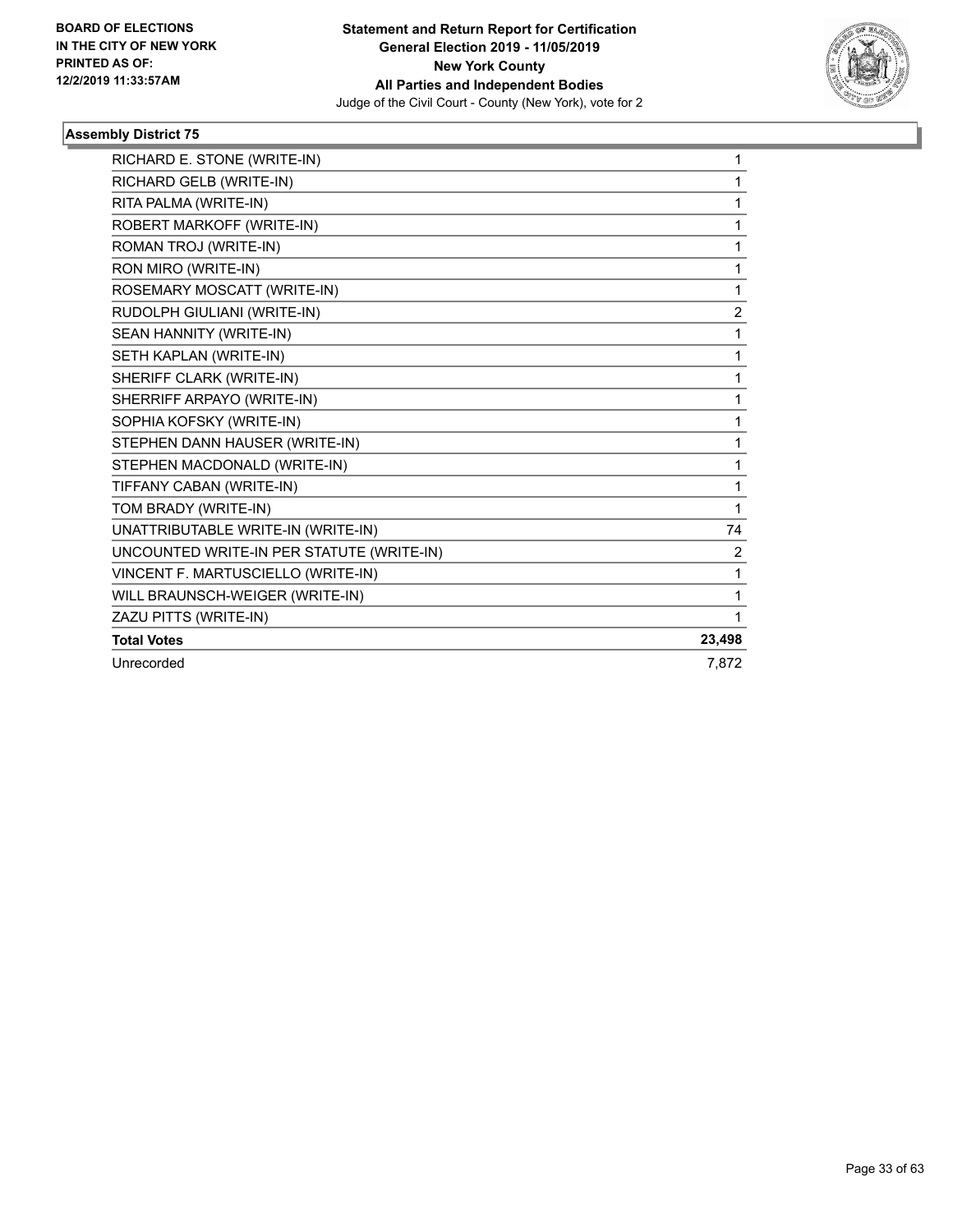## Assembly District 75

| | |
|---|---|
| RICHARD E. STONE (WRITE-IN) | 1 |
| RICHARD GELB (WRITE-IN) | 1 |
| RITA PALMA (WRITE-IN) | 1 |
| ROBERT MARKOFF (WRITE-IN) | 1 |
| ROMAN TROJ (WRITE-IN) | 1 |
| RON MIRO (WRITE-IN) | 1 |
| ROSEMARY MOSCATT (WRITE-IN) | 1 |
| RUDOLPH GIULIANI (WRITE-IN) | 2 |
| SEAN HANNITY (WRITE-IN) | 1 |
| SETH KAPLAN (WRITE-IN) | 1 |
| SHERIFF CLARK (WRITE-IN) | 1 |
| SHERRIFF ARPAYO (WRITE-IN) | 1 |
| SOPHIA KOFSKY (WRITE-IN) | 1 |
| STEPHEN DANN HAUSER (WRITE-IN) | 1 |
| STEPHEN MACDONALD (WRITE-IN) | 1 |
| TIFFANY CABAN (WRITE-IN) | 1 |
| TOM BRADY (WRITE-IN) | 1 |
| UNATTRIBUTABLE WRITE-IN (WRITE-IN) | 74 |
| UNCOUNTED WRITE-IN PER STATUTE (WRITE-IN) | 2 |
| VINCENT F. MARTUSCIELLO (WRITE-IN) | 1 |
| WILL BRAUNSCH-WEIGER (WRITE-IN) | 1 |
| ZAZU PITTS (WRITE-IN) | 1 |
| **Total Votes** | **23,498** |
| Unrecorded | 7,872 |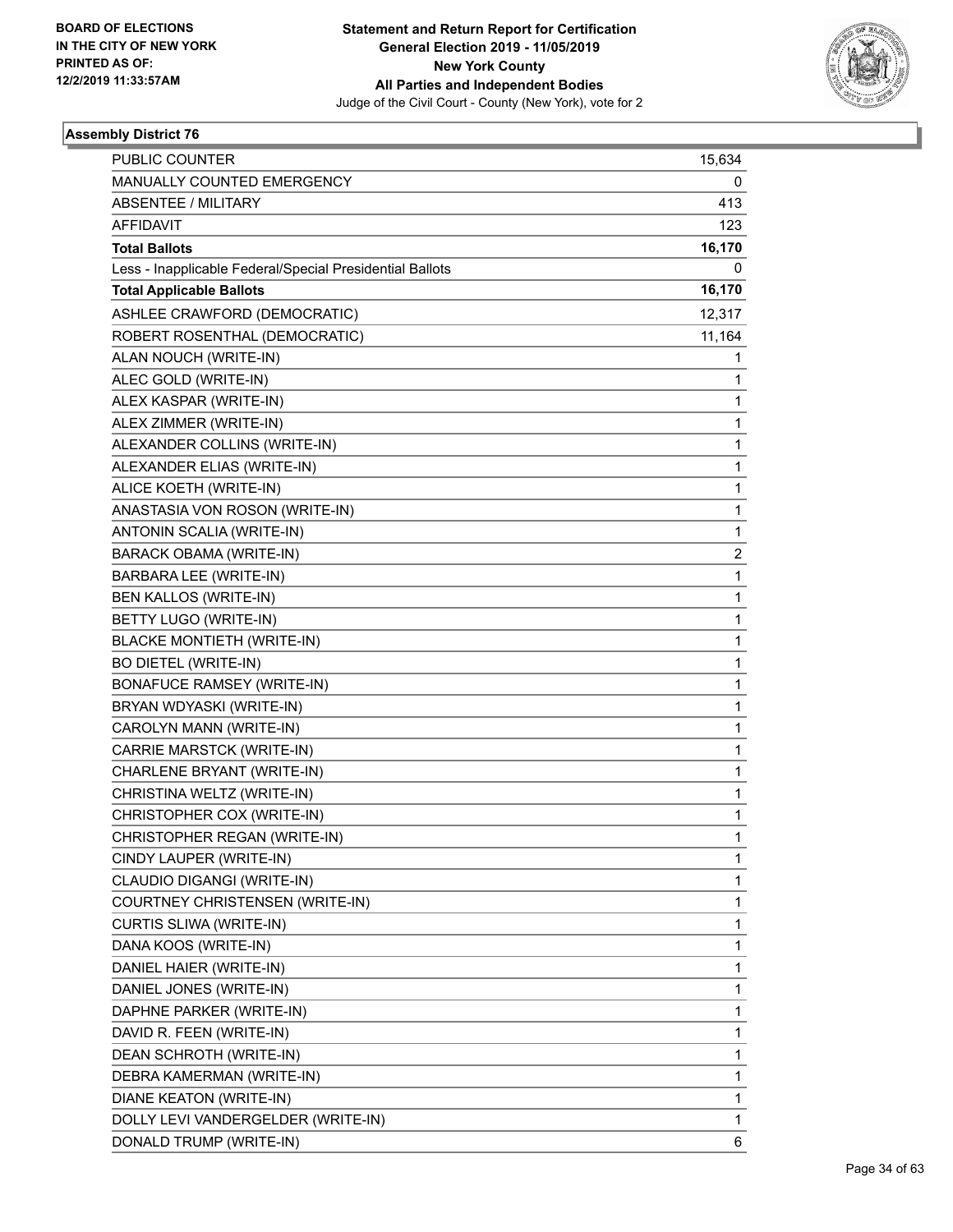**BOARD OF ELECTIONS IN THE CITY OF NEW YORK PRINTED AS OF: 12/2/2019 11:33:57AM**

**Statement and Return Report for Certification General Election 2019 - 11/05/2019 New York County All Parties and Independent Bodies**

Judge of the Civil Court - County (New York), vote for 2

### Assembly District 76

| | |
|---|---|
| PUBLIC COUNTER | 15,634 |
| MANUALLY COUNTED EMERGENCY | 0 |
| ABSENTEE / MILITARY | 413 |
| AFFIDAVIT | 123 |
| **Total Ballots** | **16,170** |
| Less - Inapplicable Federal/Special Presidential Ballots | 0 |
| **Total Applicable Ballots** | **16,170** |
| ASHLEE CRAWFORD (DEMOCRATIC) | 12,317 |
| ROBERT ROSENTHAL (DEMOCRATIC) | 11,164 |
| ALAN NOUCH (WRITE-IN) | 1 |
| ALEC GOLD (WRITE-IN) | 1 |
| ALEX KASPAR (WRITE-IN) | 1 |
| ALEX ZIMMER (WRITE-IN) | 1 |
| ALEXANDER COLLINS (WRITE-IN) | 1 |
| ALEXANDER ELIAS (WRITE-IN) | 1 |
| ALICE KOETH (WRITE-IN) | 1 |
| ANASTASIA VON ROSON (WRITE-IN) | 1 |
| ANTONIN SCALIA (WRITE-IN) | 1 |
| BARACK OBAMA (WRITE-IN) | 2 |
| BARBARA LEE (WRITE-IN) | 1 |
| BEN KALLOS (WRITE-IN) | 1 |
| BETTY LUGO (WRITE-IN) | 1 |
| BLACKE MONTIETH (WRITE-IN) | 1 |
| BO DIETEL (WRITE-IN) | 1 |
| BONAFUCE RAMSEY (WRITE-IN) | 1 |
| BRYAN WDYASKI (WRITE-IN) | 1 |
| CAROLYN MANN (WRITE-IN) | 1 |
| CARRIE MARSTCK (WRITE-IN) | 1 |
| CHARLENE BRYANT (WRITE-IN) | 1 |
| CHRISTINA WELTZ (WRITE-IN) | 1 |
| CHRISTOPHER COX (WRITE-IN) | 1 |
| CHRISTOPHER REGAN (WRITE-IN) | 1 |
| CINDY LAUPER (WRITE-IN) | 1 |
| CLAUDIO DIGANGI (WRITE-IN) | 1 |
| COURTNEY CHRISTENSEN (WRITE-IN) | 1 |
| CURTIS SLIWA (WRITE-IN) | 1 |
| DANA KOOS (WRITE-IN) | 1 |
| DANIEL HAIER (WRITE-IN) | 1 |
| DANIEL JONES (WRITE-IN) | 1 |
| DAPHNE PARKER (WRITE-IN) | 1 |
| DAVID R. FEEN (WRITE-IN) | 1 |
| DEAN SCHROTH (WRITE-IN) | 1 |
| DEBRA KAMERMAN (WRITE-IN) | 1 |
| DIANE KEATON (WRITE-IN) | 1 |
| DOLLY LEVI VANDERGELDER (WRITE-IN) | 1 |
| DONALD TRUMP (WRITE-IN) | 6 |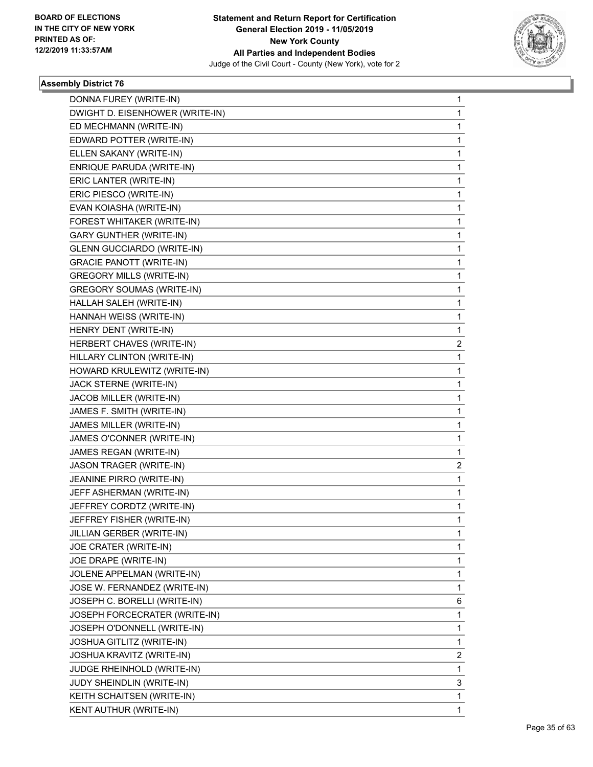**Statement and Return Report for Certification**
**General Election 2019 - 11/05/2019**
**New York County**
**All Parties and Independent Bodies**
Judge of the Civil Court - County (New York), vote for 2

### Assembly District 76

| | |
|---|---|
| DONNA FUREY (WRITE-IN) | 1 |
| DWIGHT D. EISENHOWER (WRITE-IN) | 1 |
| ED MECHMANN (WRITE-IN) | 1 |
| EDWARD POTTER (WRITE-IN) | 1 |
| ELLEN SAKANY (WRITE-IN) | 1 |
| ENRIQUE PARUDA (WRITE-IN) | 1 |
| ERIC LANTER (WRITE-IN) | 1 |
| ERIC PIESCO (WRITE-IN) | 1 |
| EVAN KOIASHA (WRITE-IN) | 1 |
| FOREST WHITAKER (WRITE-IN) | 1 |
| GARY GUNTHER (WRITE-IN) | 1 |
| GLENN GUCCIARDO (WRITE-IN) | 1 |
| GRACIE PANOTT (WRITE-IN) | 1 |
| GREGORY MILLS (WRITE-IN) | 1 |
| GREGORY SOUMAS (WRITE-IN) | 1 |
| HALLAH SALEH (WRITE-IN) | 1 |
| HANNAH WEISS (WRITE-IN) | 1 |
| HENRY DENT (WRITE-IN) | 1 |
| HERBERT CHAVES (WRITE-IN) | 2 |
| HILLARY CLINTON (WRITE-IN) | 1 |
| HOWARD KRULEWITZ (WRITE-IN) | 1 |
| JACK STERNE (WRITE-IN) | 1 |
| JACOB MILLER (WRITE-IN) | 1 |
| JAMES F. SMITH (WRITE-IN) | 1 |
| JAMES MILLER (WRITE-IN) | 1 |
| JAMES O'CONNER (WRITE-IN) | 1 |
| JAMES REGAN (WRITE-IN) | 1 |
| JASON TRAGER (WRITE-IN) | 2 |
| JEANINE PIRRO (WRITE-IN) | 1 |
| JEFF ASHERMAN (WRITE-IN) | 1 |
| JEFFREY CORDTZ (WRITE-IN) | 1 |
| JEFFREY FISHER (WRITE-IN) | 1 |
| JILLIAN GERBER (WRITE-IN) | 1 |
| JOE CRATER (WRITE-IN) | 1 |
| JOE DRAPE (WRITE-IN) | 1 |
| JOLENE APPELMAN (WRITE-IN) | 1 |
| JOSE W. FERNANDEZ (WRITE-IN) | 1 |
| JOSEPH C. BORELLI (WRITE-IN) | 6 |
| JOSEPH FORCECRATER (WRITE-IN) | 1 |
| JOSEPH O'DONNELL (WRITE-IN) | 1 |
| JOSHUA GITLITZ (WRITE-IN) | 1 |
| JOSHUA KRAVITZ (WRITE-IN) | 2 |
| JUDGE RHEINHOLD (WRITE-IN) | 1 |
| JUDY SHEINDLIN (WRITE-IN) | 3 |
| KEITH SCHAITSEN (WRITE-IN) | 1 |
| KENT AUTHUR (WRITE-IN) | 1 |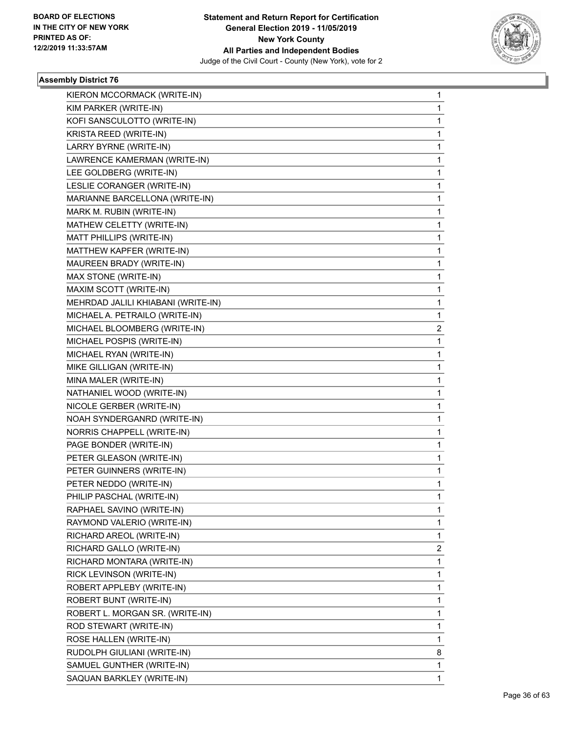**BOARD OF ELECTIONS IN THE CITY OF NEW YORK PRINTED AS OF: 12/2/2019 11:33:57AM**

**Statement and Return Report for Certification General Election 2019 - 11/05/2019 New York County All Parties and Independent Bodies**

Judge of the Civil Court - County (New York), vote for 2

### Assembly District 76

| | |
|---|---|
| KIERON MCCORMACK (WRITE-IN) | 1 |
| KIM PARKER (WRITE-IN) | 1 |
| KOFI SANSCULOTTO (WRITE-IN) | 1 |
| KRISTA REED (WRITE-IN) | 1 |
| LARRY BYRNE (WRITE-IN) | 1 |
| LAWRENCE KAMERMAN (WRITE-IN) | 1 |
| LEE GOLDBERG (WRITE-IN) | 1 |
| LESLIE CORANGER (WRITE-IN) | 1 |
| MARIANNE BARCELLONA (WRITE-IN) | 1 |
| MARK M. RUBIN (WRITE-IN) | 1 |
| MATHEW CELETTY (WRITE-IN) | 1 |
| MATT PHILLIPS (WRITE-IN) | 1 |
| MATTHEW KAPFER (WRITE-IN) | 1 |
| MAUREEN BRADY (WRITE-IN) | 1 |
| MAX STONE (WRITE-IN) | 1 |
| MAXIM SCOTT (WRITE-IN) | 1 |
| MEHRDAD JALILI KHIABANI (WRITE-IN) | 1 |
| MICHAEL A. PETRAILO (WRITE-IN) | 1 |
| MICHAEL BLOOMBERG (WRITE-IN) | 2 |
| MICHAEL POSPIS (WRITE-IN) | 1 |
| MICHAEL RYAN (WRITE-IN) | 1 |
| MIKE GILLIGAN (WRITE-IN) | 1 |
| MINA MALER (WRITE-IN) | 1 |
| NATHANIEL WOOD (WRITE-IN) | 1 |
| NICOLE GERBER (WRITE-IN) | 1 |
| NOAH SYNDERGANRD (WRITE-IN) | 1 |
| NORRIS CHAPPELL (WRITE-IN) | 1 |
| PAGE BONDER (WRITE-IN) | 1 |
| PETER GLEASON (WRITE-IN) | 1 |
| PETER GUINNERS (WRITE-IN) | 1 |
| PETER NEDDO (WRITE-IN) | 1 |
| PHILIP PASCHAL (WRITE-IN) | 1 |
| RAPHAEL SAVINO (WRITE-IN) | 1 |
| RAYMOND VALERIO (WRITE-IN) | 1 |
| RICHARD AREOL (WRITE-IN) | 1 |
| RICHARD GALLO (WRITE-IN) | 2 |
| RICHARD MONTARA (WRITE-IN) | 1 |
| RICK LEVINSON (WRITE-IN) | 1 |
| ROBERT APPLEBY (WRITE-IN) | 1 |
| ROBERT BUNT (WRITE-IN) | 1 |
| ROBERT L. MORGAN SR. (WRITE-IN) | 1 |
| ROD STEWART (WRITE-IN) | 1 |
| ROSE HALLEN (WRITE-IN) | 1 |
| RUDOLPH GIULIANI (WRITE-IN) | 8 |
| SAMUEL GUNTHER (WRITE-IN) | 1 |
| SAQUAN BARKLEY (WRITE-IN) | 1 |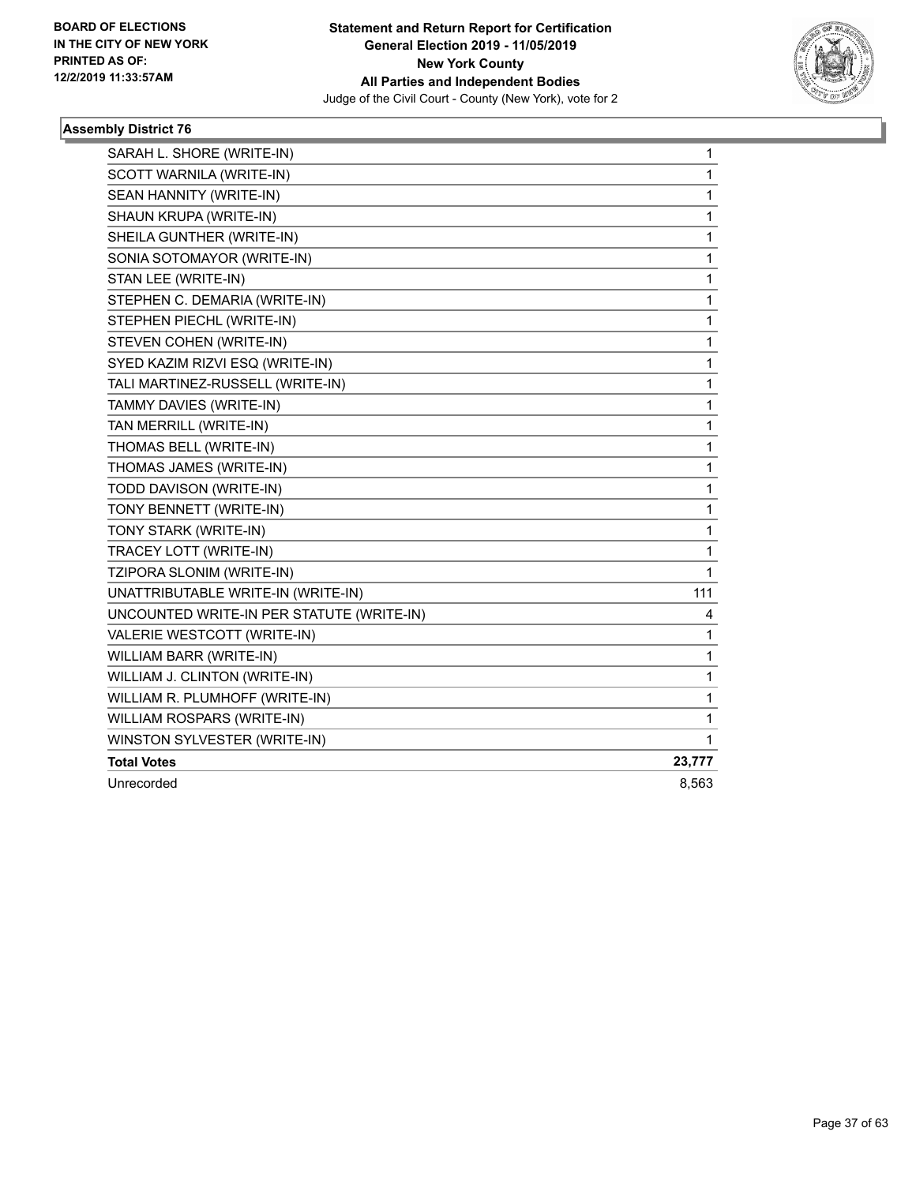**Statement and Return Report for Certification**
**General Election 2019 - 11/05/2019**
**New York County**
**All Parties and Independent Bodies**
Judge of the Civil Court - County (New York), vote for 2

BOARD OF ELECTIONS IN THE CITY OF NEW YORK PRINTED AS OF: 12/2/2019 11:33:57AM

### Assembly District 76

| Candidate | Votes |
|---|---|
| SARAH L. SHORE (WRITE-IN) | 1 |
| SCOTT WARNILA (WRITE-IN) | 1 |
| SEAN HANNITY (WRITE-IN) | 1 |
| SHAUN KRUPA (WRITE-IN) | 1 |
| SHEILA GUNTHER (WRITE-IN) | 1 |
| SONIA SOTOMAYOR (WRITE-IN) | 1 |
| STAN LEE (WRITE-IN) | 1 |
| STEPHEN C. DEMARIA (WRITE-IN) | 1 |
| STEPHEN PIECHL (WRITE-IN) | 1 |
| STEVEN COHEN (WRITE-IN) | 1 |
| SYED KAZIM RIZVI ESQ (WRITE-IN) | 1 |
| TALI MARTINEZ-RUSSELL (WRITE-IN) | 1 |
| TAMMY DAVIES (WRITE-IN) | 1 |
| TAN MERRILL (WRITE-IN) | 1 |
| THOMAS BELL (WRITE-IN) | 1 |
| THOMAS JAMES (WRITE-IN) | 1 |
| TODD DAVISON (WRITE-IN) | 1 |
| TONY BENNETT (WRITE-IN) | 1 |
| TONY STARK (WRITE-IN) | 1 |
| TRACEY LOTT (WRITE-IN) | 1 |
| TZIPORA SLONIM (WRITE-IN) | 1 |
| UNATTRIBUTABLE WRITE-IN (WRITE-IN) | 111 |
| UNCOUNTED WRITE-IN PER STATUTE (WRITE-IN) | 4 |
| VALERIE WESTCOTT (WRITE-IN) | 1 |
| WILLIAM BARR (WRITE-IN) | 1 |
| WILLIAM J. CLINTON (WRITE-IN) | 1 |
| WILLIAM R. PLUMHOFF (WRITE-IN) | 1 |
| WILLIAM ROSPARS (WRITE-IN) | 1 |
| WINSTON SYLVESTER (WRITE-IN) | 1 |
| **Total Votes** | **23,777** |
| Unrecorded | 8,563 |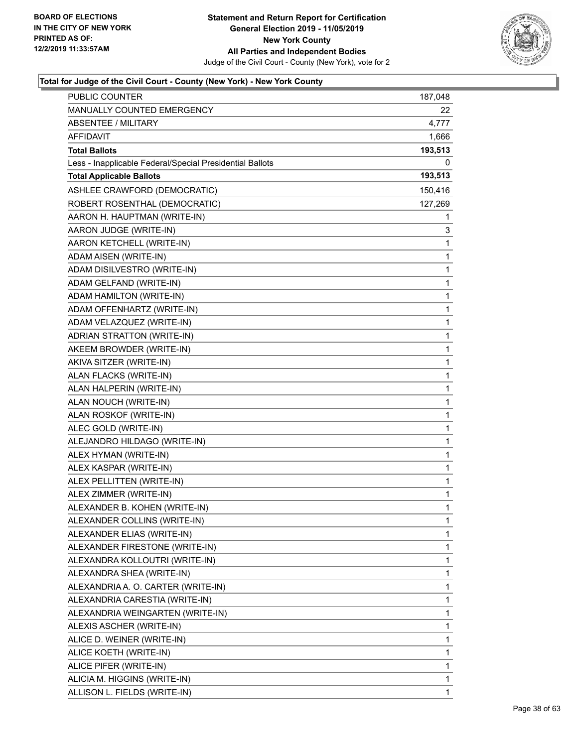**Statement and Return Report for Certification**
**General Election 2019 - 11/05/2019**
**New York County**
**All Parties and Independent Bodies**
Judge of the Civil Court - County (New York), vote for 2

BOARD OF ELECTIONS IN THE CITY OF NEW YORK PRINTED AS OF: 12/2/2019 11:33:57AM

### Total for Judge of the Civil Court - County (New York) - New York County

| | |
|---|---|
| PUBLIC COUNTER | 187,048 |
| MANUALLY COUNTED EMERGENCY | 22 |
| ABSENTEE / MILITARY | 4,777 |
| AFFIDAVIT | 1,666 |
| **Total Ballots** | **193,513** |
| Less - Inapplicable Federal/Special Presidential Ballots | 0 |
| **Total Applicable Ballots** | **193,513** |
| ASHLEE CRAWFORD (DEMOCRATIC) | 150,416 |
| ROBERT ROSENTHAL (DEMOCRATIC) | 127,269 |
| AARON H. HAUPTMAN (WRITE-IN) | 1 |
| AARON JUDGE (WRITE-IN) | 3 |
| AARON KETCHELL (WRITE-IN) | 1 |
| ADAM AISEN (WRITE-IN) | 1 |
| ADAM DISILVESTRO (WRITE-IN) | 1 |
| ADAM GELFAND (WRITE-IN) | 1 |
| ADAM HAMILTON (WRITE-IN) | 1 |
| ADAM OFFENHARTZ (WRITE-IN) | 1 |
| ADAM VELAZQUEZ (WRITE-IN) | 1 |
| ADRIAN STRATTON (WRITE-IN) | 1 |
| AKEEM BROWDER (WRITE-IN) | 1 |
| AKIVA SITZER (WRITE-IN) | 1 |
| ALAN FLACKS (WRITE-IN) | 1 |
| ALAN HALPERIN (WRITE-IN) | 1 |
| ALAN NOUCH (WRITE-IN) | 1 |
| ALAN ROSKOF (WRITE-IN) | 1 |
| ALEC GOLD (WRITE-IN) | 1 |
| ALEJANDRO HILDAGO (WRITE-IN) | 1 |
| ALEX HYMAN (WRITE-IN) | 1 |
| ALEX KASPAR (WRITE-IN) | 1 |
| ALEX PELLITTEN (WRITE-IN) | 1 |
| ALEX ZIMMER (WRITE-IN) | 1 |
| ALEXANDER B. KOHEN (WRITE-IN) | 1 |
| ALEXANDER COLLINS (WRITE-IN) | 1 |
| ALEXANDER ELIAS (WRITE-IN) | 1 |
| ALEXANDER FIRESTONE (WRITE-IN) | 1 |
| ALEXANDRA KOLLOUTRI (WRITE-IN) | 1 |
| ALEXANDRA SHEA (WRITE-IN) | 1 |
| ALEXANDRIA A. O. CARTER (WRITE-IN) | 1 |
| ALEXANDRIA CARESTIA (WRITE-IN) | 1 |
| ALEXANDRIA WEINGARTEN (WRITE-IN) | 1 |
| ALEXIS ASCHER (WRITE-IN) | 1 |
| ALICE D. WEINER (WRITE-IN) | 1 |
| ALICE KOETH (WRITE-IN) | 1 |
| ALICE PIFER (WRITE-IN) | 1 |
| ALICIA M. HIGGINS (WRITE-IN) | 1 |
| ALLISON L. FIELDS (WRITE-IN) | 1 |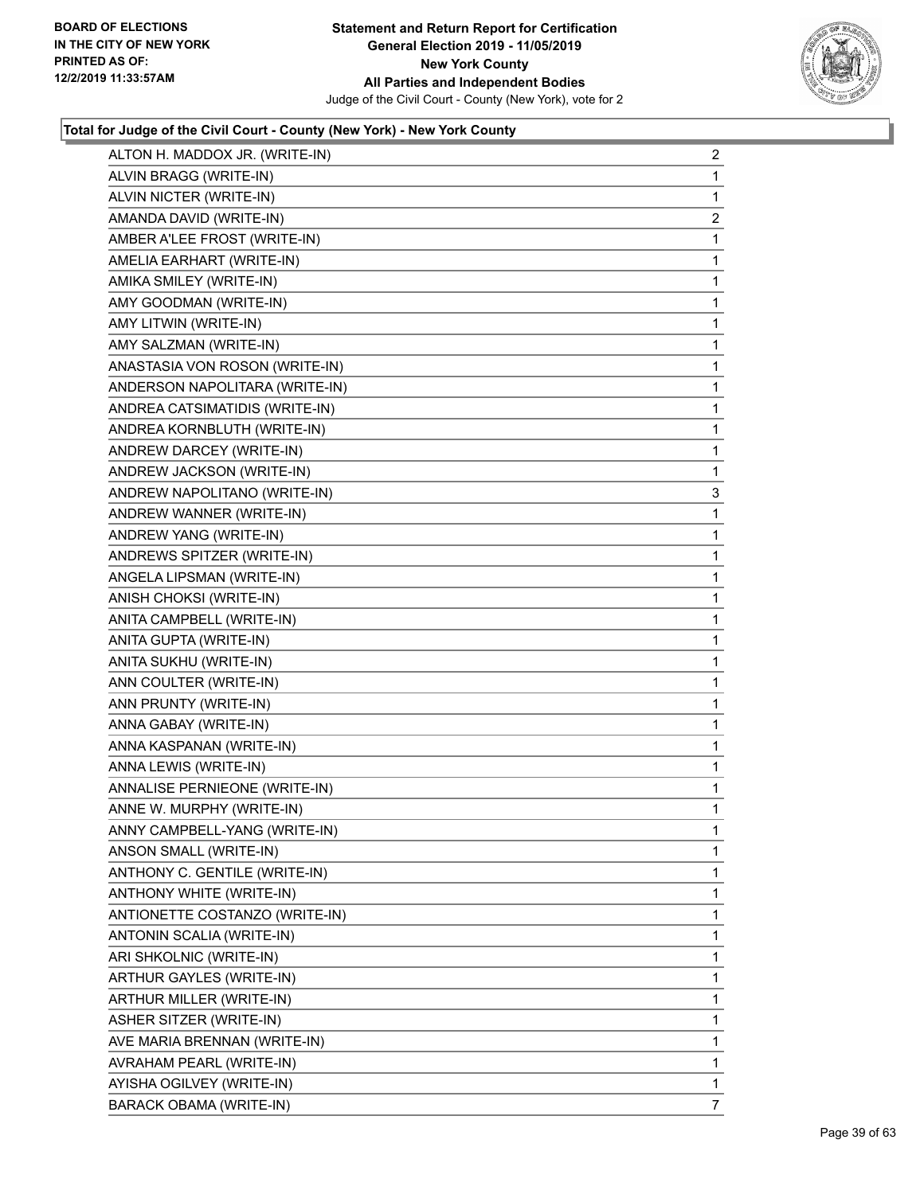**Total for Judge of the Civil Court - County (New York) - New York County**

| | |
|---|---|
| ALTON H. MADDOX JR. (WRITE-IN) | 2 |
| ALVIN BRAGG (WRITE-IN) | 1 |
| ALVIN NICTER (WRITE-IN) | 1 |
| AMANDA DAVID (WRITE-IN) | 2 |
| AMBER A'LEE FROST (WRITE-IN) | 1 |
| AMELIA EARHART (WRITE-IN) | 1 |
| AMIKA SMILEY (WRITE-IN) | 1 |
| AMY GOODMAN (WRITE-IN) | 1 |
| AMY LITWIN (WRITE-IN) | 1 |
| AMY SALZMAN (WRITE-IN) | 1 |
| ANASTASIA VON ROSON (WRITE-IN) | 1 |
| ANDERSON NAPOLITARA (WRITE-IN) | 1 |
| ANDREA CATSIMATIDIS (WRITE-IN) | 1 |
| ANDREA KORNBLUTH (WRITE-IN) | 1 |
| ANDREW DARCEY (WRITE-IN) | 1 |
| ANDREW JACKSON (WRITE-IN) | 1 |
| ANDREW NAPOLITANO (WRITE-IN) | 3 |
| ANDREW WANNER (WRITE-IN) | 1 |
| ANDREW YANG (WRITE-IN) | 1 |
| ANDREWS SPITZER (WRITE-IN) | 1 |
| ANGELA LIPSMAN (WRITE-IN) | 1 |
| ANISH CHOKSI (WRITE-IN) | 1 |
| ANITA CAMPBELL (WRITE-IN) | 1 |
| ANITA GUPTA (WRITE-IN) | 1 |
| ANITA SUKHU (WRITE-IN) | 1 |
| ANN COULTER (WRITE-IN) | 1 |
| ANN PRUNTY (WRITE-IN) | 1 |
| ANNA GABAY (WRITE-IN) | 1 |
| ANNA KASPANAN (WRITE-IN) | 1 |
| ANNA LEWIS (WRITE-IN) | 1 |
| ANNALISE PERNIEONE (WRITE-IN) | 1 |
| ANNE W. MURPHY (WRITE-IN) | 1 |
| ANNY CAMPBELL-YANG (WRITE-IN) | 1 |
| ANSON SMALL (WRITE-IN) | 1 |
| ANTHONY C. GENTILE (WRITE-IN) | 1 |
| ANTHONY WHITE (WRITE-IN) | 1 |
| ANTIONETTE COSTANZO (WRITE-IN) | 1 |
| ANTONIN SCALIA (WRITE-IN) | 1 |
| ARI SHKOLNIC (WRITE-IN) | 1 |
| ARTHUR GAYLES (WRITE-IN) | 1 |
| ARTHUR MILLER (WRITE-IN) | 1 |
| ASHER SITZER (WRITE-IN) | 1 |
| AVE MARIA BRENNAN (WRITE-IN) | 1 |
| AVRAHAM PEARL (WRITE-IN) | 1 |
| AYISHA OGILVEY (WRITE-IN) | 1 |
| BARACK OBAMA (WRITE-IN) | 7 |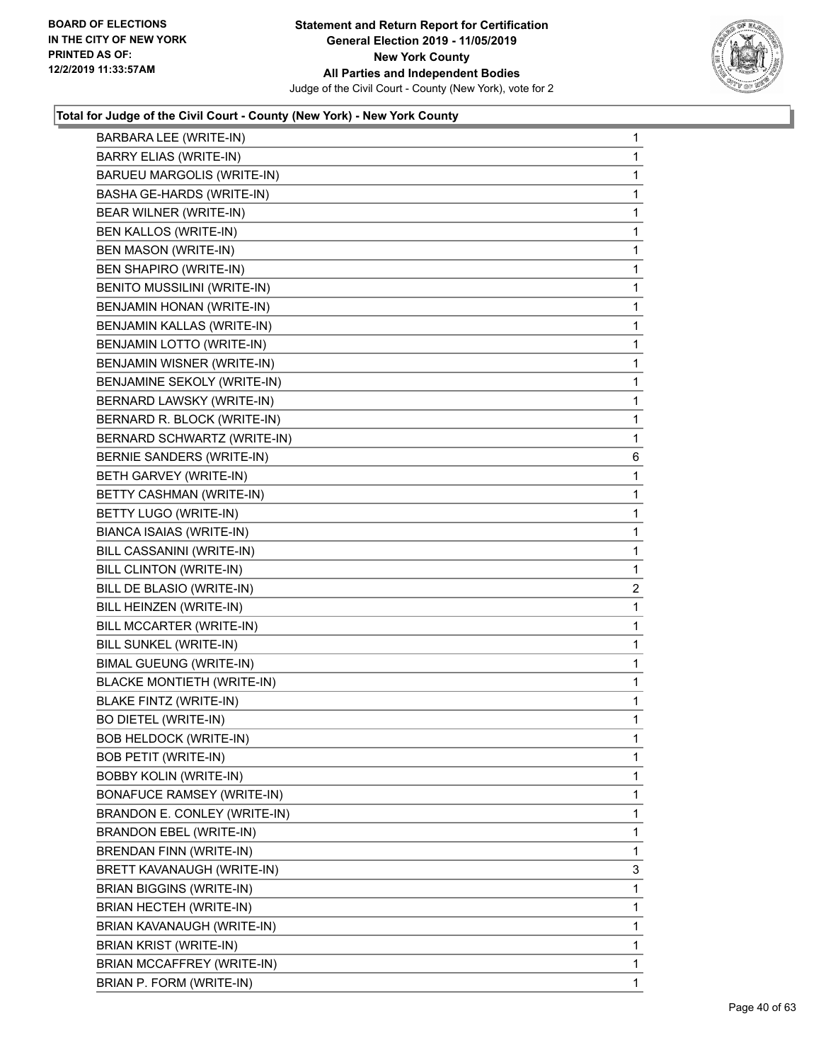### Total for Judge of the Civil Court - County (New York) - New York County

| Candidate | Votes |
|---|---|
| BARBARA LEE (WRITE-IN) | 1 |
| BARRY ELIAS (WRITE-IN) | 1 |
| BARUEU MARGOLIS (WRITE-IN) | 1 |
| BASHA GE-HARDS (WRITE-IN) | 1 |
| BEAR WILNER (WRITE-IN) | 1 |
| BEN KALLOS (WRITE-IN) | 1 |
| BEN MASON (WRITE-IN) | 1 |
| BEN SHAPIRO (WRITE-IN) | 1 |
| BENITO MUSSILINI (WRITE-IN) | 1 |
| BENJAMIN HONAN (WRITE-IN) | 1 |
| BENJAMIN KALLAS (WRITE-IN) | 1 |
| BENJAMIN LOTTO (WRITE-IN) | 1 |
| BENJAMIN WISNER (WRITE-IN) | 1 |
| BENJAMINE SEKOLY (WRITE-IN) | 1 |
| BERNARD LAWSKY (WRITE-IN) | 1 |
| BERNARD R. BLOCK (WRITE-IN) | 1 |
| BERNARD SCHWARTZ (WRITE-IN) | 1 |
| BERNIE SANDERS (WRITE-IN) | 6 |
| BETH GARVEY (WRITE-IN) | 1 |
| BETTY CASHMAN (WRITE-IN) | 1 |
| BETTY LUGO (WRITE-IN) | 1 |
| BIANCA ISAIAS (WRITE-IN) | 1 |
| BILL CASSANINI (WRITE-IN) | 1 |
| BILL CLINTON (WRITE-IN) | 1 |
| BILL DE BLASIO (WRITE-IN) | 2 |
| BILL HEINZEN (WRITE-IN) | 1 |
| BILL MCCARTER (WRITE-IN) | 1 |
| BILL SUNKEL (WRITE-IN) | 1 |
| BIMAL GUEUNG (WRITE-IN) | 1 |
| BLACKE MONTIETH (WRITE-IN) | 1 |
| BLAKE FINTZ (WRITE-IN) | 1 |
| BO DIETEL (WRITE-IN) | 1 |
| BOB HELDOCK (WRITE-IN) | 1 |
| BOB PETIT (WRITE-IN) | 1 |
| BOBBY KOLIN (WRITE-IN) | 1 |
| BONAFUCE RAMSEY (WRITE-IN) | 1 |
| BRANDON E. CONLEY (WRITE-IN) | 1 |
| BRANDON EBEL (WRITE-IN) | 1 |
| BRENDAN FINN (WRITE-IN) | 1 |
| BRETT KAVANAUGH (WRITE-IN) | 3 |
| BRIAN BIGGINS (WRITE-IN) | 1 |
| BRIAN HECTEH (WRITE-IN) | 1 |
| BRIAN KAVANAUGH (WRITE-IN) | 1 |
| BRIAN KRIST (WRITE-IN) | 1 |
| BRIAN MCCAFFREY (WRITE-IN) | 1 |
| BRIAN P. FORM (WRITE-IN) | 1 |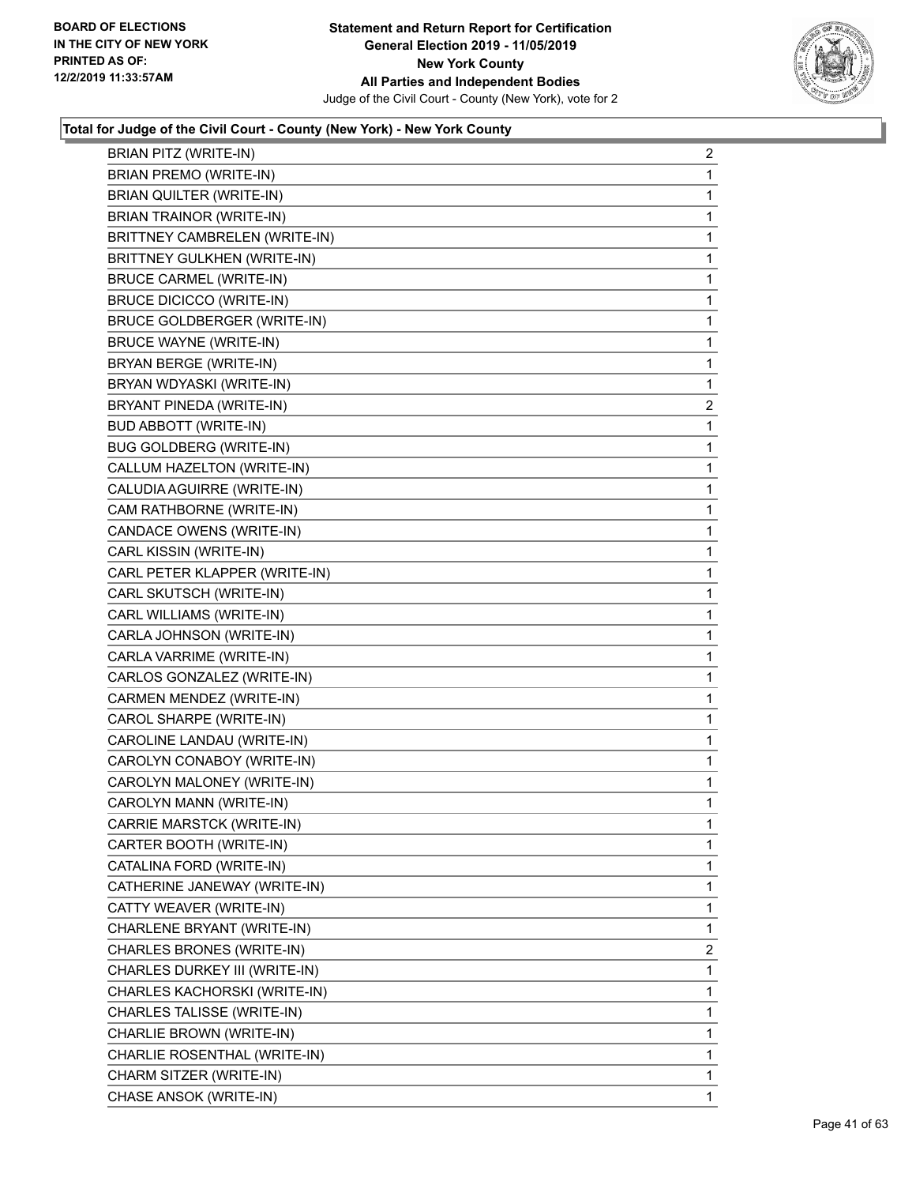BOARD OF ELECTIONS
IN THE CITY OF NEW YORK
PRINTED AS OF:
12/2/2019 11:33:57AM

**Statement and Return Report for Certification**
**General Election 2019 - 11/05/2019**
**New York County**
**All Parties and Independent Bodies**
Judge of the Civil Court - County (New York), vote for 2

**Total for Judge of the Civil Court - County (New York) - New York County**

| | |
|---|---|
| BRIAN PITZ (WRITE-IN) | 2 |
| BRIAN PREMO (WRITE-IN) | 1 |
| BRIAN QUILTER (WRITE-IN) | 1 |
| BRIAN TRAINOR (WRITE-IN) | 1 |
| BRITTNEY CAMBRELEN (WRITE-IN) | 1 |
| BRITTNEY GULKHEN (WRITE-IN) | 1 |
| BRUCE CARMEL (WRITE-IN) | 1 |
| BRUCE DICICCO (WRITE-IN) | 1 |
| BRUCE GOLDBERGER (WRITE-IN) | 1 |
| BRUCE WAYNE (WRITE-IN) | 1 |
| BRYAN BERGE (WRITE-IN) | 1 |
| BRYAN WDYASKI (WRITE-IN) | 1 |
| BRYANT PINEDA (WRITE-IN) | 2 |
| BUD ABBOTT (WRITE-IN) | 1 |
| BUG GOLDBERG (WRITE-IN) | 1 |
| CALLUM HAZELTON (WRITE-IN) | 1 |
| CALUDIA AGUIRRE (WRITE-IN) | 1 |
| CAM RATHBORNE (WRITE-IN) | 1 |
| CANDACE OWENS (WRITE-IN) | 1 |
| CARL KISSIN (WRITE-IN) | 1 |
| CARL PETER KLAPPER (WRITE-IN) | 1 |
| CARL SKUTSCH (WRITE-IN) | 1 |
| CARL WILLIAMS (WRITE-IN) | 1 |
| CARLA JOHNSON (WRITE-IN) | 1 |
| CARLA VARRIME (WRITE-IN) | 1 |
| CARLOS GONZALEZ (WRITE-IN) | 1 |
| CARMEN MENDEZ (WRITE-IN) | 1 |
| CAROL SHARPE (WRITE-IN) | 1 |
| CAROLINE LANDAU (WRITE-IN) | 1 |
| CAROLYN CONABOY (WRITE-IN) | 1 |
| CAROLYN MALONEY (WRITE-IN) | 1 |
| CAROLYN MANN (WRITE-IN) | 1 |
| CARRIE MARSTCK (WRITE-IN) | 1 |
| CARTER BOOTH (WRITE-IN) | 1 |
| CATALINA FORD (WRITE-IN) | 1 |
| CATHERINE JANEWAY (WRITE-IN) | 1 |
| CATTY WEAVER (WRITE-IN) | 1 |
| CHARLENE BRYANT (WRITE-IN) | 1 |
| CHARLES BRONES (WRITE-IN) | 2 |
| CHARLES DURKEY III (WRITE-IN) | 1 |
| CHARLES KACHORSKI (WRITE-IN) | 1 |
| CHARLES TALISSE (WRITE-IN) | 1 |
| CHARLIE BROWN (WRITE-IN) | 1 |
| CHARLIE ROSENTHAL (WRITE-IN) | 1 |
| CHARM SITZER (WRITE-IN) | 1 |
| CHASE ANSOK (WRITE-IN) | 1 |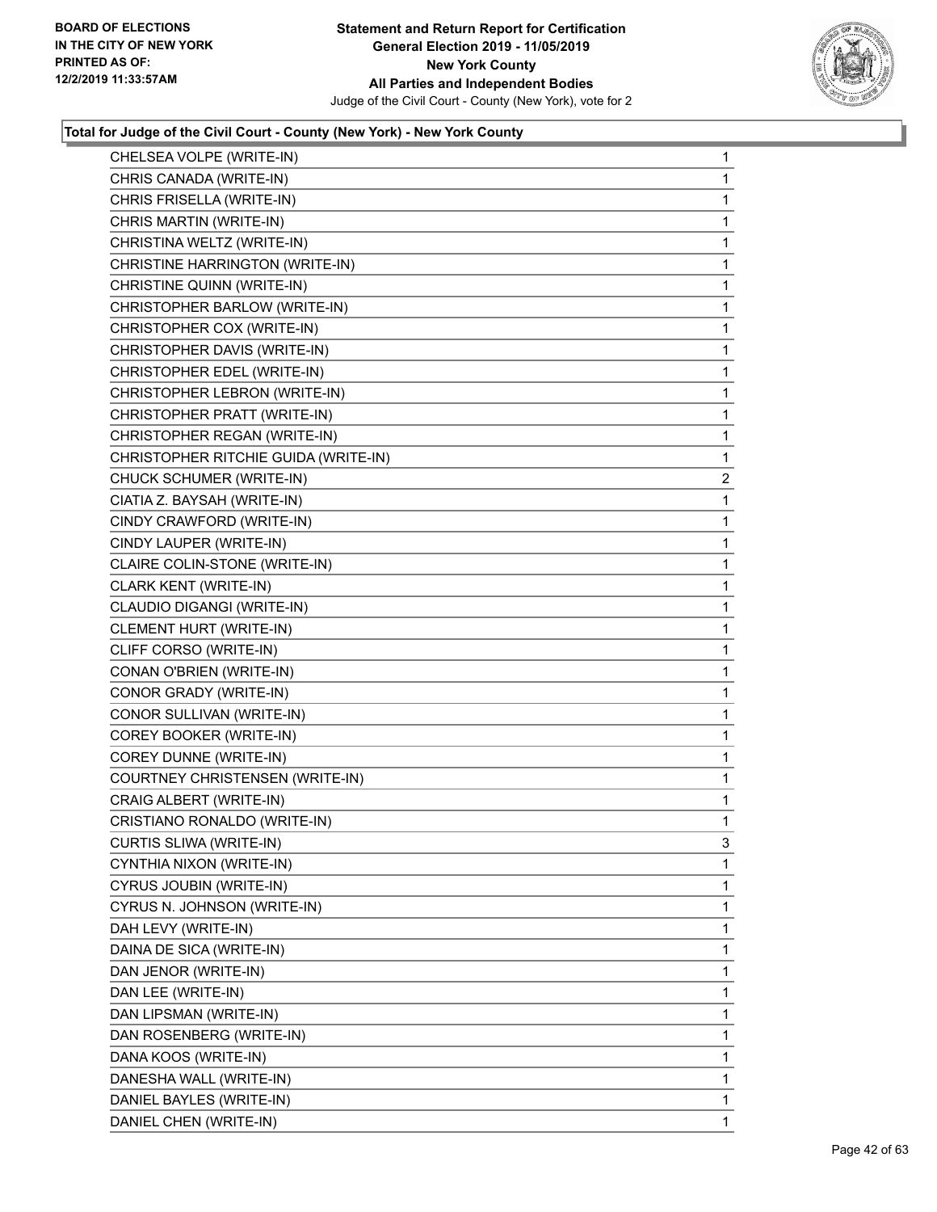### Total for Judge of the Civil Court - County (New York) - New York County

| Candidate | Votes |
|---|---|
| CHELSEA VOLPE (WRITE-IN) | 1 |
| CHRIS CANADA (WRITE-IN) | 1 |
| CHRIS FRISELLA (WRITE-IN) | 1 |
| CHRIS MARTIN (WRITE-IN) | 1 |
| CHRISTINA WELTZ (WRITE-IN) | 1 |
| CHRISTINE HARRINGTON (WRITE-IN) | 1 |
| CHRISTINE QUINN (WRITE-IN) | 1 |
| CHRISTOPHER BARLOW (WRITE-IN) | 1 |
| CHRISTOPHER COX (WRITE-IN) | 1 |
| CHRISTOPHER DAVIS (WRITE-IN) | 1 |
| CHRISTOPHER EDEL (WRITE-IN) | 1 |
| CHRISTOPHER LEBRON (WRITE-IN) | 1 |
| CHRISTOPHER PRATT (WRITE-IN) | 1 |
| CHRISTOPHER REGAN (WRITE-IN) | 1 |
| CHRISTOPHER RITCHIE GUIDA (WRITE-IN) | 1 |
| CHUCK SCHUMER (WRITE-IN) | 2 |
| CIATIA Z. BAYSAH (WRITE-IN) | 1 |
| CINDY CRAWFORD (WRITE-IN) | 1 |
| CINDY LAUPER (WRITE-IN) | 1 |
| CLAIRE COLIN-STONE (WRITE-IN) | 1 |
| CLARK KENT (WRITE-IN) | 1 |
| CLAUDIO DIGANGI (WRITE-IN) | 1 |
| CLEMENT HURT (WRITE-IN) | 1 |
| CLIFF CORSO (WRITE-IN) | 1 |
| CONAN O'BRIEN (WRITE-IN) | 1 |
| CONOR GRADY (WRITE-IN) | 1 |
| CONOR SULLIVAN (WRITE-IN) | 1 |
| COREY BOOKER (WRITE-IN) | 1 |
| COREY DUNNE (WRITE-IN) | 1 |
| COURTNEY CHRISTENSEN (WRITE-IN) | 1 |
| CRAIG ALBERT (WRITE-IN) | 1 |
| CRISTIANO RONALDO (WRITE-IN) | 1 |
| CURTIS SLIWA (WRITE-IN) | 3 |
| CYNTHIA NIXON (WRITE-IN) | 1 |
| CYRUS JOUBIN (WRITE-IN) | 1 |
| CYRUS N. JOHNSON (WRITE-IN) | 1 |
| DAH LEVY (WRITE-IN) | 1 |
| DAINA DE SICA (WRITE-IN) | 1 |
| DAN JENOR (WRITE-IN) | 1 |
| DAN LEE (WRITE-IN) | 1 |
| DAN LIPSMAN (WRITE-IN) | 1 |
| DAN ROSENBERG (WRITE-IN) | 1 |
| DANA KOOS (WRITE-IN) | 1 |
| DANESHA WALL (WRITE-IN) | 1 |
| DANIEL BAYLES (WRITE-IN) | 1 |
| DANIEL CHEN (WRITE-IN) | 1 |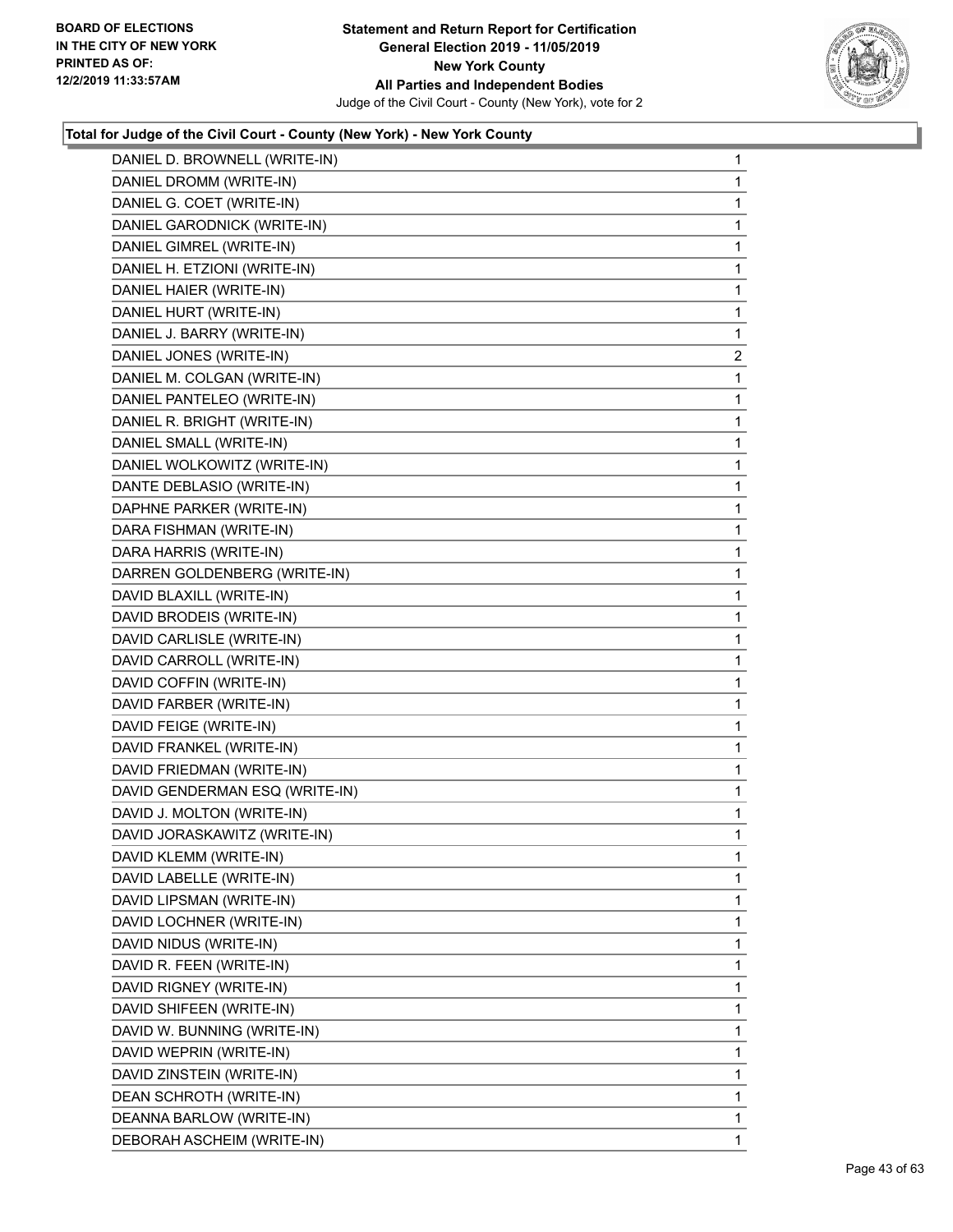**Total for Judge of the Civil Court - County (New York) - New York County**

| | |
|---|---|
| DANIEL D. BROWNELL (WRITE-IN) | 1 |
| DANIEL DROMM (WRITE-IN) | 1 |
| DANIEL G. COET (WRITE-IN) | 1 |
| DANIEL GARODNICK (WRITE-IN) | 1 |
| DANIEL GIMREL (WRITE-IN) | 1 |
| DANIEL H. ETZIONI (WRITE-IN) | 1 |
| DANIEL HAIER (WRITE-IN) | 1 |
| DANIEL HURT (WRITE-IN) | 1 |
| DANIEL J. BARRY (WRITE-IN) | 1 |
| DANIEL JONES (WRITE-IN) | 2 |
| DANIEL M. COLGAN (WRITE-IN) | 1 |
| DANIEL PANTELEO (WRITE-IN) | 1 |
| DANIEL R. BRIGHT (WRITE-IN) | 1 |
| DANIEL SMALL (WRITE-IN) | 1 |
| DANIEL WOLKOWITZ (WRITE-IN) | 1 |
| DANTE DEBLASIO (WRITE-IN) | 1 |
| DAPHNE PARKER (WRITE-IN) | 1 |
| DARA FISHMAN (WRITE-IN) | 1 |
| DARA HARRIS (WRITE-IN) | 1 |
| DARREN GOLDENBERG (WRITE-IN) | 1 |
| DAVID BLAXILL (WRITE-IN) | 1 |
| DAVID BRODEIS (WRITE-IN) | 1 |
| DAVID CARLISLE (WRITE-IN) | 1 |
| DAVID CARROLL (WRITE-IN) | 1 |
| DAVID COFFIN (WRITE-IN) | 1 |
| DAVID FARBER (WRITE-IN) | 1 |
| DAVID FEIGE (WRITE-IN) | 1 |
| DAVID FRANKEL (WRITE-IN) | 1 |
| DAVID FRIEDMAN (WRITE-IN) | 1 |
| DAVID GENDERMAN ESQ (WRITE-IN) | 1 |
| DAVID J. MOLTON (WRITE-IN) | 1 |
| DAVID JORASKAWITZ (WRITE-IN) | 1 |
| DAVID KLEMM (WRITE-IN) | 1 |
| DAVID LABELLE (WRITE-IN) | 1 |
| DAVID LIPSMAN (WRITE-IN) | 1 |
| DAVID LOCHNER (WRITE-IN) | 1 |
| DAVID NIDUS (WRITE-IN) | 1 |
| DAVID R. FEEN (WRITE-IN) | 1 |
| DAVID RIGNEY (WRITE-IN) | 1 |
| DAVID SHIFEEN (WRITE-IN) | 1 |
| DAVID W. BUNNING (WRITE-IN) | 1 |
| DAVID WEPRIN (WRITE-IN) | 1 |
| DAVID ZINSTEIN (WRITE-IN) | 1 |
| DEAN SCHROTH (WRITE-IN) | 1 |
| DEANNA BARLOW (WRITE-IN) | 1 |
| DEBORAH ASCHEIM (WRITE-IN) | 1 |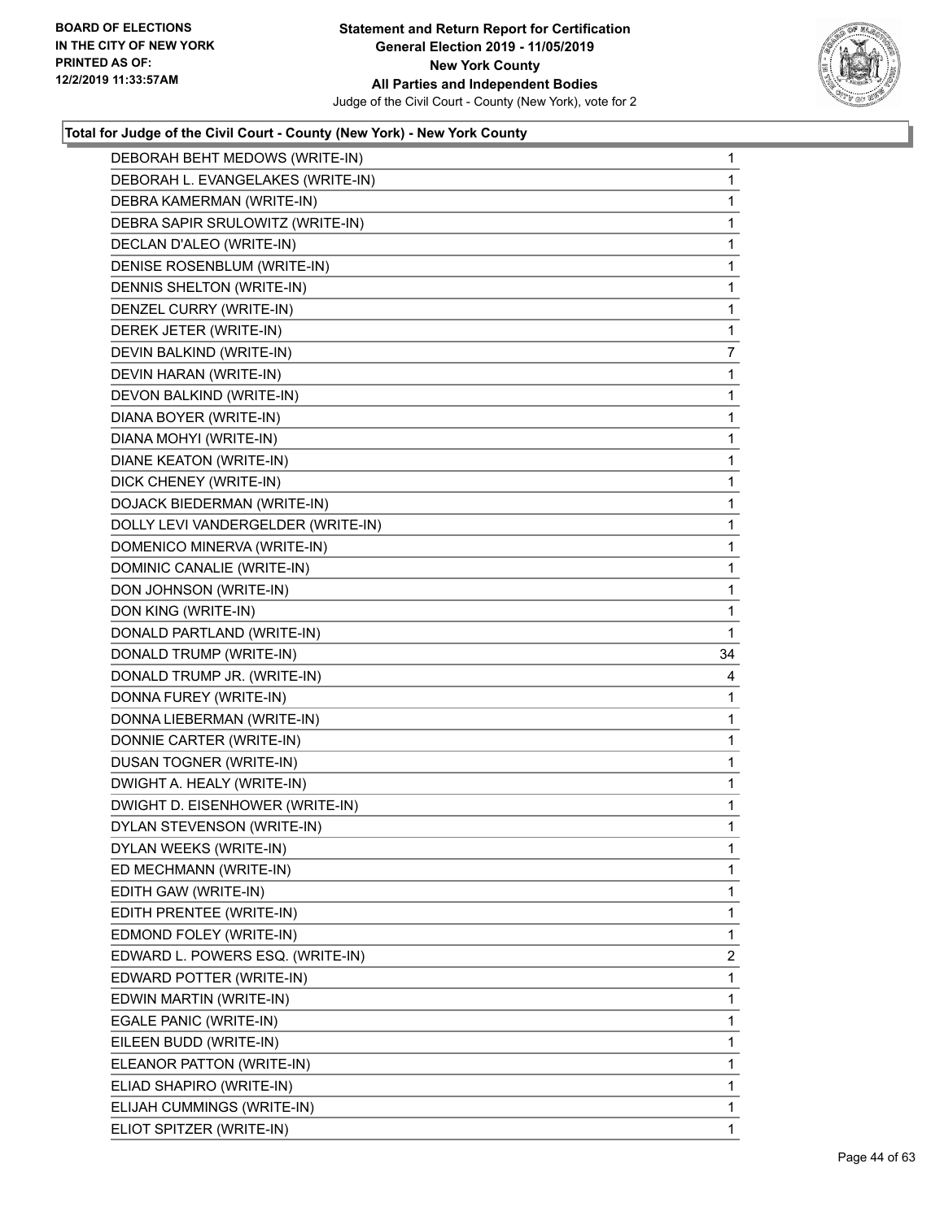**Total for Judge of the Civil Court - County (New York) - New York County**

| Candidate | Votes |
|---|---|
| DEBORAH BEHT MEDOWS (WRITE-IN) | 1 |
| DEBORAH L. EVANGELAKES (WRITE-IN) | 1 |
| DEBRA KAMERMAN (WRITE-IN) | 1 |
| DEBRA SAPIR SRULOWITZ (WRITE-IN) | 1 |
| DECLAN D'ALEO (WRITE-IN) | 1 |
| DENISE ROSENBLUM (WRITE-IN) | 1 |
| DENNIS SHELTON (WRITE-IN) | 1 |
| DENZEL CURRY (WRITE-IN) | 1 |
| DEREK JETER (WRITE-IN) | 1 |
| DEVIN BALKIND (WRITE-IN) | 7 |
| DEVIN HARAN (WRITE-IN) | 1 |
| DEVON BALKIND (WRITE-IN) | 1 |
| DIANA BOYER (WRITE-IN) | 1 |
| DIANA MOHYI (WRITE-IN) | 1 |
| DIANE KEATON (WRITE-IN) | 1 |
| DICK CHENEY (WRITE-IN) | 1 |
| DOJACK BIEDERMAN (WRITE-IN) | 1 |
| DOLLY LEVI VANDERGELDER (WRITE-IN) | 1 |
| DOMENICO MINERVA (WRITE-IN) | 1 |
| DOMINIC CANALIE (WRITE-IN) | 1 |
| DON JOHNSON (WRITE-IN) | 1 |
| DON KING (WRITE-IN) | 1 |
| DONALD PARTLAND (WRITE-IN) | 1 |
| DONALD TRUMP (WRITE-IN) | 34 |
| DONALD TRUMP JR. (WRITE-IN) | 4 |
| DONNA FUREY (WRITE-IN) | 1 |
| DONNA LIEBERMAN (WRITE-IN) | 1 |
| DONNIE CARTER (WRITE-IN) | 1 |
| DUSAN TOGNER (WRITE-IN) | 1 |
| DWIGHT A. HEALY (WRITE-IN) | 1 |
| DWIGHT D. EISENHOWER (WRITE-IN) | 1 |
| DYLAN STEVENSON (WRITE-IN) | 1 |
| DYLAN WEEKS (WRITE-IN) | 1 |
| ED MECHMANN (WRITE-IN) | 1 |
| EDITH GAW (WRITE-IN) | 1 |
| EDITH PRENTEE (WRITE-IN) | 1 |
| EDMOND FOLEY (WRITE-IN) | 1 |
| EDWARD L. POWERS ESQ. (WRITE-IN) | 2 |
| EDWARD POTTER (WRITE-IN) | 1 |
| EDWIN MARTIN (WRITE-IN) | 1 |
| EGALE PANIC (WRITE-IN) | 1 |
| EILEEN BUDD (WRITE-IN) | 1 |
| ELEANOR PATTON (WRITE-IN) | 1 |
| ELIAD SHAPIRO (WRITE-IN) | 1 |
| ELIJAH CUMMINGS (WRITE-IN) | 1 |
| ELIOT SPITZER (WRITE-IN) | 1 |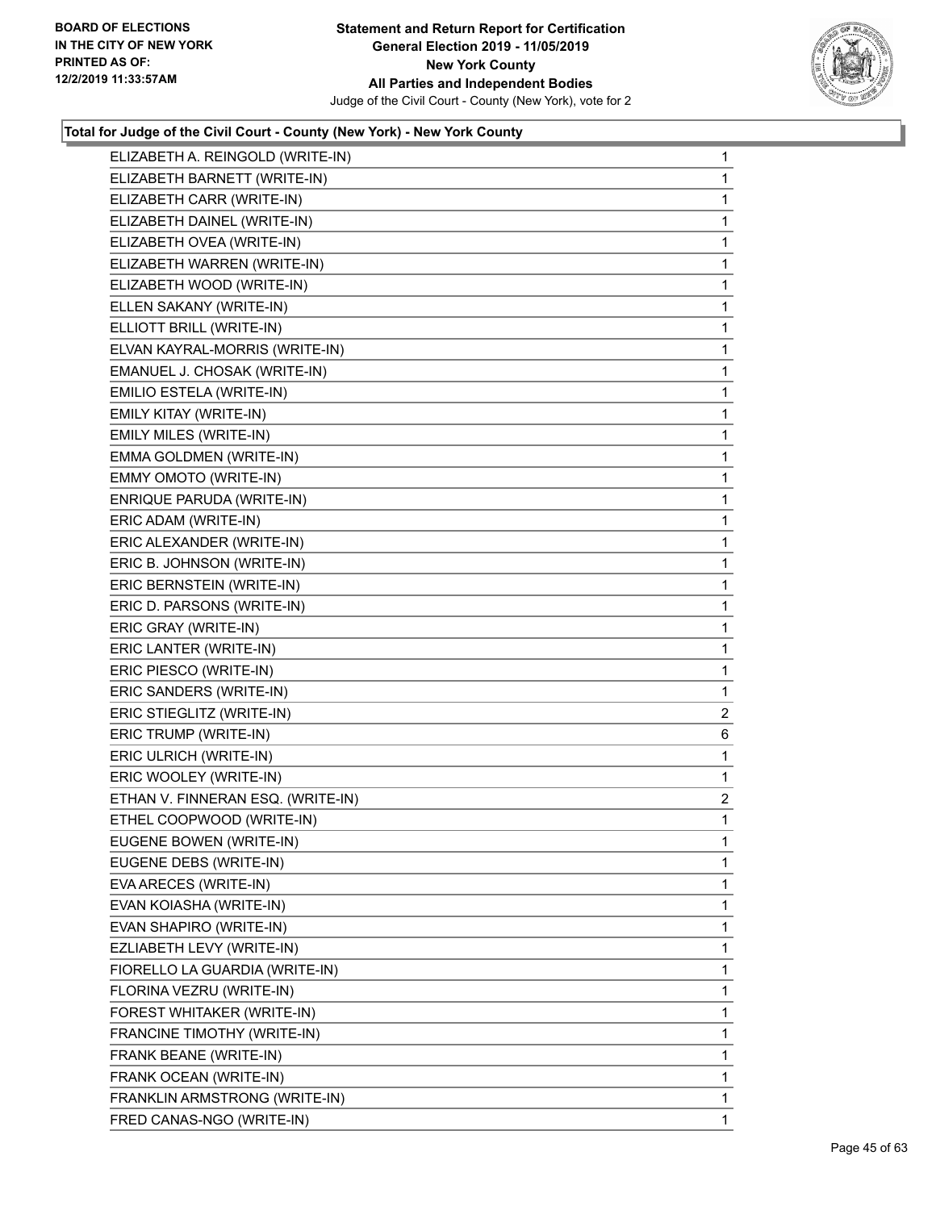**Total for Judge of the Civil Court - County (New York) - New York County**

| Candidate | Votes |
|---|---|
| ELIZABETH A. REINGOLD (WRITE-IN) | 1 |
| ELIZABETH BARNETT (WRITE-IN) | 1 |
| ELIZABETH CARR (WRITE-IN) | 1 |
| ELIZABETH DAINEL (WRITE-IN) | 1 |
| ELIZABETH OVEA (WRITE-IN) | 1 |
| ELIZABETH WARREN (WRITE-IN) | 1 |
| ELIZABETH WOOD (WRITE-IN) | 1 |
| ELLEN SAKANY (WRITE-IN) | 1 |
| ELLIOTT BRILL (WRITE-IN) | 1 |
| ELVAN KAYRAL-MORRIS (WRITE-IN) | 1 |
| EMANUEL J. CHOSAK (WRITE-IN) | 1 |
| EMILIO ESTELA (WRITE-IN) | 1 |
| EMILY KITAY (WRITE-IN) | 1 |
| EMILY MILES (WRITE-IN) | 1 |
| EMMA GOLDMEN (WRITE-IN) | 1 |
| EMMY OMOTO (WRITE-IN) | 1 |
| ENRIQUE PARUDA (WRITE-IN) | 1 |
| ERIC ADAM (WRITE-IN) | 1 |
| ERIC ALEXANDER (WRITE-IN) | 1 |
| ERIC B. JOHNSON (WRITE-IN) | 1 |
| ERIC BERNSTEIN (WRITE-IN) | 1 |
| ERIC D. PARSONS (WRITE-IN) | 1 |
| ERIC GRAY (WRITE-IN) | 1 |
| ERIC LANTER (WRITE-IN) | 1 |
| ERIC PIESCO (WRITE-IN) | 1 |
| ERIC SANDERS (WRITE-IN) | 1 |
| ERIC STIEGLITZ (WRITE-IN) | 2 |
| ERIC TRUMP (WRITE-IN) | 6 |
| ERIC ULRICH (WRITE-IN) | 1 |
| ERIC WOOLEY (WRITE-IN) | 1 |
| ETHAN V. FINNERAN ESQ. (WRITE-IN) | 2 |
| ETHEL COOPWOOD (WRITE-IN) | 1 |
| EUGENE BOWEN (WRITE-IN) | 1 |
| EUGENE DEBS (WRITE-IN) | 1 |
| EVA ARECES (WRITE-IN) | 1 |
| EVAN KOIASHA (WRITE-IN) | 1 |
| EVAN SHAPIRO (WRITE-IN) | 1 |
| EZLIABETH LEVY (WRITE-IN) | 1 |
| FIORELLO LA GUARDIA (WRITE-IN) | 1 |
| FLORINA VEZRU (WRITE-IN) | 1 |
| FOREST WHITAKER (WRITE-IN) | 1 |
| FRANCINE TIMOTHY (WRITE-IN) | 1 |
| FRANK BEANE (WRITE-IN) | 1 |
| FRANK OCEAN (WRITE-IN) | 1 |
| FRANKLIN ARMSTRONG (WRITE-IN) | 1 |
| FRED CANAS-NGO (WRITE-IN) | 1 |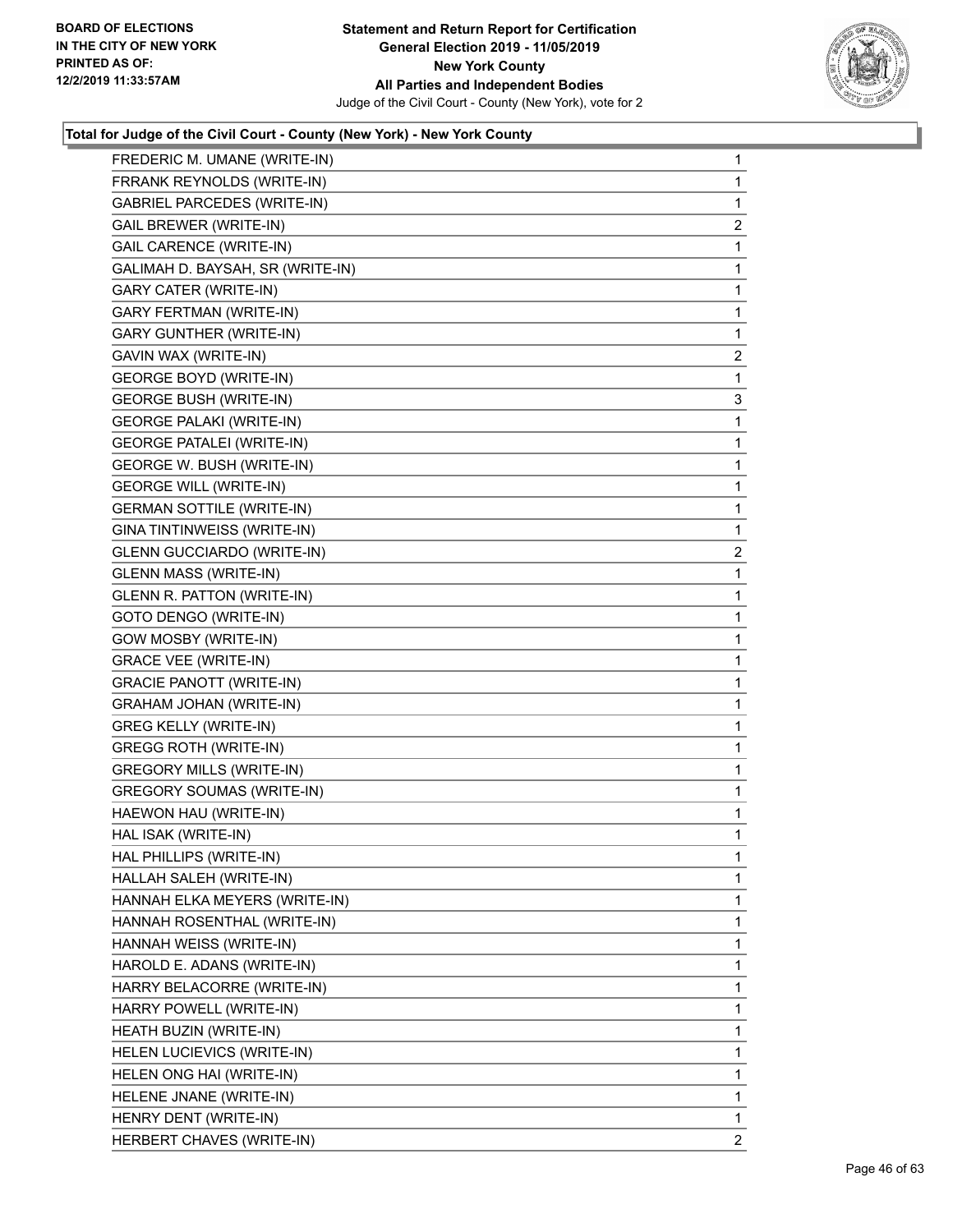BOARD OF ELECTIONS
IN THE CITY OF NEW YORK
PRINTED AS OF:
12/2/2019 11:33:57AM

**Statement and Return Report for Certification**
**General Election 2019 - 11/05/2019**
**New York County**
**All Parties and Independent Bodies**
Judge of the Civil Court - County (New York), vote for 2

### Total for Judge of the Civil Court - County (New York) - New York County

| | |
|---|---|
| FREDERIC M. UMANE (WRITE-IN) | 1 |
| FRRANK REYNOLDS (WRITE-IN) | 1 |
| GABRIEL PARCEDES (WRITE-IN) | 1 |
| GAIL BREWER (WRITE-IN) | 2 |
| GAIL CARENCE (WRITE-IN) | 1 |
| GALIMAH D. BAYSAH, SR (WRITE-IN) | 1 |
| GARY CATER (WRITE-IN) | 1 |
| GARY FERTMAN (WRITE-IN) | 1 |
| GARY GUNTHER (WRITE-IN) | 1 |
| GAVIN WAX (WRITE-IN) | 2 |
| GEORGE BOYD (WRITE-IN) | 1 |
| GEORGE BUSH (WRITE-IN) | 3 |
| GEORGE PALAKI (WRITE-IN) | 1 |
| GEORGE PATALEI (WRITE-IN) | 1 |
| GEORGE W. BUSH (WRITE-IN) | 1 |
| GEORGE WILL (WRITE-IN) | 1 |
| GERMAN SOTTILE (WRITE-IN) | 1 |
| GINA TINTINWEISS (WRITE-IN) | 1 |
| GLENN GUCCIARDO (WRITE-IN) | 2 |
| GLENN MASS (WRITE-IN) | 1 |
| GLENN R. PATTON (WRITE-IN) | 1 |
| GOTO DENGO (WRITE-IN) | 1 |
| GOW MOSBY (WRITE-IN) | 1 |
| GRACE VEE (WRITE-IN) | 1 |
| GRACIE PANOTT (WRITE-IN) | 1 |
| GRAHAM JOHAN (WRITE-IN) | 1 |
| GREG KELLY (WRITE-IN) | 1 |
| GREGG ROTH (WRITE-IN) | 1 |
| GREGORY MILLS (WRITE-IN) | 1 |
| GREGORY SOUMAS (WRITE-IN) | 1 |
| HAEWON HAU (WRITE-IN) | 1 |
| HAL ISAK (WRITE-IN) | 1 |
| HAL PHILLIPS (WRITE-IN) | 1 |
| HALLAH SALEH (WRITE-IN) | 1 |
| HANNAH ELKA MEYERS (WRITE-IN) | 1 |
| HANNAH ROSENTHAL (WRITE-IN) | 1 |
| HANNAH WEISS (WRITE-IN) | 1 |
| HAROLD E. ADANS (WRITE-IN) | 1 |
| HARRY BELACORRE (WRITE-IN) | 1 |
| HARRY POWELL (WRITE-IN) | 1 |
| HEATH BUZIN (WRITE-IN) | 1 |
| HELEN LUCIEVICS (WRITE-IN) | 1 |
| HELEN ONG HAI (WRITE-IN) | 1 |
| HELENE JNANE (WRITE-IN) | 1 |
| HENRY DENT (WRITE-IN) | 1 |
| HERBERT CHAVES (WRITE-IN) | 2 |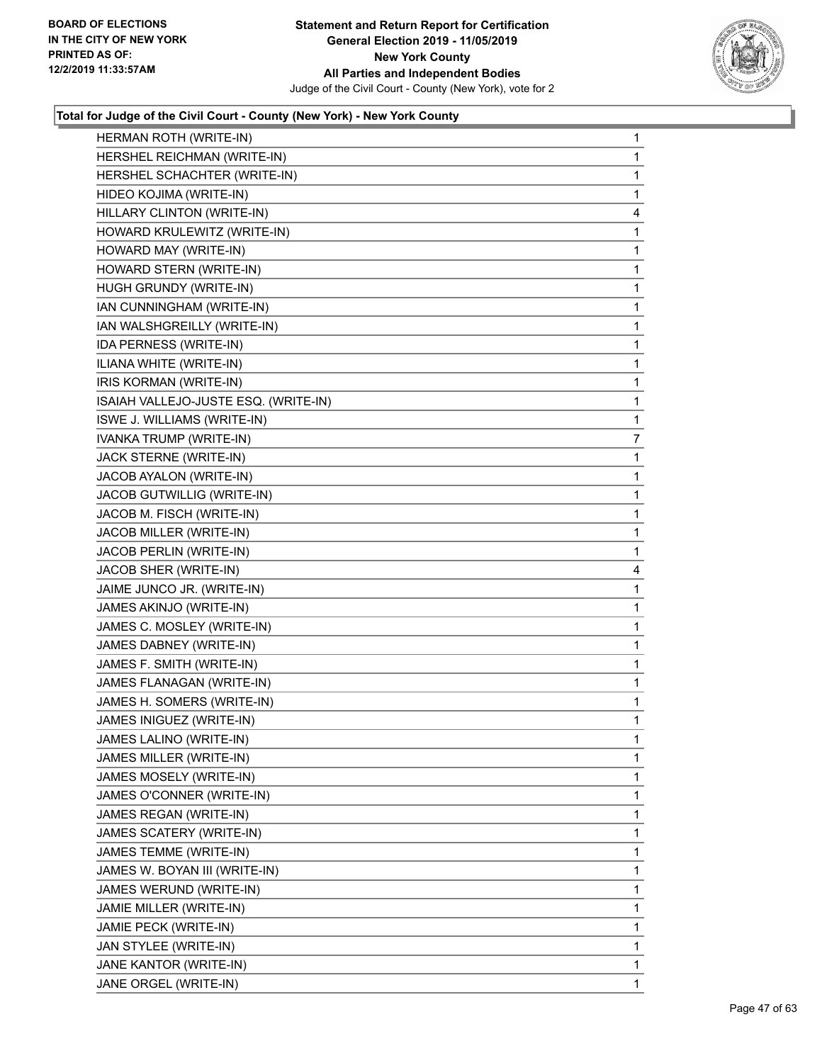### Total for Judge of the Civil Court - County (New York) - New York County

| Candidate | Votes |
|---|---|
| HERMAN ROTH (WRITE-IN) | 1 |
| HERSHEL REICHMAN (WRITE-IN) | 1 |
| HERSHEL SCHACHTER (WRITE-IN) | 1 |
| HIDEO KOJIMA (WRITE-IN) | 1 |
| HILLARY CLINTON (WRITE-IN) | 4 |
| HOWARD KRULEWITZ (WRITE-IN) | 1 |
| HOWARD MAY (WRITE-IN) | 1 |
| HOWARD STERN (WRITE-IN) | 1 |
| HUGH GRUNDY (WRITE-IN) | 1 |
| IAN CUNNINGHAM (WRITE-IN) | 1 |
| IAN WALSHGREILLY (WRITE-IN) | 1 |
| IDA PERNESS (WRITE-IN) | 1 |
| ILIANA WHITE (WRITE-IN) | 1 |
| IRIS KORMAN (WRITE-IN) | 1 |
| ISAIAH VALLEJO-JUSTE ESQ. (WRITE-IN) | 1 |
| ISWE J. WILLIAMS (WRITE-IN) | 1 |
| IVANKA TRUMP (WRITE-IN) | 7 |
| JACK STERNE (WRITE-IN) | 1 |
| JACOB AYALON (WRITE-IN) | 1 |
| JACOB GUTWILLIG (WRITE-IN) | 1 |
| JACOB M. FISCH (WRITE-IN) | 1 |
| JACOB MILLER (WRITE-IN) | 1 |
| JACOB PERLIN (WRITE-IN) | 1 |
| JACOB SHER (WRITE-IN) | 4 |
| JAIME JUNCO JR. (WRITE-IN) | 1 |
| JAMES AKINJO (WRITE-IN) | 1 |
| JAMES C. MOSLEY (WRITE-IN) | 1 |
| JAMES DABNEY (WRITE-IN) | 1 |
| JAMES F. SMITH (WRITE-IN) | 1 |
| JAMES FLANAGAN (WRITE-IN) | 1 |
| JAMES H. SOMERS (WRITE-IN) | 1 |
| JAMES INIGUEZ (WRITE-IN) | 1 |
| JAMES LALINO (WRITE-IN) | 1 |
| JAMES MILLER (WRITE-IN) | 1 |
| JAMES MOSELY (WRITE-IN) | 1 |
| JAMES O'CONNER (WRITE-IN) | 1 |
| JAMES REGAN (WRITE-IN) | 1 |
| JAMES SCATERY (WRITE-IN) | 1 |
| JAMES TEMME (WRITE-IN) | 1 |
| JAMES W. BOYAN III (WRITE-IN) | 1 |
| JAMES WERUND (WRITE-IN) | 1 |
| JAMIE MILLER (WRITE-IN) | 1 |
| JAMIE PECK (WRITE-IN) | 1 |
| JAN STYLEE (WRITE-IN) | 1 |
| JANE KANTOR (WRITE-IN) | 1 |
| JANE ORGEL (WRITE-IN) | 1 |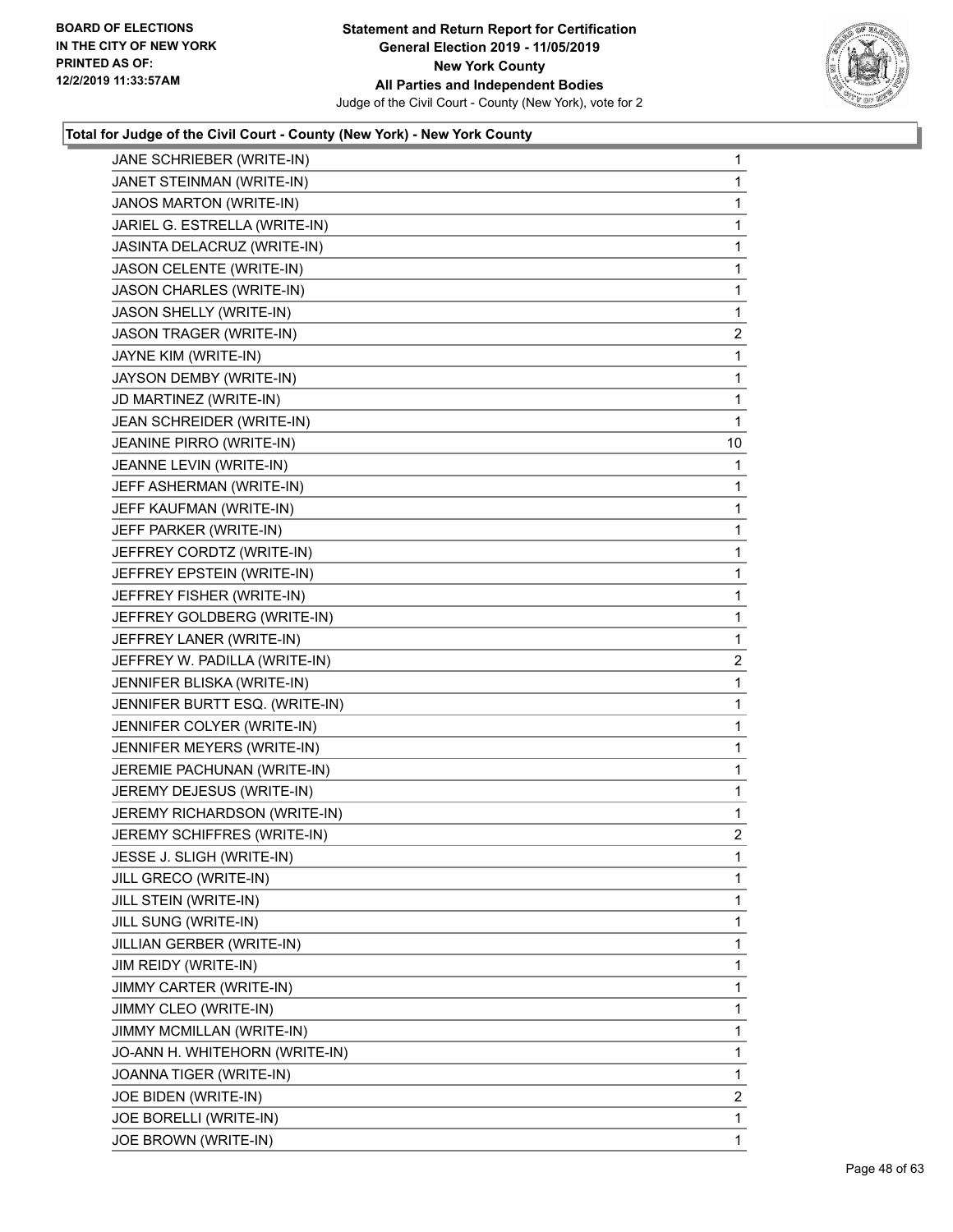### Total for Judge of the Civil Court - County (New York) - New York County

| Candidate | Votes |
|---|---|
| JANE SCHRIEBER (WRITE-IN) | 1 |
| JANET STEINMAN (WRITE-IN) | 1 |
| JANOS MARTON (WRITE-IN) | 1 |
| JARIEL G. ESTRELLA (WRITE-IN) | 1 |
| JASINTA DELACRUZ (WRITE-IN) | 1 |
| JASON CELENTE (WRITE-IN) | 1 |
| JASON CHARLES (WRITE-IN) | 1 |
| JASON SHELLY (WRITE-IN) | 1 |
| JASON TRAGER (WRITE-IN) | 2 |
| JAYNE KIM (WRITE-IN) | 1 |
| JAYSON DEMBY (WRITE-IN) | 1 |
| JD MARTINEZ (WRITE-IN) | 1 |
| JEAN SCHREIDER (WRITE-IN) | 1 |
| JEANINE PIRRO (WRITE-IN) | 10 |
| JEANNE LEVIN (WRITE-IN) | 1 |
| JEFF ASHERMAN (WRITE-IN) | 1 |
| JEFF KAUFMAN (WRITE-IN) | 1 |
| JEFF PARKER (WRITE-IN) | 1 |
| JEFFREY CORDTZ (WRITE-IN) | 1 |
| JEFFREY EPSTEIN (WRITE-IN) | 1 |
| JEFFREY FISHER (WRITE-IN) | 1 |
| JEFFREY GOLDBERG (WRITE-IN) | 1 |
| JEFFREY LANER (WRITE-IN) | 1 |
| JEFFREY W. PADILLA (WRITE-IN) | 2 |
| JENNIFER BLISKA (WRITE-IN) | 1 |
| JENNIFER BURTT ESQ. (WRITE-IN) | 1 |
| JENNIFER COLYER (WRITE-IN) | 1 |
| JENNIFER MEYERS (WRITE-IN) | 1 |
| JEREMIE PACHUNAN (WRITE-IN) | 1 |
| JEREMY DEJESUS (WRITE-IN) | 1 |
| JEREMY RICHARDSON (WRITE-IN) | 1 |
| JEREMY SCHIFFRES (WRITE-IN) | 2 |
| JESSE J. SLIGH (WRITE-IN) | 1 |
| JILL GRECO (WRITE-IN) | 1 |
| JILL STEIN (WRITE-IN) | 1 |
| JILL SUNG (WRITE-IN) | 1 |
| JILLIAN GERBER (WRITE-IN) | 1 |
| JIM REIDY (WRITE-IN) | 1 |
| JIMMY CARTER (WRITE-IN) | 1 |
| JIMMY CLEO (WRITE-IN) | 1 |
| JIMMY MCMILLAN (WRITE-IN) | 1 |
| JO-ANN H. WHITEHORN (WRITE-IN) | 1 |
| JOANNA TIGER (WRITE-IN) | 1 |
| JOE BIDEN (WRITE-IN) | 2 |
| JOE BORELLI (WRITE-IN) | 1 |
| JOE BROWN (WRITE-IN) | 1 |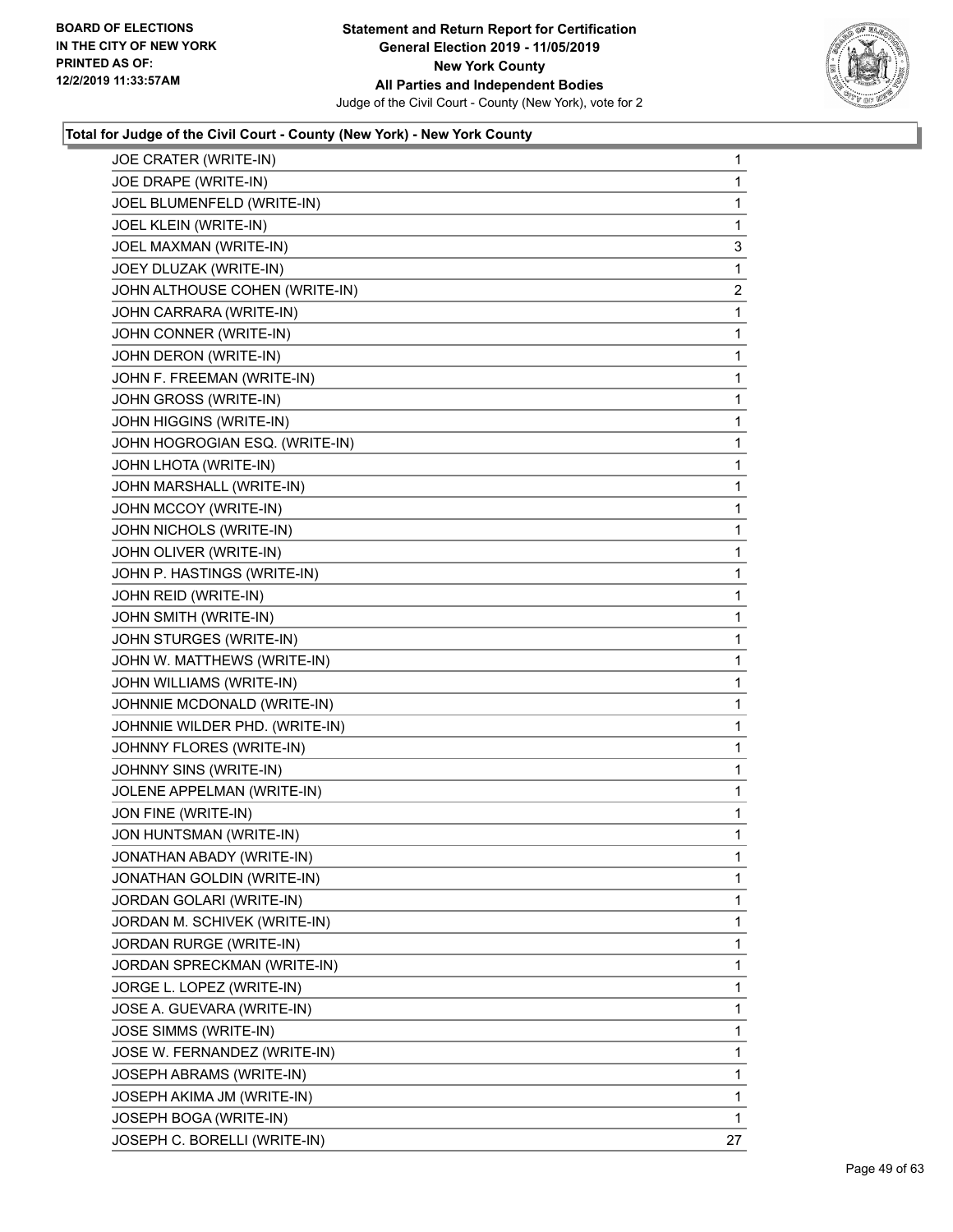**Total for Judge of the Civil Court - County (New York) - New York County**

| | |
|---|---|
| JOE CRATER (WRITE-IN) | 1 |
| JOE DRAPE (WRITE-IN) | 1 |
| JOEL BLUMENFELD (WRITE-IN) | 1 |
| JOEL KLEIN (WRITE-IN) | 1 |
| JOEL MAXMAN (WRITE-IN) | 3 |
| JOEY DLUZAK (WRITE-IN) | 1 |
| JOHN ALTHOUSE COHEN (WRITE-IN) | 2 |
| JOHN CARRARA (WRITE-IN) | 1 |
| JOHN CONNER (WRITE-IN) | 1 |
| JOHN DERON (WRITE-IN) | 1 |
| JOHN F. FREEMAN (WRITE-IN) | 1 |
| JOHN GROSS (WRITE-IN) | 1 |
| JOHN HIGGINS (WRITE-IN) | 1 |
| JOHN HOGROGIAN ESQ. (WRITE-IN) | 1 |
| JOHN LHOTA (WRITE-IN) | 1 |
| JOHN MARSHALL (WRITE-IN) | 1 |
| JOHN MCCOY (WRITE-IN) | 1 |
| JOHN NICHOLS (WRITE-IN) | 1 |
| JOHN OLIVER (WRITE-IN) | 1 |
| JOHN P. HASTINGS (WRITE-IN) | 1 |
| JOHN REID (WRITE-IN) | 1 |
| JOHN SMITH (WRITE-IN) | 1 |
| JOHN STURGES (WRITE-IN) | 1 |
| JOHN W. MATTHEWS (WRITE-IN) | 1 |
| JOHN WILLIAMS (WRITE-IN) | 1 |
| JOHNNIE MCDONALD (WRITE-IN) | 1 |
| JOHNNIE WILDER PHD. (WRITE-IN) | 1 |
| JOHNNY FLORES (WRITE-IN) | 1 |
| JOHNNY SINS (WRITE-IN) | 1 |
| JOLENE APPELMAN (WRITE-IN) | 1 |
| JON FINE (WRITE-IN) | 1 |
| JON HUNTSMAN (WRITE-IN) | 1 |
| JONATHAN ABADY (WRITE-IN) | 1 |
| JONATHAN GOLDIN (WRITE-IN) | 1 |
| JORDAN GOLARI (WRITE-IN) | 1 |
| JORDAN M. SCHIVEK (WRITE-IN) | 1 |
| JORDAN RURGE (WRITE-IN) | 1 |
| JORDAN SPRECKMAN (WRITE-IN) | 1 |
| JORGE L. LOPEZ (WRITE-IN) | 1 |
| JOSE A. GUEVARA (WRITE-IN) | 1 |
| JOSE SIMMS (WRITE-IN) | 1 |
| JOSE W. FERNANDEZ (WRITE-IN) | 1 |
| JOSEPH ABRAMS (WRITE-IN) | 1 |
| JOSEPH AKIMA JM (WRITE-IN) | 1 |
| JOSEPH BOGA (WRITE-IN) | 1 |
| JOSEPH C. BORELLI (WRITE-IN) | 27 |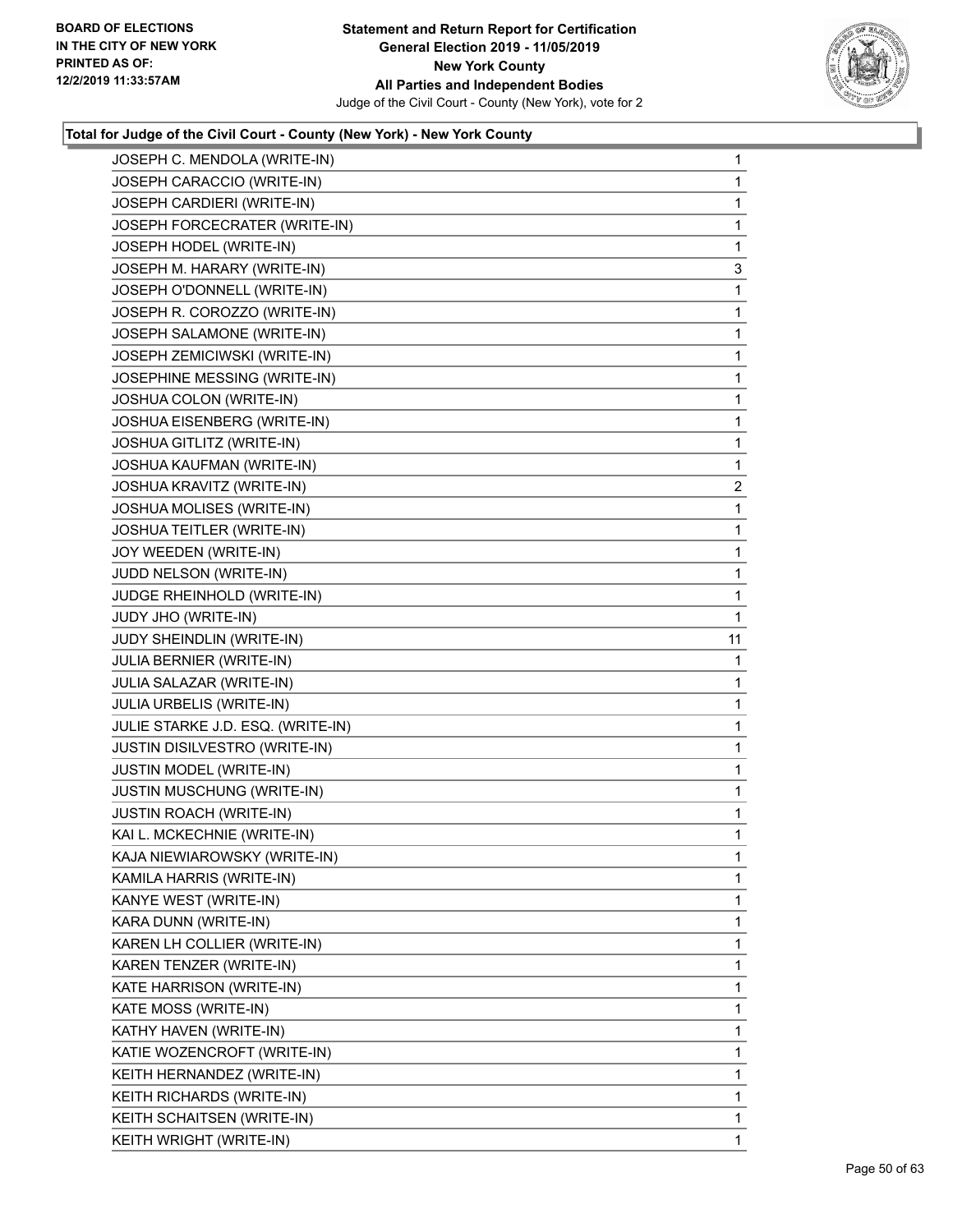**BOARD OF ELECTIONS IN THE CITY OF NEW YORK PRINTED AS OF: 12/2/2019 11:33:57AM**

**Statement and Return Report for Certification General Election 2019 - 11/05/2019 New York County All Parties and Independent Bodies**
Judge of the Civil Court - County (New York), vote for 2

### Total for Judge of the Civil Court - County (New York) - New York County

| Candidate | Votes |
|---|---|
| JOSEPH C. MENDOLA (WRITE-IN) | 1 |
| JOSEPH CARACCIO (WRITE-IN) | 1 |
| JOSEPH CARDIERI (WRITE-IN) | 1 |
| JOSEPH FORCECRATER (WRITE-IN) | 1 |
| JOSEPH HODEL (WRITE-IN) | 1 |
| JOSEPH M. HARARY (WRITE-IN) | 3 |
| JOSEPH O'DONNELL (WRITE-IN) | 1 |
| JOSEPH R. COROZZO (WRITE-IN) | 1 |
| JOSEPH SALAMONE (WRITE-IN) | 1 |
| JOSEPH ZEMICIWSKI (WRITE-IN) | 1 |
| JOSEPHINE MESSING (WRITE-IN) | 1 |
| JOSHUA COLON (WRITE-IN) | 1 |
| JOSHUA EISENBERG (WRITE-IN) | 1 |
| JOSHUA GITLITZ (WRITE-IN) | 1 |
| JOSHUA KAUFMAN (WRITE-IN) | 1 |
| JOSHUA KRAVITZ (WRITE-IN) | 2 |
| JOSHUA MOLISES (WRITE-IN) | 1 |
| JOSHUA TEITLER (WRITE-IN) | 1 |
| JOY WEEDEN (WRITE-IN) | 1 |
| JUDD NELSON (WRITE-IN) | 1 |
| JUDGE RHEINHOLD (WRITE-IN) | 1 |
| JUDY JHO (WRITE-IN) | 1 |
| JUDY SHEINDLIN (WRITE-IN) | 11 |
| JULIA BERNIER (WRITE-IN) | 1 |
| JULIA SALAZAR (WRITE-IN) | 1 |
| JULIA URBELIS (WRITE-IN) | 1 |
| JULIE STARKE J.D. ESQ. (WRITE-IN) | 1 |
| JUSTIN DISILVESTRO (WRITE-IN) | 1 |
| JUSTIN MODEL (WRITE-IN) | 1 |
| JUSTIN MUSCHUNG (WRITE-IN) | 1 |
| JUSTIN ROACH (WRITE-IN) | 1 |
| KAI L. MCKECHNIE (WRITE-IN) | 1 |
| KAJA NIEWIAROWSKY (WRITE-IN) | 1 |
| KAMILA HARRIS (WRITE-IN) | 1 |
| KANYE WEST (WRITE-IN) | 1 |
| KARA DUNN (WRITE-IN) | 1 |
| KAREN LH COLLIER (WRITE-IN) | 1 |
| KAREN TENZER (WRITE-IN) | 1 |
| KATE HARRISON (WRITE-IN) | 1 |
| KATE MOSS (WRITE-IN) | 1 |
| KATHY HAVEN (WRITE-IN) | 1 |
| KATIE WOZENCROFT (WRITE-IN) | 1 |
| KEITH HERNANDEZ (WRITE-IN) | 1 |
| KEITH RICHARDS (WRITE-IN) | 1 |
| KEITH SCHAITSEN (WRITE-IN) | 1 |
| KEITH WRIGHT (WRITE-IN) | 1 |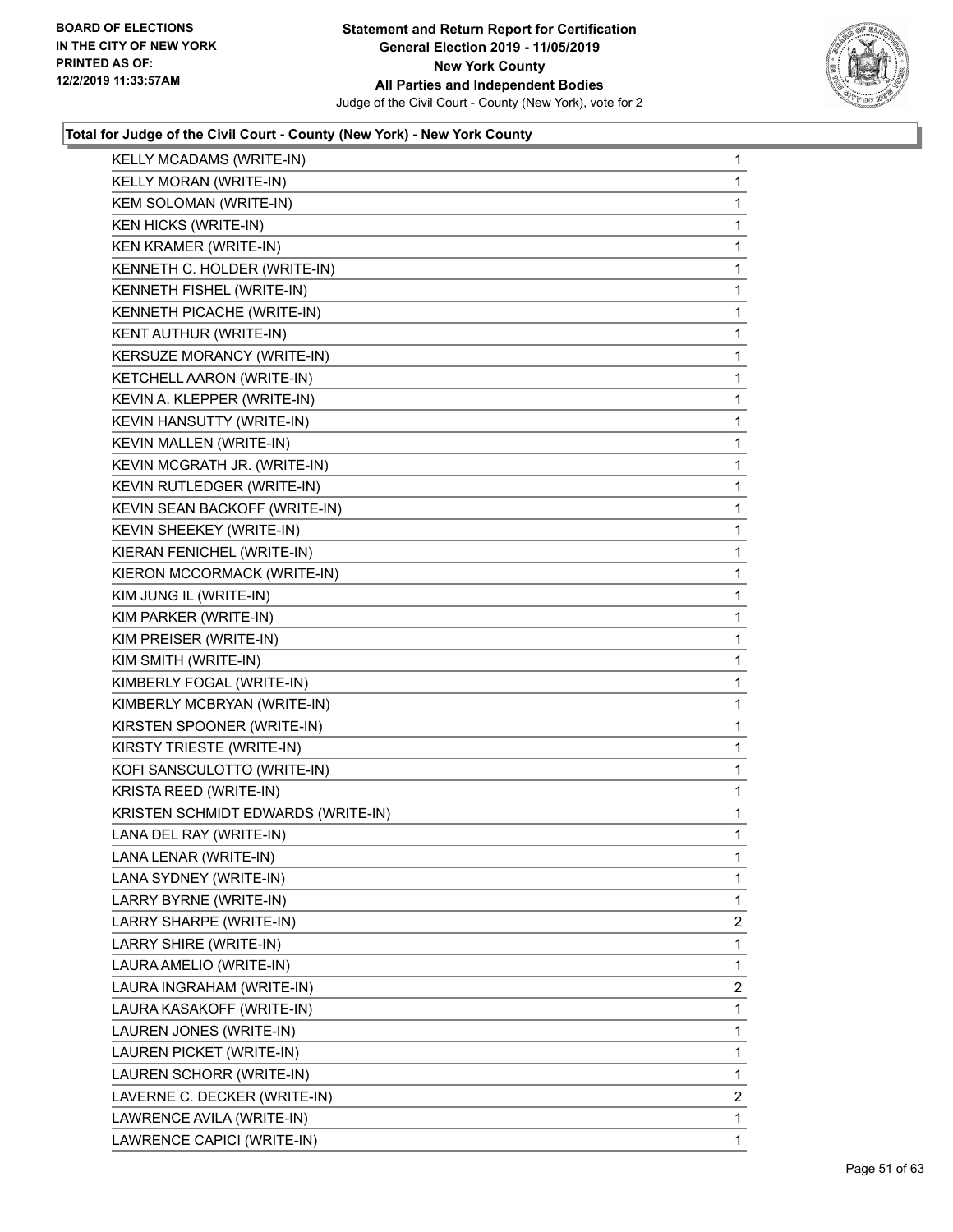**BOARD OF ELECTIONS IN THE CITY OF NEW YORK PRINTED AS OF: 12/2/2019 11:33:57AM**

**Statement and Return Report for Certification General Election 2019 - 11/05/2019 New York County All Parties and Independent Bodies**
Judge of the Civil Court - County (New York), vote for 2

### Total for Judge of the Civil Court - County (New York) - New York County

| Candidate | Votes |
|---|---|
| KELLY MCADAMS (WRITE-IN) | 1 |
| KELLY MORAN (WRITE-IN) | 1 |
| KEM SOLOMAN (WRITE-IN) | 1 |
| KEN HICKS (WRITE-IN) | 1 |
| KEN KRAMER (WRITE-IN) | 1 |
| KENNETH C. HOLDER (WRITE-IN) | 1 |
| KENNETH FISHEL (WRITE-IN) | 1 |
| KENNETH PICACHE (WRITE-IN) | 1 |
| KENT AUTHUR (WRITE-IN) | 1 |
| KERSUZE MORANCY (WRITE-IN) | 1 |
| KETCHELL AARON (WRITE-IN) | 1 |
| KEVIN A. KLEPPER (WRITE-IN) | 1 |
| KEVIN HANSUTTY (WRITE-IN) | 1 |
| KEVIN MALLEN (WRITE-IN) | 1 |
| KEVIN MCGRATH JR. (WRITE-IN) | 1 |
| KEVIN RUTLEDGER (WRITE-IN) | 1 |
| KEVIN SEAN BACKOFF (WRITE-IN) | 1 |
| KEVIN SHEEKEY (WRITE-IN) | 1 |
| KIERAN FENICHEL (WRITE-IN) | 1 |
| KIERON MCCORMACK (WRITE-IN) | 1 |
| KIM JUNG IL (WRITE-IN) | 1 |
| KIM PARKER (WRITE-IN) | 1 |
| KIM PREISER (WRITE-IN) | 1 |
| KIM SMITH (WRITE-IN) | 1 |
| KIMBERLY FOGAL (WRITE-IN) | 1 |
| KIMBERLY MCBRYAN (WRITE-IN) | 1 |
| KIRSTEN SPOONER (WRITE-IN) | 1 |
| KIRSTY TRIESTE (WRITE-IN) | 1 |
| KOFI SANSCULOTTO (WRITE-IN) | 1 |
| KRISTA REED (WRITE-IN) | 1 |
| KRISTEN SCHMIDT EDWARDS (WRITE-IN) | 1 |
| LANA DEL RAY (WRITE-IN) | 1 |
| LANA LENAR (WRITE-IN) | 1 |
| LANA SYDNEY (WRITE-IN) | 1 |
| LARRY BYRNE (WRITE-IN) | 1 |
| LARRY SHARPE (WRITE-IN) | 2 |
| LARRY SHIRE (WRITE-IN) | 1 |
| LAURA AMELIO (WRITE-IN) | 1 |
| LAURA INGRAHAM (WRITE-IN) | 2 |
| LAURA KASAKOFF (WRITE-IN) | 1 |
| LAUREN JONES (WRITE-IN) | 1 |
| LAUREN PICKET (WRITE-IN) | 1 |
| LAUREN SCHORR (WRITE-IN) | 1 |
| LAVERNE C. DECKER (WRITE-IN) | 2 |
| LAWRENCE AVILA (WRITE-IN) | 1 |
| LAWRENCE CAPICI (WRITE-IN) | 1 |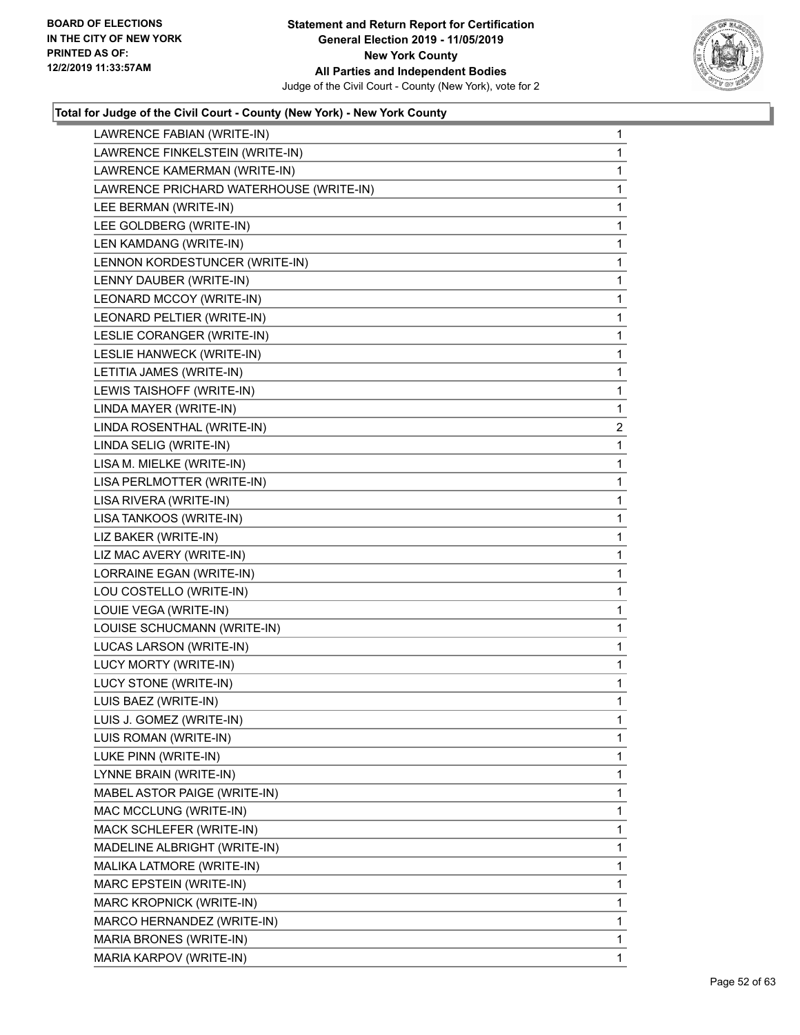**Total for Judge of the Civil Court - County (New York) - New York County**

| | |
|---|---|
| LAWRENCE FABIAN (WRITE-IN) | 1 |
| LAWRENCE FINKELSTEIN (WRITE-IN) | 1 |
| LAWRENCE KAMERMAN (WRITE-IN) | 1 |
| LAWRENCE PRICHARD WATERHOUSE (WRITE-IN) | 1 |
| LEE BERMAN (WRITE-IN) | 1 |
| LEE GOLDBERG (WRITE-IN) | 1 |
| LEN KAMDANG (WRITE-IN) | 1 |
| LENNON KORDESTUNCER (WRITE-IN) | 1 |
| LENNY DAUBER (WRITE-IN) | 1 |
| LEONARD MCCOY (WRITE-IN) | 1 |
| LEONARD PELTIER (WRITE-IN) | 1 |
| LESLIE CORANGER (WRITE-IN) | 1 |
| LESLIE HANWECK (WRITE-IN) | 1 |
| LETITIA JAMES (WRITE-IN) | 1 |
| LEWIS TAISHOFF (WRITE-IN) | 1 |
| LINDA MAYER (WRITE-IN) | 1 |
| LINDA ROSENTHAL (WRITE-IN) | 2 |
| LINDA SELIG (WRITE-IN) | 1 |
| LISA M. MIELKE (WRITE-IN) | 1 |
| LISA PERLMOTTER (WRITE-IN) | 1 |
| LISA RIVERA (WRITE-IN) | 1 |
| LISA TANKOOS (WRITE-IN) | 1 |
| LIZ BAKER (WRITE-IN) | 1 |
| LIZ MAC AVERY (WRITE-IN) | 1 |
| LORRAINE EGAN (WRITE-IN) | 1 |
| LOU COSTELLO (WRITE-IN) | 1 |
| LOUIE VEGA (WRITE-IN) | 1 |
| LOUISE SCHUCMANN (WRITE-IN) | 1 |
| LUCAS LARSON (WRITE-IN) | 1 |
| LUCY MORTY (WRITE-IN) | 1 |
| LUCY STONE (WRITE-IN) | 1 |
| LUIS BAEZ (WRITE-IN) | 1 |
| LUIS J. GOMEZ (WRITE-IN) | 1 |
| LUIS ROMAN (WRITE-IN) | 1 |
| LUKE PINN (WRITE-IN) | 1 |
| LYNNE BRAIN (WRITE-IN) | 1 |
| MABEL ASTOR PAIGE (WRITE-IN) | 1 |
| MAC MCCLUNG (WRITE-IN) | 1 |
| MACK SCHLEFER (WRITE-IN) | 1 |
| MADELINE ALBRIGHT (WRITE-IN) | 1 |
| MALIKA LATMORE (WRITE-IN) | 1 |
| MARC EPSTEIN (WRITE-IN) | 1 |
| MARC KROPNICK (WRITE-IN) | 1 |
| MARCO HERNANDEZ (WRITE-IN) | 1 |
| MARIA BRONES (WRITE-IN) | 1 |
| MARIA KARPOV (WRITE-IN) | 1 |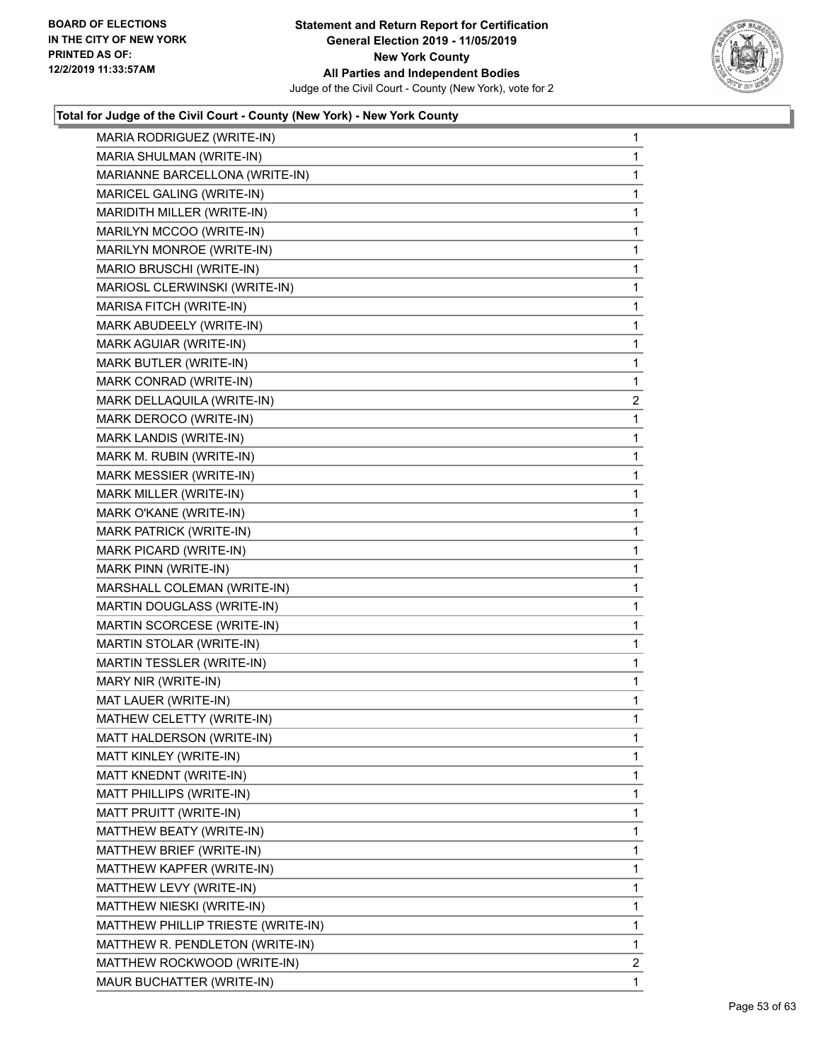**Total for Judge of the Civil Court - County (New York) - New York County**

| | |
|---|---|
| MARIA RODRIGUEZ (WRITE-IN) | 1 |
| MARIA SHULMAN (WRITE-IN) | 1 |
| MARIANNE BARCELLONA (WRITE-IN) | 1 |
| MARICEL GALING (WRITE-IN) | 1 |
| MARIDITH MILLER (WRITE-IN) | 1 |
| MARILYN MCCOO (WRITE-IN) | 1 |
| MARILYN MONROE (WRITE-IN) | 1 |
| MARIO BRUSCHI (WRITE-IN) | 1 |
| MARIOSL CLERWINSKI (WRITE-IN) | 1 |
| MARISA FITCH (WRITE-IN) | 1 |
| MARK ABUDEELY (WRITE-IN) | 1 |
| MARK AGUIAR (WRITE-IN) | 1 |
| MARK BUTLER (WRITE-IN) | 1 |
| MARK CONRAD (WRITE-IN) | 1 |
| MARK DELLAQUILA (WRITE-IN) | 2 |
| MARK DEROCO (WRITE-IN) | 1 |
| MARK LANDIS (WRITE-IN) | 1 |
| MARK M. RUBIN (WRITE-IN) | 1 |
| MARK MESSIER (WRITE-IN) | 1 |
| MARK MILLER (WRITE-IN) | 1 |
| MARK O'KANE (WRITE-IN) | 1 |
| MARK PATRICK (WRITE-IN) | 1 |
| MARK PICARD (WRITE-IN) | 1 |
| MARK PINN (WRITE-IN) | 1 |
| MARSHALL COLEMAN (WRITE-IN) | 1 |
| MARTIN DOUGLASS (WRITE-IN) | 1 |
| MARTIN SCORCESE (WRITE-IN) | 1 |
| MARTIN STOLAR (WRITE-IN) | 1 |
| MARTIN TESSLER (WRITE-IN) | 1 |
| MARY NIR (WRITE-IN) | 1 |
| MAT LAUER (WRITE-IN) | 1 |
| MATHEW CELETTY (WRITE-IN) | 1 |
| MATT HALDERSON (WRITE-IN) | 1 |
| MATT KINLEY (WRITE-IN) | 1 |
| MATT KNEDNT (WRITE-IN) | 1 |
| MATT PHILLIPS (WRITE-IN) | 1 |
| MATT PRUITT (WRITE-IN) | 1 |
| MATTHEW BEATY (WRITE-IN) | 1 |
| MATTHEW BRIEF (WRITE-IN) | 1 |
| MATTHEW KAPFER (WRITE-IN) | 1 |
| MATTHEW LEVY (WRITE-IN) | 1 |
| MATTHEW NIESKI (WRITE-IN) | 1 |
| MATTHEW PHILLIP TRIESTE (WRITE-IN) | 1 |
| MATTHEW R. PENDLETON (WRITE-IN) | 1 |
| MATTHEW ROCKWOOD (WRITE-IN) | 2 |
| MAUR BUCHATTER (WRITE-IN) | 1 |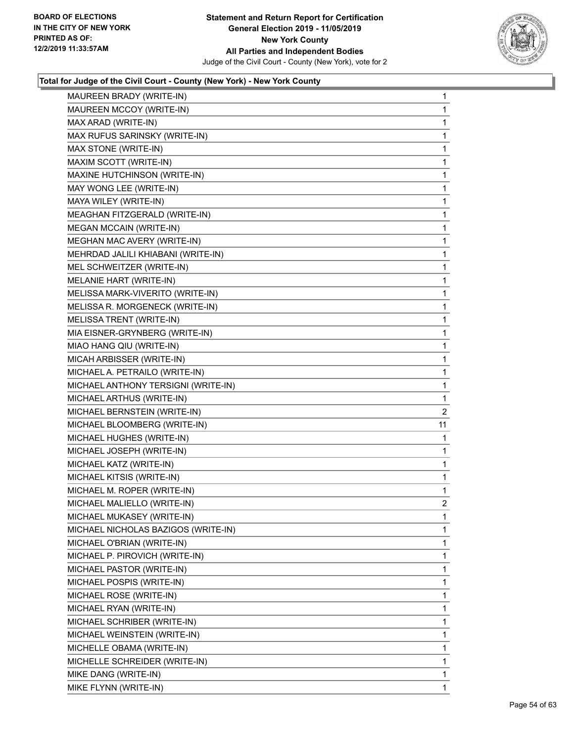### Total for Judge of the Civil Court - County (New York) - New York County

| | |
|---|---|
| MAUREEN BRADY (WRITE-IN) | 1 |
| MAUREEN MCCOY (WRITE-IN) | 1 |
| MAX ARAD (WRITE-IN) | 1 |
| MAX RUFUS SARINSKY (WRITE-IN) | 1 |
| MAX STONE (WRITE-IN) | 1 |
| MAXIM SCOTT (WRITE-IN) | 1 |
| MAXINE HUTCHINSON (WRITE-IN) | 1 |
| MAY WONG LEE (WRITE-IN) | 1 |
| MAYA WILEY (WRITE-IN) | 1 |
| MEAGHAN FITZGERALD (WRITE-IN) | 1 |
| MEGAN MCCAIN (WRITE-IN) | 1 |
| MEGHAN MAC AVERY (WRITE-IN) | 1 |
| MEHRDAD JALILI KHIABANI (WRITE-IN) | 1 |
| MEL SCHWEITZER (WRITE-IN) | 1 |
| MELANIE HART (WRITE-IN) | 1 |
| MELISSA MARK-VIVERITO (WRITE-IN) | 1 |
| MELISSA R. MORGENECK (WRITE-IN) | 1 |
| MELISSA TRENT (WRITE-IN) | 1 |
| MIA EISNER-GRYNBERG (WRITE-IN) | 1 |
| MIAO HANG QIU (WRITE-IN) | 1 |
| MICAH ARBISSER (WRITE-IN) | 1 |
| MICHAEL A. PETRAILO (WRITE-IN) | 1 |
| MICHAEL ANTHONY TERSIGNI (WRITE-IN) | 1 |
| MICHAEL ARTHUS (WRITE-IN) | 1 |
| MICHAEL BERNSTEIN (WRITE-IN) | 2 |
| MICHAEL BLOOMBERG (WRITE-IN) | 11 |
| MICHAEL HUGHES (WRITE-IN) | 1 |
| MICHAEL JOSEPH (WRITE-IN) | 1 |
| MICHAEL KATZ (WRITE-IN) | 1 |
| MICHAEL KITSIS (WRITE-IN) | 1 |
| MICHAEL M. ROPER (WRITE-IN) | 1 |
| MICHAEL MALIELLO (WRITE-IN) | 2 |
| MICHAEL MUKASEY (WRITE-IN) | 1 |
| MICHAEL NICHOLAS BAZIGOS (WRITE-IN) | 1 |
| MICHAEL O'BRIAN (WRITE-IN) | 1 |
| MICHAEL P. PIROVICH (WRITE-IN) | 1 |
| MICHAEL PASTOR (WRITE-IN) | 1 |
| MICHAEL POSPIS (WRITE-IN) | 1 |
| MICHAEL ROSE (WRITE-IN) | 1 |
| MICHAEL RYAN (WRITE-IN) | 1 |
| MICHAEL SCHRIBER (WRITE-IN) | 1 |
| MICHAEL WEINSTEIN (WRITE-IN) | 1 |
| MICHELLE OBAMA (WRITE-IN) | 1 |
| MICHELLE SCHREIDER (WRITE-IN) | 1 |
| MIKE DANG (WRITE-IN) | 1 |
| MIKE FLYNN (WRITE-IN) | 1 |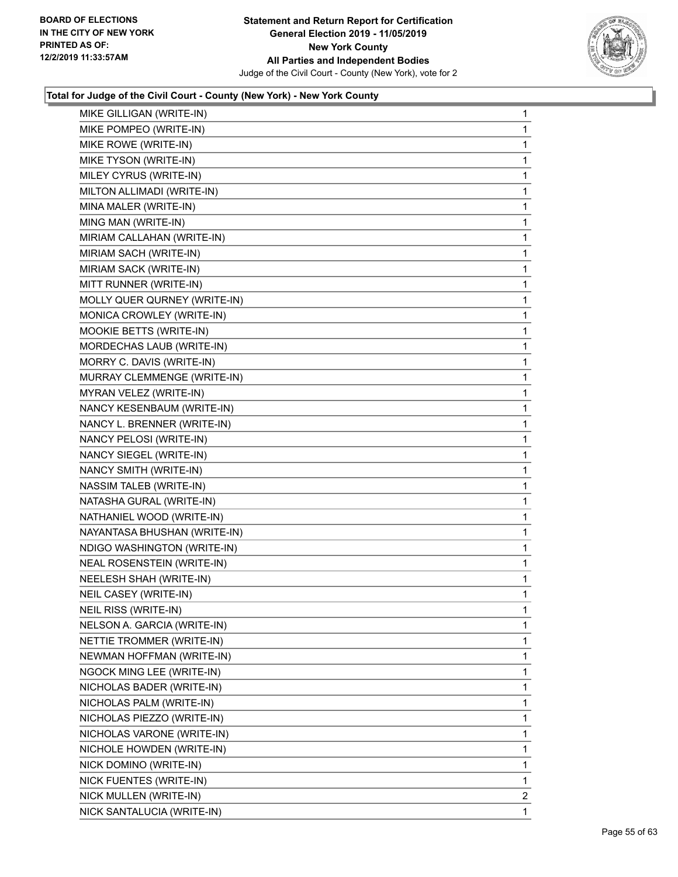**Total for Judge of the Civil Court - County (New York) - New York County**

| | |
|---|---|
| MIKE GILLIGAN (WRITE-IN) | 1 |
| MIKE POMPEO (WRITE-IN) | 1 |
| MIKE ROWE (WRITE-IN) | 1 |
| MIKE TYSON (WRITE-IN) | 1 |
| MILEY CYRUS (WRITE-IN) | 1 |
| MILTON ALLIMADI (WRITE-IN) | 1 |
| MINA MALER (WRITE-IN) | 1 |
| MING MAN (WRITE-IN) | 1 |
| MIRIAM CALLAHAN (WRITE-IN) | 1 |
| MIRIAM SACH (WRITE-IN) | 1 |
| MIRIAM SACK (WRITE-IN) | 1 |
| MITT RUNNER (WRITE-IN) | 1 |
| MOLLY QUER QURNEY (WRITE-IN) | 1 |
| MONICA CROWLEY (WRITE-IN) | 1 |
| MOOKIE BETTS (WRITE-IN) | 1 |
| MORDECHAS LAUB (WRITE-IN) | 1 |
| MORRY C. DAVIS (WRITE-IN) | 1 |
| MURRAY CLEMMENGE (WRITE-IN) | 1 |
| MYRAN VELEZ (WRITE-IN) | 1 |
| NANCY KESENBAUM (WRITE-IN) | 1 |
| NANCY L. BRENNER (WRITE-IN) | 1 |
| NANCY PELOSI (WRITE-IN) | 1 |
| NANCY SIEGEL (WRITE-IN) | 1 |
| NANCY SMITH (WRITE-IN) | 1 |
| NASSIM TALEB (WRITE-IN) | 1 |
| NATASHA GURAL (WRITE-IN) | 1 |
| NATHANIEL WOOD (WRITE-IN) | 1 |
| NAYANTASA BHUSHAN (WRITE-IN) | 1 |
| NDIGO WASHINGTON (WRITE-IN) | 1 |
| NEAL ROSENSTEIN (WRITE-IN) | 1 |
| NEELESH SHAH (WRITE-IN) | 1 |
| NEIL CASEY (WRITE-IN) | 1 |
| NEIL RISS (WRITE-IN) | 1 |
| NELSON A. GARCIA (WRITE-IN) | 1 |
| NETTIE TROMMER (WRITE-IN) | 1 |
| NEWMAN HOFFMAN (WRITE-IN) | 1 |
| NGOCK MING LEE (WRITE-IN) | 1 |
| NICHOLAS BADER (WRITE-IN) | 1 |
| NICHOLAS PALM (WRITE-IN) | 1 |
| NICHOLAS PIEZZO (WRITE-IN) | 1 |
| NICHOLAS VARONE (WRITE-IN) | 1 |
| NICHOLE HOWDEN (WRITE-IN) | 1 |
| NICK DOMINO (WRITE-IN) | 1 |
| NICK FUENTES (WRITE-IN) | 1 |
| NICK MULLEN (WRITE-IN) | 2 |
| NICK SANTALUCIA (WRITE-IN) | 1 |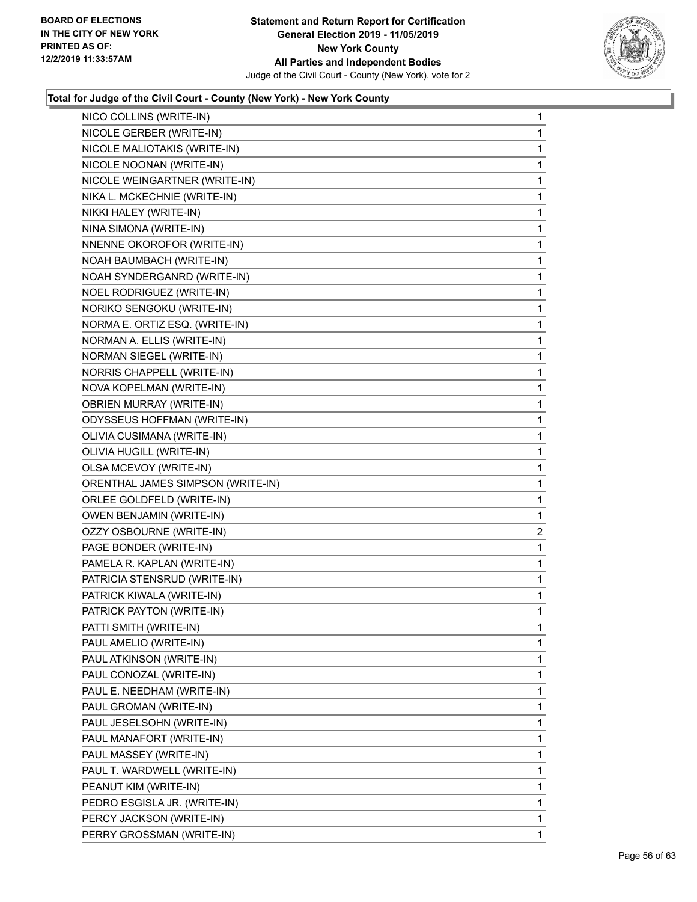**BOARD OF ELECTIONS IN THE CITY OF NEW YORK PRINTED AS OF: 12/2/2019 11:33:57AM**

**Statement and Return Report for Certification General Election 2019 - 11/05/2019 New York County All Parties and Independent Bodies**

Judge of the Civil Court - County (New York), vote for 2

### Total for Judge of the Civil Court - County (New York) - New York County

| | |
|---|---|
| NICO COLLINS (WRITE-IN) | 1 |
| NICOLE GERBER (WRITE-IN) | 1 |
| NICOLE MALIOTAKIS (WRITE-IN) | 1 |
| NICOLE NOONAN (WRITE-IN) | 1 |
| NICOLE WEINGARTNER (WRITE-IN) | 1 |
| NIKA L. MCKECHNIE (WRITE-IN) | 1 |
| NIKKI HALEY (WRITE-IN) | 1 |
| NINA SIMONA (WRITE-IN) | 1 |
| NNENNE OKOROFOR (WRITE-IN) | 1 |
| NOAH BAUMBACH (WRITE-IN) | 1 |
| NOAH SYNDERGANRD (WRITE-IN) | 1 |
| NOEL RODRIGUEZ (WRITE-IN) | 1 |
| NORIKO SENGOKU (WRITE-IN) | 1 |
| NORMA E. ORTIZ ESQ. (WRITE-IN) | 1 |
| NORMAN A. ELLIS (WRITE-IN) | 1 |
| NORMAN SIEGEL (WRITE-IN) | 1 |
| NORRIS CHAPPELL (WRITE-IN) | 1 |
| NOVA KOPELMAN (WRITE-IN) | 1 |
| OBRIEN MURRAY (WRITE-IN) | 1 |
| ODYSSEUS HOFFMAN (WRITE-IN) | 1 |
| OLIVIA CUSIMANA (WRITE-IN) | 1 |
| OLIVIA HUGILL (WRITE-IN) | 1 |
| OLSA MCEVOY (WRITE-IN) | 1 |
| ORENTHAL JAMES SIMPSON (WRITE-IN) | 1 |
| ORLEE GOLDFELD (WRITE-IN) | 1 |
| OWEN BENJAMIN (WRITE-IN) | 1 |
| OZZY OSBOURNE (WRITE-IN) | 2 |
| PAGE BONDER (WRITE-IN) | 1 |
| PAMELA R. KAPLAN (WRITE-IN) | 1 |
| PATRICIA STENSRUD (WRITE-IN) | 1 |
| PATRICK KIWALA (WRITE-IN) | 1 |
| PATRICK PAYTON (WRITE-IN) | 1 |
| PATTI SMITH (WRITE-IN) | 1 |
| PAUL AMELIO (WRITE-IN) | 1 |
| PAUL ATKINSON (WRITE-IN) | 1 |
| PAUL CONOZAL (WRITE-IN) | 1 |
| PAUL E. NEEDHAM (WRITE-IN) | 1 |
| PAUL GROMAN (WRITE-IN) | 1 |
| PAUL JESELSOHN (WRITE-IN) | 1 |
| PAUL MANAFORT (WRITE-IN) | 1 |
| PAUL MASSEY (WRITE-IN) | 1 |
| PAUL T. WARDWELL (WRITE-IN) | 1 |
| PEANUT KIM (WRITE-IN) | 1 |
| PEDRO ESGISLA JR. (WRITE-IN) | 1 |
| PERCY JACKSON (WRITE-IN) | 1 |
| PERRY GROSSMAN (WRITE-IN) | 1 |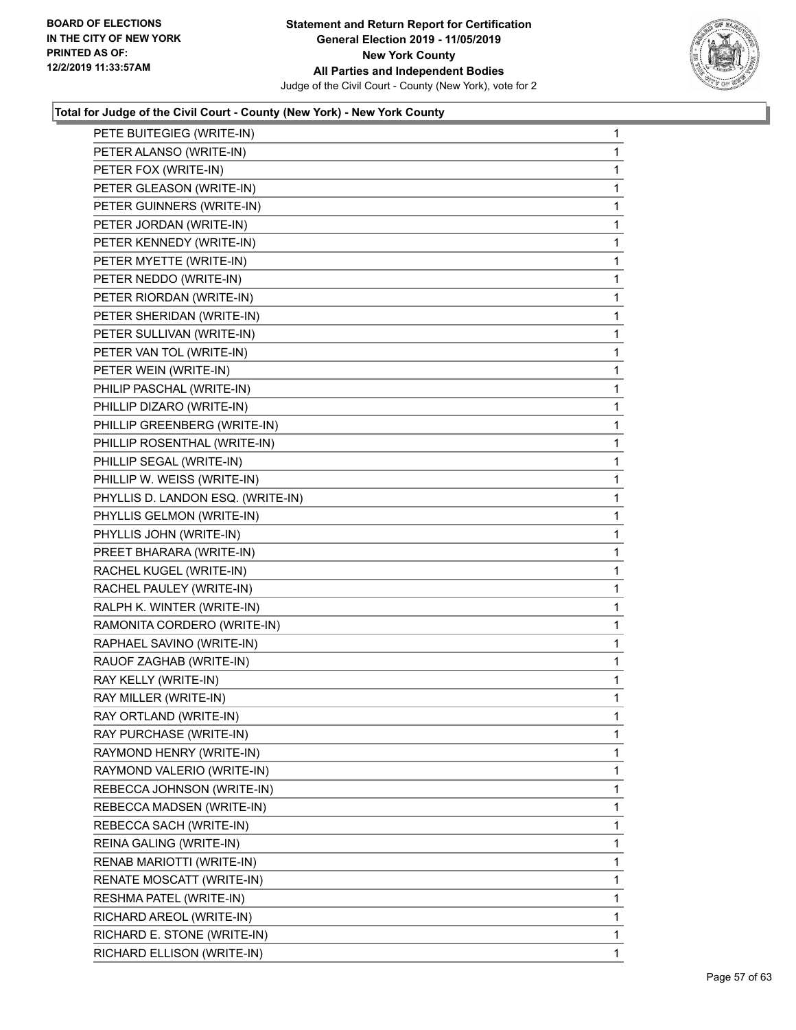**Total for Judge of the Civil Court - County (New York) - New York County**

| | |
|---|---|
| PETE BUITEGIEG (WRITE-IN) | 1 |
| PETER ALANSO (WRITE-IN) | 1 |
| PETER FOX (WRITE-IN) | 1 |
| PETER GLEASON (WRITE-IN) | 1 |
| PETER GUINNERS (WRITE-IN) | 1 |
| PETER JORDAN (WRITE-IN) | 1 |
| PETER KENNEDY (WRITE-IN) | 1 |
| PETER MYETTE (WRITE-IN) | 1 |
| PETER NEDDO (WRITE-IN) | 1 |
| PETER RIORDAN (WRITE-IN) | 1 |
| PETER SHERIDAN (WRITE-IN) | 1 |
| PETER SULLIVAN (WRITE-IN) | 1 |
| PETER VAN TOL (WRITE-IN) | 1 |
| PETER WEIN (WRITE-IN) | 1 |
| PHILIP PASCHAL (WRITE-IN) | 1 |
| PHILLIP DIZARO (WRITE-IN) | 1 |
| PHILLIP GREENBERG (WRITE-IN) | 1 |
| PHILLIP ROSENTHAL (WRITE-IN) | 1 |
| PHILLIP SEGAL (WRITE-IN) | 1 |
| PHILLIP W. WEISS (WRITE-IN) | 1 |
| PHYLLIS D. LANDON ESQ. (WRITE-IN) | 1 |
| PHYLLIS GELMON (WRITE-IN) | 1 |
| PHYLLIS JOHN (WRITE-IN) | 1 |
| PREET BHARARA (WRITE-IN) | 1 |
| RACHEL KUGEL (WRITE-IN) | 1 |
| RACHEL PAULEY (WRITE-IN) | 1 |
| RALPH K. WINTER (WRITE-IN) | 1 |
| RAMONITA CORDERO (WRITE-IN) | 1 |
| RAPHAEL SAVINO (WRITE-IN) | 1 |
| RAUOF ZAGHAB (WRITE-IN) | 1 |
| RAY KELLY (WRITE-IN) | 1 |
| RAY MILLER (WRITE-IN) | 1 |
| RAY ORTLAND (WRITE-IN) | 1 |
| RAY PURCHASE (WRITE-IN) | 1 |
| RAYMOND HENRY (WRITE-IN) | 1 |
| RAYMOND VALERIO (WRITE-IN) | 1 |
| REBECCA JOHNSON (WRITE-IN) | 1 |
| REBECCA MADSEN (WRITE-IN) | 1 |
| REBECCA SACH (WRITE-IN) | 1 |
| REINA GALING (WRITE-IN) | 1 |
| RENAB MARIOTTI (WRITE-IN) | 1 |
| RENATE MOSCATT (WRITE-IN) | 1 |
| RESHMA PATEL (WRITE-IN) | 1 |
| RICHARD AREOL (WRITE-IN) | 1 |
| RICHARD E. STONE (WRITE-IN) | 1 |
| RICHARD ELLISON (WRITE-IN) | 1 |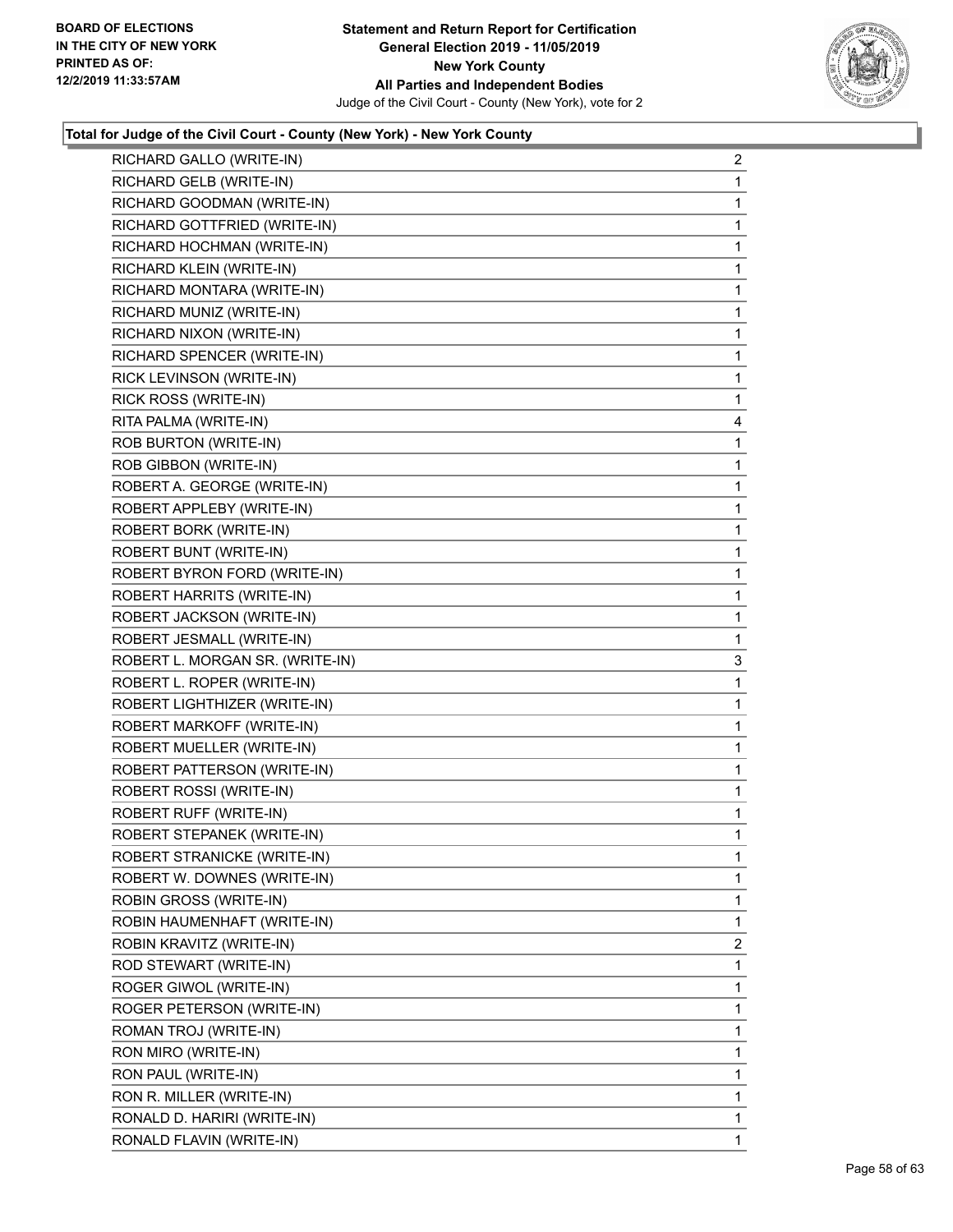**Total for Judge of the Civil Court - County (New York) - New York County**

| | |
|---|---|
| RICHARD GALLO (WRITE-IN) | 2 |
| RICHARD GELB (WRITE-IN) | 1 |
| RICHARD GOODMAN (WRITE-IN) | 1 |
| RICHARD GOTTFRIED (WRITE-IN) | 1 |
| RICHARD HOCHMAN (WRITE-IN) | 1 |
| RICHARD KLEIN (WRITE-IN) | 1 |
| RICHARD MONTARA (WRITE-IN) | 1 |
| RICHARD MUNIZ (WRITE-IN) | 1 |
| RICHARD NIXON (WRITE-IN) | 1 |
| RICHARD SPENCER (WRITE-IN) | 1 |
| RICK LEVINSON (WRITE-IN) | 1 |
| RICK ROSS (WRITE-IN) | 1 |
| RITA PALMA (WRITE-IN) | 4 |
| ROB BURTON (WRITE-IN) | 1 |
| ROB GIBBON (WRITE-IN) | 1 |
| ROBERT A. GEORGE (WRITE-IN) | 1 |
| ROBERT APPLEBY (WRITE-IN) | 1 |
| ROBERT BORK (WRITE-IN) | 1 |
| ROBERT BUNT (WRITE-IN) | 1 |
| ROBERT BYRON FORD (WRITE-IN) | 1 |
| ROBERT HARRITS (WRITE-IN) | 1 |
| ROBERT JACKSON (WRITE-IN) | 1 |
| ROBERT JESMALL (WRITE-IN) | 1 |
| ROBERT L. MORGAN SR. (WRITE-IN) | 3 |
| ROBERT L. ROPER (WRITE-IN) | 1 |
| ROBERT LIGHTHIZER (WRITE-IN) | 1 |
| ROBERT MARKOFF (WRITE-IN) | 1 |
| ROBERT MUELLER (WRITE-IN) | 1 |
| ROBERT PATTERSON (WRITE-IN) | 1 |
| ROBERT ROSSI (WRITE-IN) | 1 |
| ROBERT RUFF (WRITE-IN) | 1 |
| ROBERT STEPANEK (WRITE-IN) | 1 |
| ROBERT STRANICKE (WRITE-IN) | 1 |
| ROBERT W. DOWNES (WRITE-IN) | 1 |
| ROBIN GROSS (WRITE-IN) | 1 |
| ROBIN HAUMENHAFT (WRITE-IN) | 1 |
| ROBIN KRAVITZ (WRITE-IN) | 2 |
| ROD STEWART (WRITE-IN) | 1 |
| ROGER GIWOL (WRITE-IN) | 1 |
| ROGER PETERSON (WRITE-IN) | 1 |
| ROMAN TROJ (WRITE-IN) | 1 |
| RON MIRO (WRITE-IN) | 1 |
| RON PAUL (WRITE-IN) | 1 |
| RON R. MILLER (WRITE-IN) | 1 |
| RONALD D. HARIRI (WRITE-IN) | 1 |
| RONALD FLAVIN (WRITE-IN) | 1 |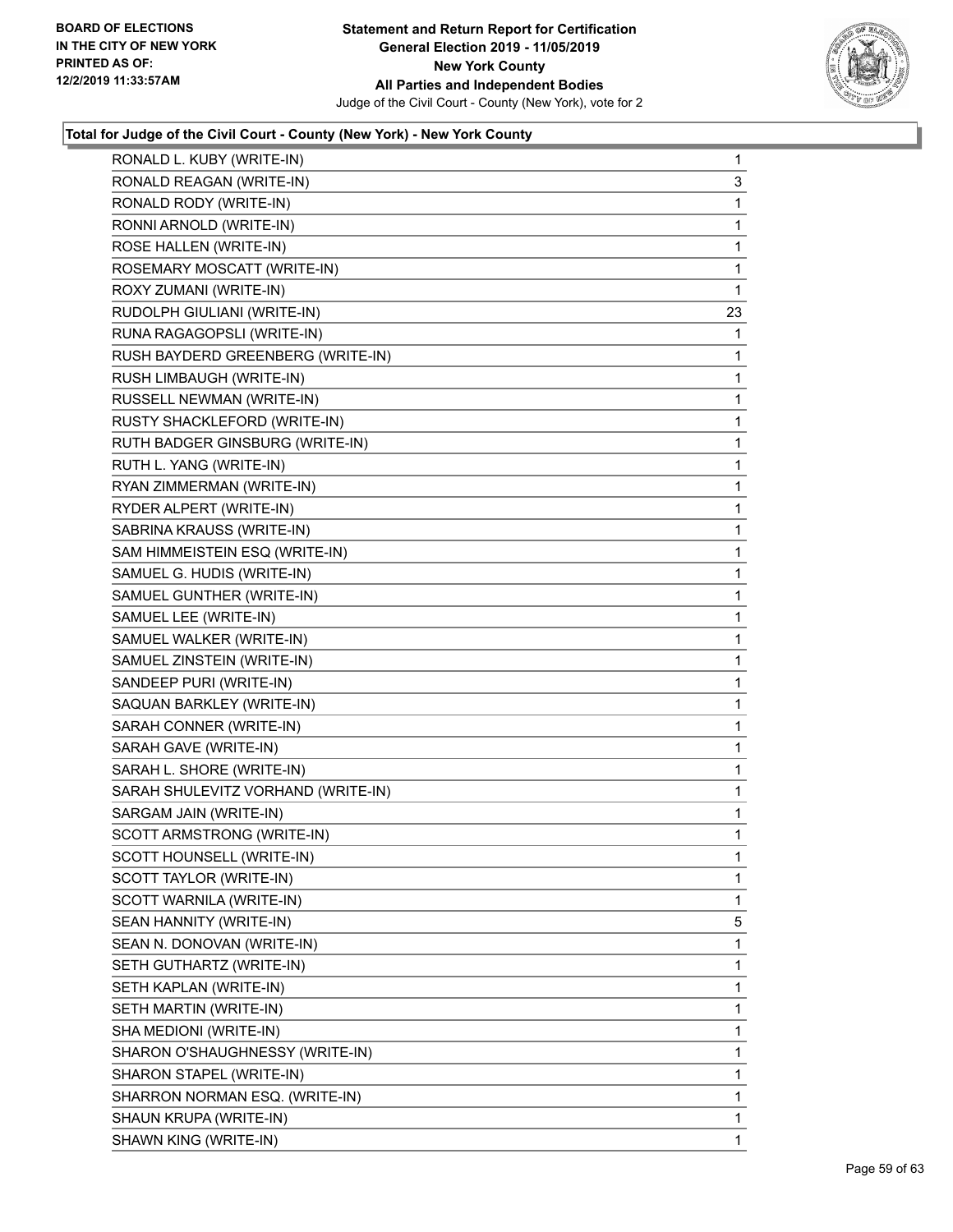### Total for Judge of the Civil Court - County (New York) - New York County

| | |
|---|---|
| RONALD L. KUBY (WRITE-IN) | 1 |
| RONALD REAGAN (WRITE-IN) | 3 |
| RONALD RODY (WRITE-IN) | 1 |
| RONNI ARNOLD (WRITE-IN) | 1 |
| ROSE HALLEN (WRITE-IN) | 1 |
| ROSEMARY MOSCATT (WRITE-IN) | 1 |
| ROXY ZUMANI (WRITE-IN) | 1 |
| RUDOLPH GIULIANI (WRITE-IN) | 23 |
| RUNA RAGAGOPSLI (WRITE-IN) | 1 |
| RUSH BAYDERD GREENBERG (WRITE-IN) | 1 |
| RUSH LIMBAUGH (WRITE-IN) | 1 |
| RUSSELL NEWMAN (WRITE-IN) | 1 |
| RUSTY SHACKLEFORD (WRITE-IN) | 1 |
| RUTH BADGER GINSBURG (WRITE-IN) | 1 |
| RUTH L. YANG (WRITE-IN) | 1 |
| RYAN ZIMMERMAN (WRITE-IN) | 1 |
| RYDER ALPERT (WRITE-IN) | 1 |
| SABRINA KRAUSS (WRITE-IN) | 1 |
| SAM HIMMEISTEIN ESQ (WRITE-IN) | 1 |
| SAMUEL G. HUDIS (WRITE-IN) | 1 |
| SAMUEL GUNTHER (WRITE-IN) | 1 |
| SAMUEL LEE (WRITE-IN) | 1 |
| SAMUEL WALKER (WRITE-IN) | 1 |
| SAMUEL ZINSTEIN (WRITE-IN) | 1 |
| SANDEEP PURI (WRITE-IN) | 1 |
| SAQUAN BARKLEY (WRITE-IN) | 1 |
| SARAH CONNER (WRITE-IN) | 1 |
| SARAH GAVE (WRITE-IN) | 1 |
| SARAH L. SHORE (WRITE-IN) | 1 |
| SARAH SHULEVITZ VORHAND (WRITE-IN) | 1 |
| SARGAM JAIN (WRITE-IN) | 1 |
| SCOTT ARMSTRONG (WRITE-IN) | 1 |
| SCOTT HOUNSELL (WRITE-IN) | 1 |
| SCOTT TAYLOR (WRITE-IN) | 1 |
| SCOTT WARNILA (WRITE-IN) | 1 |
| SEAN HANNITY (WRITE-IN) | 5 |
| SEAN N. DONOVAN (WRITE-IN) | 1 |
| SETH GUTHARTZ (WRITE-IN) | 1 |
| SETH KAPLAN (WRITE-IN) | 1 |
| SETH MARTIN (WRITE-IN) | 1 |
| SHA MEDIONI (WRITE-IN) | 1 |
| SHARON O'SHAUGHNESSY (WRITE-IN) | 1 |
| SHARON STAPEL (WRITE-IN) | 1 |
| SHARRON NORMAN ESQ. (WRITE-IN) | 1 |
| SHAUN KRUPA (WRITE-IN) | 1 |
| SHAWN KING (WRITE-IN) | 1 |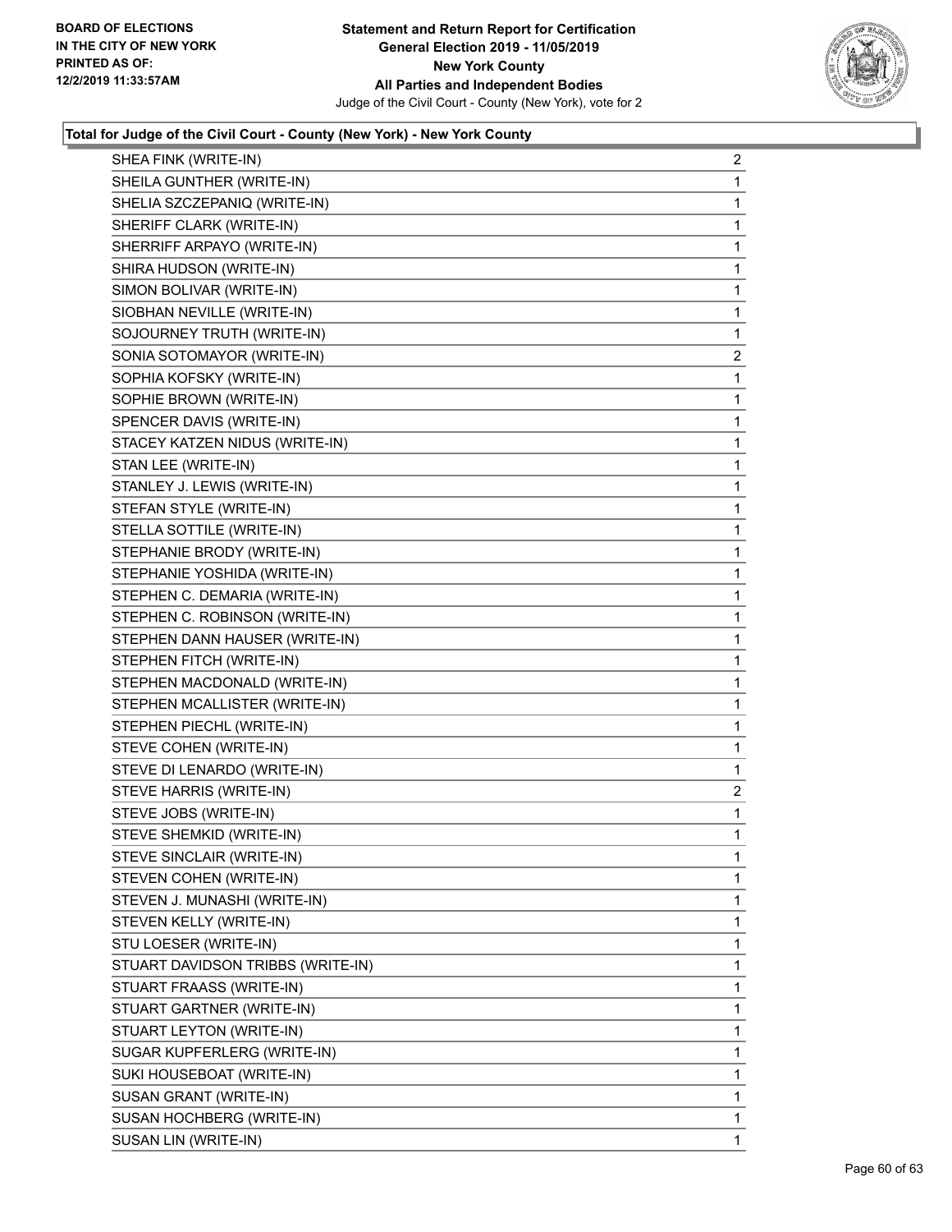**BOARD OF ELECTIONS IN THE CITY OF NEW YORK PRINTED AS OF: 12/2/2019 11:33:57AM**

**Statement and Return Report for Certification General Election 2019 - 11/05/2019 New York County All Parties and Independent Bodies**
Judge of the Civil Court - County (New York), vote for 2

### Total for Judge of the Civil Court - County (New York) - New York County

| | |
|---|---|
| SHEA FINK (WRITE-IN) | 2 |
| SHEILA GUNTHER (WRITE-IN) | 1 |
| SHELIA SZCZEPANIQ (WRITE-IN) | 1 |
| SHERIFF CLARK (WRITE-IN) | 1 |
| SHERRIFF ARPAYO (WRITE-IN) | 1 |
| SHIRA HUDSON (WRITE-IN) | 1 |
| SIMON BOLIVAR (WRITE-IN) | 1 |
| SIOBHAN NEVILLE (WRITE-IN) | 1 |
| SOJOURNEY TRUTH (WRITE-IN) | 1 |
| SONIA SOTOMAYOR (WRITE-IN) | 2 |
| SOPHIA KOFSKY (WRITE-IN) | 1 |
| SOPHIE BROWN (WRITE-IN) | 1 |
| SPENCER DAVIS (WRITE-IN) | 1 |
| STACEY KATZEN NIDUS (WRITE-IN) | 1 |
| STAN LEE (WRITE-IN) | 1 |
| STANLEY J. LEWIS (WRITE-IN) | 1 |
| STEFAN STYLE (WRITE-IN) | 1 |
| STELLA SOTTILE (WRITE-IN) | 1 |
| STEPHANIE BRODY (WRITE-IN) | 1 |
| STEPHANIE YOSHIDA (WRITE-IN) | 1 |
| STEPHEN C. DEMARIA (WRITE-IN) | 1 |
| STEPHEN C. ROBINSON (WRITE-IN) | 1 |
| STEPHEN DANN HAUSER (WRITE-IN) | 1 |
| STEPHEN FITCH (WRITE-IN) | 1 |
| STEPHEN MACDONALD (WRITE-IN) | 1 |
| STEPHEN MCALLISTER (WRITE-IN) | 1 |
| STEPHEN PIECHL (WRITE-IN) | 1 |
| STEVE COHEN (WRITE-IN) | 1 |
| STEVE DI LENARDO (WRITE-IN) | 1 |
| STEVE HARRIS (WRITE-IN) | 2 |
| STEVE JOBS (WRITE-IN) | 1 |
| STEVE SHEMKID (WRITE-IN) | 1 |
| STEVE SINCLAIR (WRITE-IN) | 1 |
| STEVEN COHEN (WRITE-IN) | 1 |
| STEVEN J. MUNASHI (WRITE-IN) | 1 |
| STEVEN KELLY (WRITE-IN) | 1 |
| STU LOESER (WRITE-IN) | 1 |
| STUART DAVIDSON TRIBBS (WRITE-IN) | 1 |
| STUART FRAASS (WRITE-IN) | 1 |
| STUART GARTNER (WRITE-IN) | 1 |
| STUART LEYTON (WRITE-IN) | 1 |
| SUGAR KUPFERLERG (WRITE-IN) | 1 |
| SUKI HOUSEBOAT (WRITE-IN) | 1 |
| SUSAN GRANT (WRITE-IN) | 1 |
| SUSAN HOCHBERG (WRITE-IN) | 1 |
| SUSAN LIN (WRITE-IN) | 1 |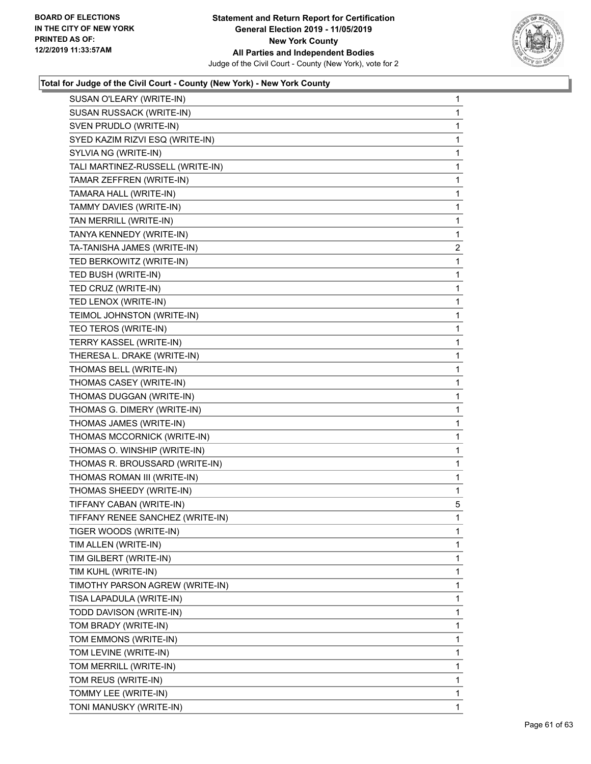### Total for Judge of the Civil Court - County (New York) - New York County

| Candidate | Votes |
|---|---|
| SUSAN O'LEARY (WRITE-IN) | 1 |
| SUSAN RUSSACK (WRITE-IN) | 1 |
| SVEN PRUDLO (WRITE-IN) | 1 |
| SYED KAZIM RIZVI ESQ (WRITE-IN) | 1 |
| SYLVIA NG (WRITE-IN) | 1 |
| TALI MARTINEZ-RUSSELL (WRITE-IN) | 1 |
| TAMAR ZEFFREN (WRITE-IN) | 1 |
| TAMARA HALL (WRITE-IN) | 1 |
| TAMMY DAVIES (WRITE-IN) | 1 |
| TAN MERRILL (WRITE-IN) | 1 |
| TANYA KENNEDY (WRITE-IN) | 1 |
| TA-TANISHA JAMES (WRITE-IN) | 2 |
| TED BERKOWITZ (WRITE-IN) | 1 |
| TED BUSH (WRITE-IN) | 1 |
| TED CRUZ (WRITE-IN) | 1 |
| TED LENOX (WRITE-IN) | 1 |
| TEIMOL JOHNSTON (WRITE-IN) | 1 |
| TEO TEROS (WRITE-IN) | 1 |
| TERRY KASSEL (WRITE-IN) | 1 |
| THERESA L. DRAKE (WRITE-IN) | 1 |
| THOMAS BELL (WRITE-IN) | 1 |
| THOMAS CASEY (WRITE-IN) | 1 |
| THOMAS DUGGAN (WRITE-IN) | 1 |
| THOMAS G. DIMERY (WRITE-IN) | 1 |
| THOMAS JAMES (WRITE-IN) | 1 |
| THOMAS MCCORNICK (WRITE-IN) | 1 |
| THOMAS O. WINSHIP (WRITE-IN) | 1 |
| THOMAS R. BROUSSARD (WRITE-IN) | 1 |
| THOMAS ROMAN III (WRITE-IN) | 1 |
| THOMAS SHEEDY (WRITE-IN) | 1 |
| TIFFANY CABAN (WRITE-IN) | 5 |
| TIFFANY RENEE SANCHEZ (WRITE-IN) | 1 |
| TIGER WOODS (WRITE-IN) | 1 |
| TIM ALLEN (WRITE-IN) | 1 |
| TIM GILBERT (WRITE-IN) | 1 |
| TIM KUHL (WRITE-IN) | 1 |
| TIMOTHY PARSON AGREW (WRITE-IN) | 1 |
| TISA LAPADULA (WRITE-IN) | 1 |
| TODD DAVISON (WRITE-IN) | 1 |
| TOM BRADY (WRITE-IN) | 1 |
| TOM EMMONS (WRITE-IN) | 1 |
| TOM LEVINE (WRITE-IN) | 1 |
| TOM MERRILL (WRITE-IN) | 1 |
| TOM REUS (WRITE-IN) | 1 |
| TOMMY LEE (WRITE-IN) | 1 |
| TONI MANUSKY (WRITE-IN) | 1 |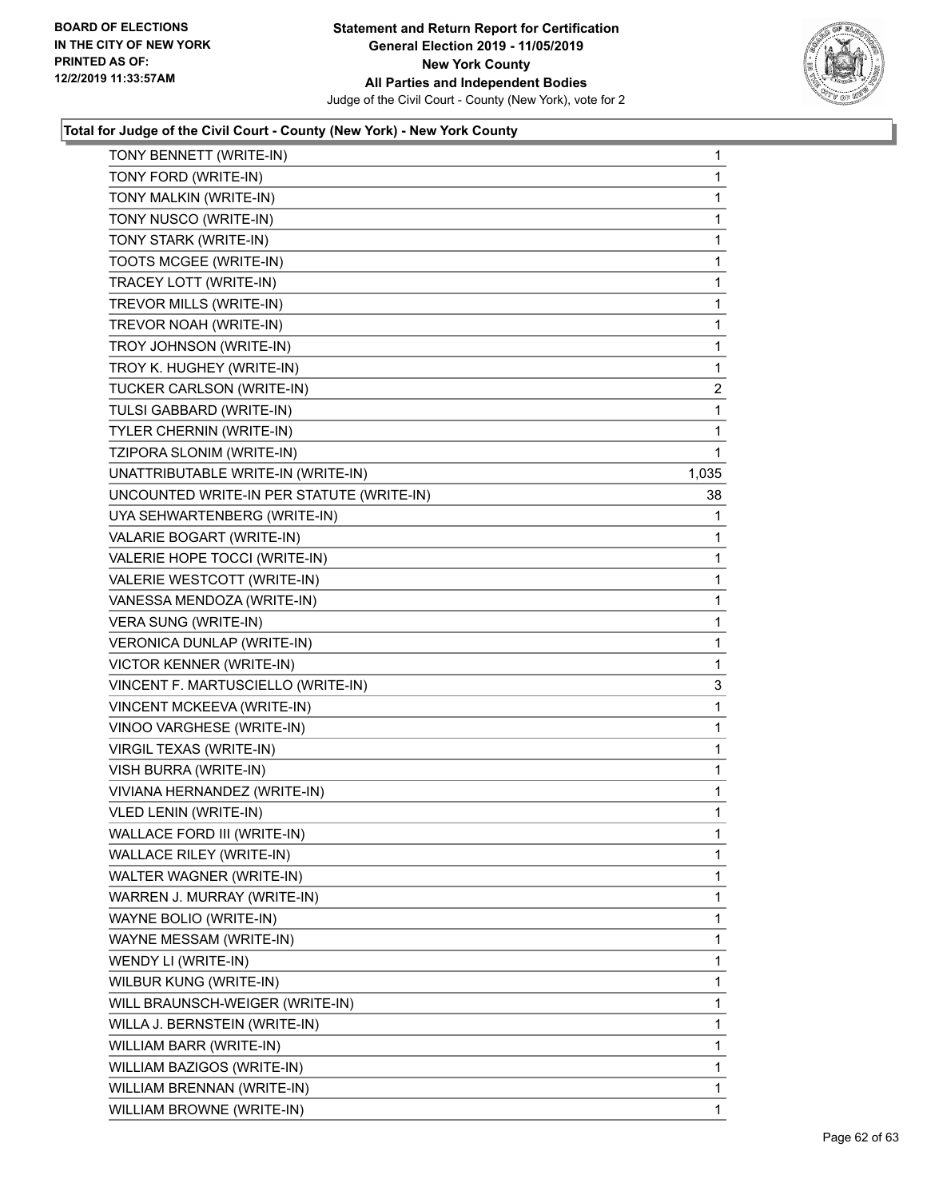**Total for Judge of the Civil Court - County (New York) - New York County**

| | |
|---|---|
| TONY BENNETT (WRITE-IN) | 1 |
| TONY FORD (WRITE-IN) | 1 |
| TONY MALKIN (WRITE-IN) | 1 |
| TONY NUSCO (WRITE-IN) | 1 |
| TONY STARK (WRITE-IN) | 1 |
| TOOTS MCGEE (WRITE-IN) | 1 |
| TRACEY LOTT (WRITE-IN) | 1 |
| TREVOR MILLS (WRITE-IN) | 1 |
| TREVOR NOAH (WRITE-IN) | 1 |
| TROY JOHNSON (WRITE-IN) | 1 |
| TROY K. HUGHEY (WRITE-IN) | 1 |
| TUCKER CARLSON (WRITE-IN) | 2 |
| TULSI GABBARD (WRITE-IN) | 1 |
| TYLER CHERNIN (WRITE-IN) | 1 |
| TZIPORA SLONIM (WRITE-IN) | 1 |
| UNATTRIBUTABLE WRITE-IN (WRITE-IN) | 1,035 |
| UNCOUNTED WRITE-IN PER STATUTE (WRITE-IN) | 38 |
| UYA SEHWARTENBERG (WRITE-IN) | 1 |
| VALARIE BOGART (WRITE-IN) | 1 |
| VALERIE HOPE TOCCI (WRITE-IN) | 1 |
| VALERIE WESTCOTT (WRITE-IN) | 1 |
| VANESSA MENDOZA (WRITE-IN) | 1 |
| VERA SUNG (WRITE-IN) | 1 |
| VERONICA DUNLAP (WRITE-IN) | 1 |
| VICTOR KENNER (WRITE-IN) | 1 |
| VINCENT F. MARTUSCIELLO (WRITE-IN) | 3 |
| VINCENT MCKEEVA (WRITE-IN) | 1 |
| VINOO VARGHESE (WRITE-IN) | 1 |
| VIRGIL TEXAS (WRITE-IN) | 1 |
| VISH BURRA (WRITE-IN) | 1 |
| VIVIANA HERNANDEZ (WRITE-IN) | 1 |
| VLED LENIN (WRITE-IN) | 1 |
| WALLACE FORD III (WRITE-IN) | 1 |
| WALLACE RILEY (WRITE-IN) | 1 |
| WALTER WAGNER (WRITE-IN) | 1 |
| WARREN J. MURRAY (WRITE-IN) | 1 |
| WAYNE BOLIO (WRITE-IN) | 1 |
| WAYNE MESSAM (WRITE-IN) | 1 |
| WENDY LI (WRITE-IN) | 1 |
| WILBUR KUNG (WRITE-IN) | 1 |
| WILL BRAUNSCH-WEIGER (WRITE-IN) | 1 |
| WILLA J. BERNSTEIN (WRITE-IN) | 1 |
| WILLIAM BARR (WRITE-IN) | 1 |
| WILLIAM BAZIGOS (WRITE-IN) | 1 |
| WILLIAM BRENNAN (WRITE-IN) | 1 |
| WILLIAM BROWNE (WRITE-IN) | 1 |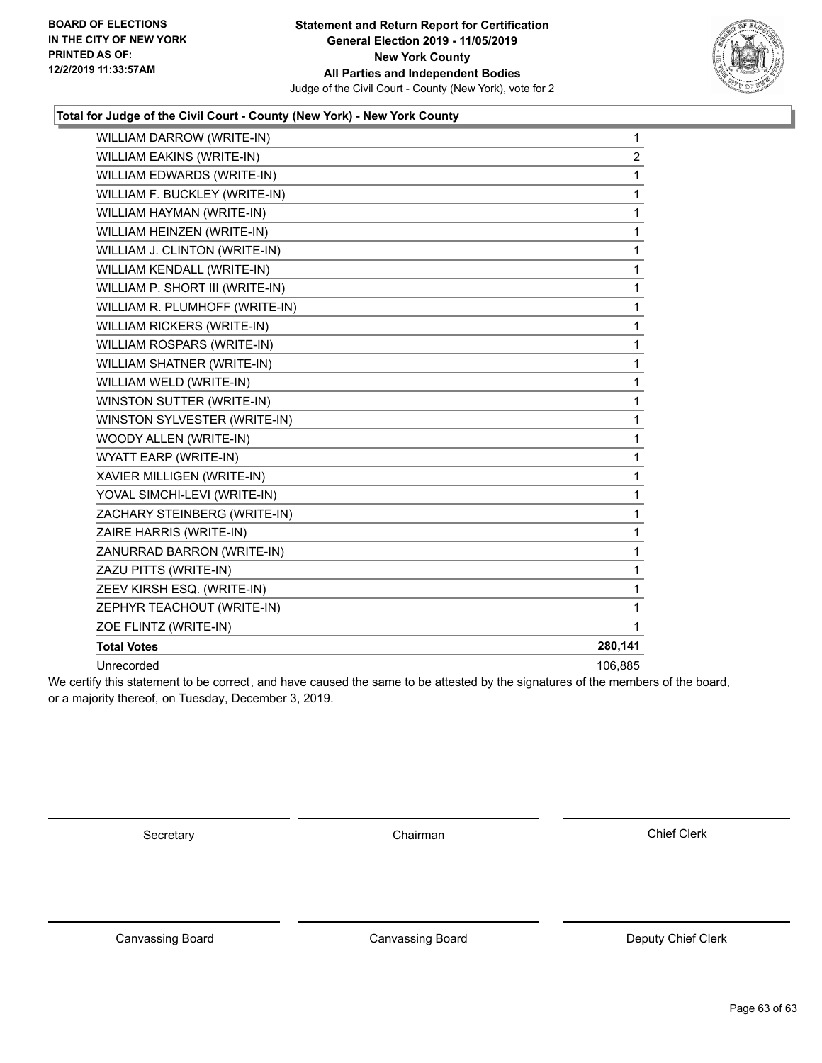**BOARD OF ELECTIONS IN THE CITY OF NEW YORK PRINTED AS OF: 12/2/2019 11:33:57AM**

**Statement and Return Report for Certification General Election 2019 - 11/05/2019 New York County All Parties and Independent Bodies**

Judge of the Civil Court - County (New York), vote for 2

### Total for Judge of the Civil Court - County (New York) - New York County

| | |
|---|---|
| WILLIAM DARROW (WRITE-IN) | 1 |
| WILLIAM EAKINS (WRITE-IN) | 2 |
| WILLIAM EDWARDS (WRITE-IN) | 1 |
| WILLIAM F. BUCKLEY (WRITE-IN) | 1 |
| WILLIAM HAYMAN (WRITE-IN) | 1 |
| WILLIAM HEINZEN (WRITE-IN) | 1 |
| WILLIAM J. CLINTON (WRITE-IN) | 1 |
| WILLIAM KENDALL (WRITE-IN) | 1 |
| WILLIAM P. SHORT III (WRITE-IN) | 1 |
| WILLIAM R. PLUMHOFF (WRITE-IN) | 1 |
| WILLIAM RICKERS (WRITE-IN) | 1 |
| WILLIAM ROSPARS (WRITE-IN) | 1 |
| WILLIAM SHATNER (WRITE-IN) | 1 |
| WILLIAM WELD (WRITE-IN) | 1 |
| WINSTON SUTTER (WRITE-IN) | 1 |
| WINSTON SYLVESTER (WRITE-IN) | 1 |
| WOODY ALLEN (WRITE-IN) | 1 |
| WYATT EARP (WRITE-IN) | 1 |
| XAVIER MILLIGEN (WRITE-IN) | 1 |
| YOVAL SIMCHI-LEVI (WRITE-IN) | 1 |
| ZACHARY STEINBERG (WRITE-IN) | 1 |
| ZAIRE HARRIS (WRITE-IN) | 1 |
| ZANURRAD BARRON (WRITE-IN) | 1 |
| ZAZU PITTS (WRITE-IN) | 1 |
| ZEEV KIRSH ESQ. (WRITE-IN) | 1 |
| ZEPHYR TEACHOUT (WRITE-IN) | 1 |
| ZOE FLINTZ (WRITE-IN) | 1 |
| **Total Votes** | **280,141** |
| Unrecorded | 106,885 |

We certify this statement to be correct, and have caused the same to be attested by the signatures of the members of the board, or a majority thereof, on Tuesday, December 3, 2019.

Secretary

Chairman

Chief Clerk

Canvassing Board

Canvassing Board

Deputy Chief Clerk